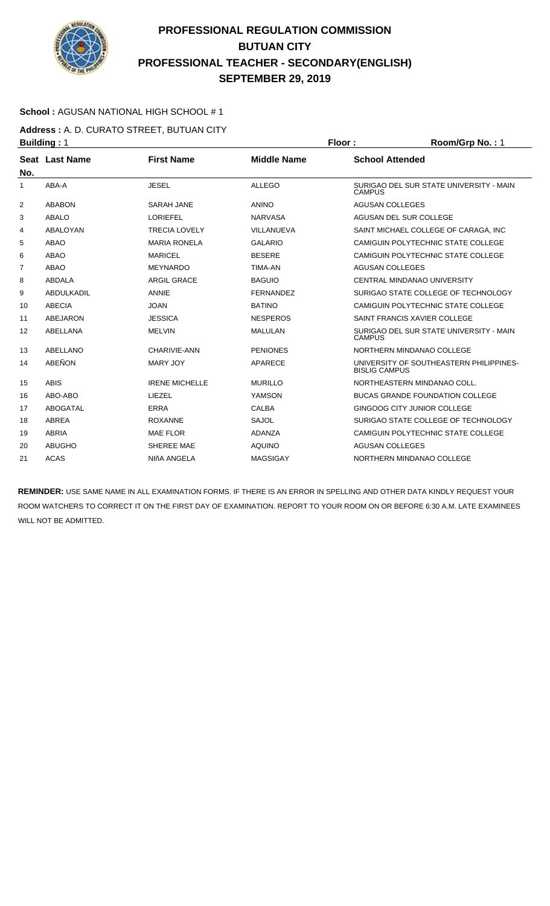# PROFESSIONAL REGULATION COMMISSION
## BUTUAN CITY
## PROFESSIONAL TEACHER - SECONDARY(ENGLISH)
## SEPTEMBER 29, 2019

**School :** AGUSAN NATIONAL HIGH SCHOOL # 1

**Address :** A. D. CURATO STREET, BUTUAN CITY

**Building :** 1 **Floor :** **Room/Grp No. :** 1

| Seat No. | Last Name | First Name | Middle Name | School Attended |
|---|---|---|---|---|
| 1 | ABA-A | JESEL | ALLEGO | SURIGAO DEL SUR STATE UNIVERSITY - MAIN CAMPUS |
| 2 | ABABON | SARAH JANE | ANINO | AGUSAN COLLEGES |
| 3 | ABALO | LORIEFEL | NARVASA | AGUSAN DEL SUR COLLEGE |
| 4 | ABALOYAN | TRECIA LOVELY | VILLANUEVA | SAINT MICHAEL COLLEGE OF CARAGA, INC |
| 5 | ABAO | MARIA RONELA | GALARIO | CAMIGUIN POLYTECHNIC STATE COLLEGE |
| 6 | ABAO | MARICEL | BESERE | CAMIGUIN POLYTECHNIC STATE COLLEGE |
| 7 | ABAO | MEYNARDO | TIMA-AN | AGUSAN COLLEGES |
| 8 | ABDALA | ARGIL GRACE | BAGUIO | CENTRAL MINDANAO UNIVERSITY |
| 9 | ABDULKADIL | ANNIE | FERNANDEZ | SURIGAO STATE COLLEGE OF TECHNOLOGY |
| 10 | ABECIA | JOAN | BATINO | CAMIGUIN POLYTECHNIC STATE COLLEGE |
| 11 | ABEJARON | JESSICA | NESPEROS | SAINT FRANCIS XAVIER COLLEGE |
| 12 | ABELLANA | MELVIN | MALULAN | SURIGAO DEL SUR STATE UNIVERSITY - MAIN CAMPUS |
| 13 | ABELLANO | CHARIVIE-ANN | PENIONES | NORTHERN MINDANAO COLLEGE |
| 14 | ABEÑON | MARY JOY | APARECE | UNIVERSITY OF SOUTHEASTERN PHILIPPINES-BISLIG CAMPUS |
| 15 | ABIS | IRENE MICHELLE | MURILLO | NORTHEASTERN MINDANAO COLL. |
| 16 | ABO-ABO | LIEZEL | YAMSON | BUCAS GRANDE FOUNDATION COLLEGE |
| 17 | ABOGATAL | ERRA | CALBA | GINGOOG CITY JUNIOR COLLEGE |
| 18 | ABREA | ROXANNE | SAJOL | SURIGAO STATE COLLEGE OF TECHNOLOGY |
| 19 | ABRIA | MAE FLOR | ADANZA | CAMIGUIN POLYTECHNIC STATE COLLEGE |
| 20 | ABUGHO | SHEREE MAE | AQUINO | AGUSAN COLLEGES |
| 21 | ACAS | NIñA ANGELA | MAGSIGAY | NORTHERN MINDANAO COLLEGE |

**REMINDER:** USE SAME NAME IN ALL EXAMINATION FORMS. IF THERE IS AN ERROR IN SPELLING AND OTHER DATA KINDLY REQUEST YOUR ROOM WATCHERS TO CORRECT IT ON THE FIRST DAY OF EXAMINATION. REPORT TO YOUR ROOM ON OR BEFORE 6:30 A.M. LATE EXAMINEES WILL NOT BE ADMITTED.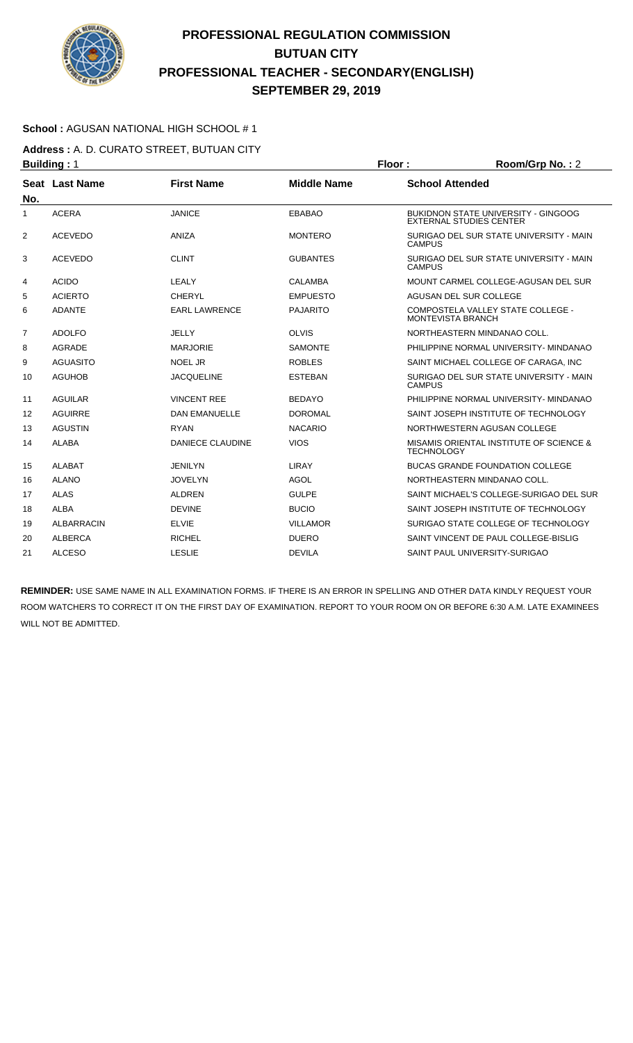# PROFESSIONAL REGULATION COMMISSION
# BUTUAN CITY
# PROFESSIONAL TEACHER - SECONDARY(ENGLISH)
# SEPTEMBER 29, 2019

**School :** AGUSAN NATIONAL HIGH SCHOOL # 1

**Address :** A. D. CURATO STREET, BUTUAN CITY

**Building :** 1 **Floor :** **Room/Grp No. :** 2

| Seat No. | Last Name | First Name | Middle Name | School Attended |
|---|---|---|---|---|
| 1 | ACERA | JANICE | EBABAO | BUKIDNON STATE UNIVERSITY - GINGOOG EXTERNAL STUDIES CENTER |
| 2 | ACEVEDO | ANIZA | MONTERO | SURIGAO DEL SUR STATE UNIVERSITY - MAIN CAMPUS |
| 3 | ACEVEDO | CLINT | GUBANTES | SURIGAO DEL SUR STATE UNIVERSITY - MAIN CAMPUS |
| 4 | ACIDO | LEALY | CALAMBA | MOUNT CARMEL COLLEGE-AGUSAN DEL SUR |
| 5 | ACIERTO | CHERYL | EMPUESTO | AGUSAN DEL SUR COLLEGE |
| 6 | ADANTE | EARL LAWRENCE | PAJARITO | COMPOSTELA VALLEY STATE COLLEGE - MONTEVISTA BRANCH |
| 7 | ADOLFO | JELLY | OLVIS | NORTHEASTERN MINDANAO COLL. |
| 8 | AGRADE | MARJORIE | SAMONTE | PHILIPPINE NORMAL UNIVERSITY- MINDANAO |
| 9 | AGUASITO | NOEL JR | ROBLES | SAINT MICHAEL COLLEGE OF CARAGA, INC |
| 10 | AGUHOB | JACQUELINE | ESTEBAN | SURIGAO DEL SUR STATE UNIVERSITY - MAIN CAMPUS |
| 11 | AGUILAR | VINCENT REE | BEDAYO | PHILIPPINE NORMAL UNIVERSITY- MINDANAO |
| 12 | AGUIRRE | DAN EMANUELLE | DOROMAL | SAINT JOSEPH INSTITUTE OF TECHNOLOGY |
| 13 | AGUSTIN | RYAN | NACARIO | NORTHWESTERN AGUSAN COLLEGE |
| 14 | ALABA | DANIECE CLAUDINE | VIOS | MISAMIS ORIENTAL INSTITUTE OF SCIENCE & TECHNOLOGY |
| 15 | ALABAT | JENILYN | LIRAY | BUCAS GRANDE FOUNDATION COLLEGE |
| 16 | ALANO | JOVELYN | AGOL | NORTHEASTERN MINDANAO COLL. |
| 17 | ALAS | ALDREN | GULPE | SAINT MICHAEL'S COLLEGE-SURIGAO DEL SUR |
| 18 | ALBA | DEVINE | BUCIO | SAINT JOSEPH INSTITUTE OF TECHNOLOGY |
| 19 | ALBARRACIN | ELVIE | VILLAMOR | SURIGAO STATE COLLEGE OF TECHNOLOGY |
| 20 | ALBERCA | RICHEL | DUERO | SAINT VINCENT DE PAUL COLLEGE-BISLIG |
| 21 | ALCESO | LESLIE | DEVILA | SAINT PAUL UNIVERSITY-SURIGAO |

**REMINDER:** USE SAME NAME IN ALL EXAMINATION FORMS. IF THERE IS AN ERROR IN SPELLING AND OTHER DATA KINDLY REQUEST YOUR ROOM WATCHERS TO CORRECT IT ON THE FIRST DAY OF EXAMINATION. REPORT TO YOUR ROOM ON OR BEFORE 6:30 A.M. LATE EXAMINEES WILL NOT BE ADMITTED.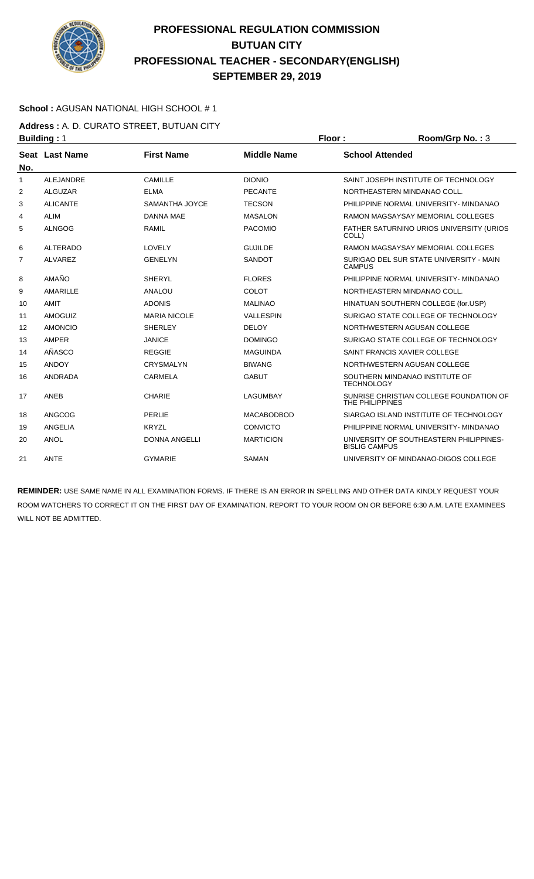# PROFESSIONAL REGULATION COMMISSION
# BUTUAN CITY
# PROFESSIONAL TEACHER - SECONDARY(ENGLISH)
# SEPTEMBER 29, 2019

**School :** AGUSAN NATIONAL HIGH SCHOOL # 1

**Address :** A. D. CURATO STREET, BUTUAN CITY

**Building :** 1 **Floor :** **Room/Grp No. :** 3

| Seat No. | Last Name | First Name | Middle Name | School Attended |
|---|---|---|---|---|
| 1 | ALEJANDRE | CAMILLE | DIONIO | SAINT JOSEPH INSTITUTE OF TECHNOLOGY |
| 2 | ALGUZAR | ELMA | PECANTE | NORTHEASTERN MINDANAO COLL. |
| 3 | ALICANTE | SAMANTHA JOYCE | TECSON | PHILIPPINE NORMAL UNIVERSITY- MINDANAO |
| 4 | ALIM | DANNA MAE | MASALON | RAMON MAGSAYSAY MEMORIAL COLLEGES |
| 5 | ALNGOG | RAMIL | PACOMIO | FATHER SATURNINO URIOS UNIVERSITY (URIOS COLL) |
| 6 | ALTERADO | LOVELY | GUJILDE | RAMON MAGSAYSAY MEMORIAL COLLEGES |
| 7 | ALVAREZ | GENELYN | SANDOT | SURIGAO DEL SUR STATE UNIVERSITY - MAIN CAMPUS |
| 8 | AMAÑO | SHERYL | FLORES | PHILIPPINE NORMAL UNIVERSITY- MINDANAO |
| 9 | AMARILLE | ANALOU | COLOT | NORTHEASTERN MINDANAO COLL. |
| 10 | AMIT | ADONIS | MALINAO | HINATUAN SOUTHERN COLLEGE (for.USP) |
| 11 | AMOGUIZ | MARIA NICOLE | VALLESPIN | SURIGAO STATE COLLEGE OF TECHNOLOGY |
| 12 | AMONCIO | SHERLEY | DELOY | NORTHWESTERN AGUSAN COLLEGE |
| 13 | AMPER | JANICE | DOMINGO | SURIGAO STATE COLLEGE OF TECHNOLOGY |
| 14 | AÑASCO | REGGIE | MAGUINDA | SAINT FRANCIS XAVIER COLLEGE |
| 15 | ANDOY | CRYSMALYN | BIWANG | NORTHWESTERN AGUSAN COLLEGE |
| 16 | ANDRADA | CARMELA | GABUT | SOUTHERN MINDANAO INSTITUTE OF TECHNOLOGY |
| 17 | ANEB | CHARIE | LAGUMBAY | SUNRISE CHRISTIAN COLLEGE FOUNDATION OF THE PHILIPPINES |
| 18 | ANGCOG | PERLIE | MACABODBOD | SIARGAO ISLAND INSTITUTE OF TECHNOLOGY |
| 19 | ANGELIA | KRYZL | CONVICTO | PHILIPPINE NORMAL UNIVERSITY- MINDANAO |
| 20 | ANOL | DONNA ANGELLI | MARTICION | UNIVERSITY OF SOUTHEASTERN PHILIPPINES-BISLIG CAMPUS |
| 21 | ANTE | GYMARIE | SAMAN | UNIVERSITY OF MINDANAO-DIGOS COLLEGE |

**REMINDER:** USE SAME NAME IN ALL EXAMINATION FORMS. IF THERE IS AN ERROR IN SPELLING AND OTHER DATA KINDLY REQUEST YOUR ROOM WATCHERS TO CORRECT IT ON THE FIRST DAY OF EXAMINATION. REPORT TO YOUR ROOM ON OR BEFORE 6:30 A.M. LATE EXAMINEES WILL NOT BE ADMITTED.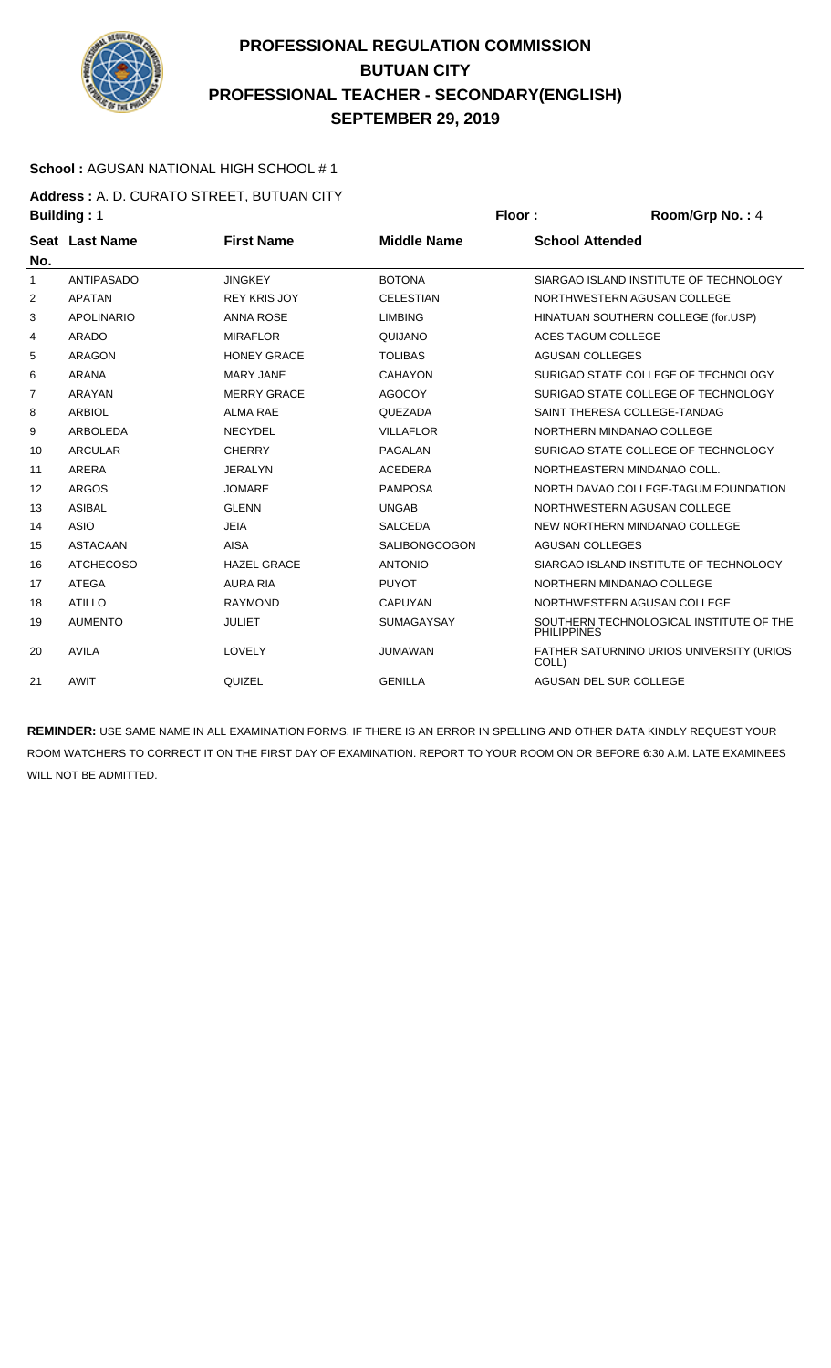# PROFESSIONAL REGULATION COMMISSION
## BUTUAN CITY
## PROFESSIONAL TEACHER - SECONDARY(ENGLISH)
## SEPTEMBER 29, 2019

**School :** AGUSAN NATIONAL HIGH SCHOOL # 1

**Address :** A. D. CURATO STREET, BUTUAN CITY

**Building :** 1 **Floor :** **Room/Grp No. :** 4

| Seat No. | Last Name | First Name | Middle Name | School Attended |
|---|---|---|---|---|
| 1 | ANTIPASADO | JINGKEY | BOTONA | SIARGAO ISLAND INSTITUTE OF TECHNOLOGY |
| 2 | APATAN | REY KRIS JOY | CELESTIAN | NORTHWESTERN AGUSAN COLLEGE |
| 3 | APOLINARIO | ANNA ROSE | LIMBING | HINATUAN SOUTHERN COLLEGE (for.USP) |
| 4 | ARADO | MIRAFLOR | QUIJANO | ACES TAGUM COLLEGE |
| 5 | ARAGON | HONEY GRACE | TOLIBAS | AGUSAN COLLEGES |
| 6 | ARANA | MARY JANE | CAHAYON | SURIGAO STATE COLLEGE OF TECHNOLOGY |
| 7 | ARAYAN | MERRY GRACE | AGOCOY | SURIGAO STATE COLLEGE OF TECHNOLOGY |
| 8 | ARBIOL | ALMA RAE | QUEZADA | SAINT THERESA COLLEGE-TANDAG |
| 9 | ARBOLEDA | NECYDEL | VILLAFLOR | NORTHERN MINDANAO COLLEGE |
| 10 | ARCULAR | CHERRY | PAGALAN | SURIGAO STATE COLLEGE OF TECHNOLOGY |
| 11 | ARERA | JERALYN | ACEDERA | NORTHEASTERN MINDANAO COLL. |
| 12 | ARGOS | JOMARE | PAMPOSA | NORTH DAVAO COLLEGE-TAGUM FOUNDATION |
| 13 | ASIBAL | GLENN | UNGAB | NORTHWESTERN AGUSAN COLLEGE |
| 14 | ASIO | JEIA | SALCEDA | NEW NORTHERN MINDANAO COLLEGE |
| 15 | ASTACAAN | AISA | SALIBONGCOGON | AGUSAN COLLEGES |
| 16 | ATCHECOSO | HAZEL GRACE | ANTONIO | SIARGAO ISLAND INSTITUTE OF TECHNOLOGY |
| 17 | ATEGA | AURA RIA | PUYOT | NORTHERN MINDANAO COLLEGE |
| 18 | ATILLO | RAYMOND | CAPUYAN | NORTHWESTERN AGUSAN COLLEGE |
| 19 | AUMENTO | JULIET | SUMAGAYSAY | SOUTHERN TECHNOLOGICAL INSTITUTE OF THE PHILIPPINES |
| 20 | AVILA | LOVELY | JUMAWAN | FATHER SATURNINO URIOS UNIVERSITY (URIOS COLL) |
| 21 | AWIT | QUIZEL | GENILLA | AGUSAN DEL SUR COLLEGE |

**REMINDER:** USE SAME NAME IN ALL EXAMINATION FORMS. IF THERE IS AN ERROR IN SPELLING AND OTHER DATA KINDLY REQUEST YOUR ROOM WATCHERS TO CORRECT IT ON THE FIRST DAY OF EXAMINATION. REPORT TO YOUR ROOM ON OR BEFORE 6:30 A.M. LATE EXAMINEES WILL NOT BE ADMITTED.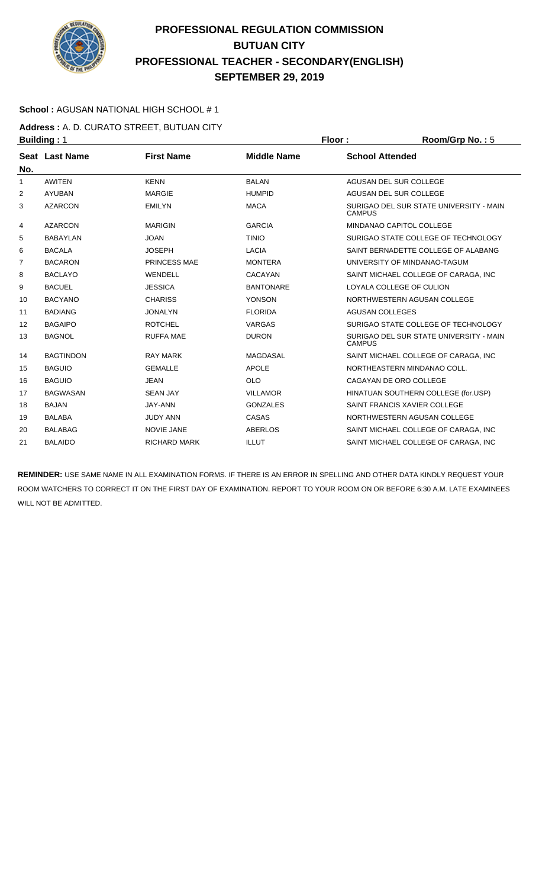# PROFESSIONAL REGULATION COMMISSION
# BUTUAN CITY
# PROFESSIONAL TEACHER - SECONDARY(ENGLISH)
# SEPTEMBER 29, 2019

**School :** AGUSAN NATIONAL HIGH SCHOOL # 1

**Address :** A. D. CURATO STREET, BUTUAN CITY

**Building :** 1 **Floor :** **Room/Grp No. :** 5

| Seat No. | Last Name | First Name | Middle Name | School Attended |
|---|---|---|---|---|
| 1 | AWITEN | KENN | BALAN | AGUSAN DEL SUR COLLEGE |
| 2 | AYUBAN | MARGIE | HUMPID | AGUSAN DEL SUR COLLEGE |
| 3 | AZARCON | EMILYN | MACA | SURIGAO DEL SUR STATE UNIVERSITY - MAIN CAMPUS |
| 4 | AZARCON | MARIGIN | GARCIA | MINDANAO CAPITOL COLLEGE |
| 5 | BABAYLAN | JOAN | TINIO | SURIGAO STATE COLLEGE OF TECHNOLOGY |
| 6 | BACALA | JOSEPH | LACIA | SAINT BERNADETTE COLLEGE OF ALABANG |
| 7 | BACARON | PRINCESS MAE | MONTERA | UNIVERSITY OF MINDANAO-TAGUM |
| 8 | BACLAYO | WENDELL | CACAYAN | SAINT MICHAEL COLLEGE OF CARAGA, INC |
| 9 | BACUEL | JESSICA | BANTONARE | LOYALA COLLEGE OF CULION |
| 10 | BACYANO | CHARISS | YONSON | NORTHWESTERN AGUSAN COLLEGE |
| 11 | BADIANG | JONALYN | FLORIDA | AGUSAN COLLEGES |
| 12 | BAGAIPO | ROTCHEL | VARGAS | SURIGAO STATE COLLEGE OF TECHNOLOGY |
| 13 | BAGNOL | RUFFA MAE | DURON | SURIGAO DEL SUR STATE UNIVERSITY - MAIN CAMPUS |
| 14 | BAGTINDON | RAY MARK | MAGDASAL | SAINT MICHAEL COLLEGE OF CARAGA, INC |
| 15 | BAGUIO | GEMALLE | APOLE | NORTHEASTERN MINDANAO COLL. |
| 16 | BAGUIO | JEAN | OLO | CAGAYAN DE ORO COLLEGE |
| 17 | BAGWASAN | SEAN JAY | VILLAMOR | HINATUAN SOUTHERN COLLEGE (for.USP) |
| 18 | BAJAN | JAY-ANN | GONZALES | SAINT FRANCIS XAVIER COLLEGE |
| 19 | BALABA | JUDY ANN | CASAS | NORTHWESTERN AGUSAN COLLEGE |
| 20 | BALABAG | NOVIE JANE | ABERLOS | SAINT MICHAEL COLLEGE OF CARAGA, INC |
| 21 | BALAIDO | RICHARD MARK | ILLUT | SAINT MICHAEL COLLEGE OF CARAGA, INC |

**REMINDER:** USE SAME NAME IN ALL EXAMINATION FORMS. IF THERE IS AN ERROR IN SPELLING AND OTHER DATA KINDLY REQUEST YOUR ROOM WATCHERS TO CORRECT IT ON THE FIRST DAY OF EXAMINATION. REPORT TO YOUR ROOM ON OR BEFORE 6:30 A.M. LATE EXAMINEES WILL NOT BE ADMITTED.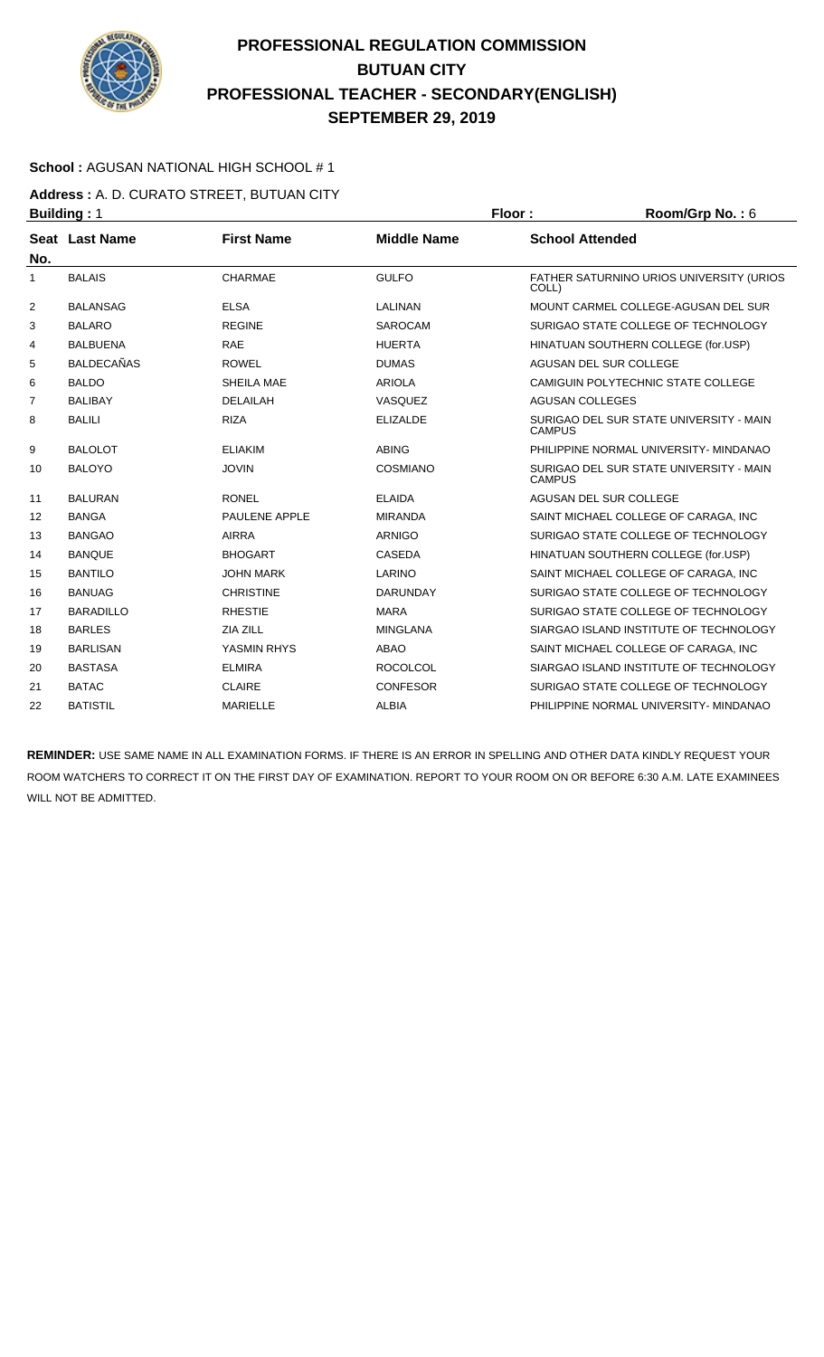# PROFESSIONAL REGULATION COMMISSION
## BUTUAN CITY
## PROFESSIONAL TEACHER - SECONDARY(ENGLISH)
## SEPTEMBER 29, 2019

**School :** AGUSAN NATIONAL HIGH SCHOOL # 1

**Address :** A. D. CURATO STREET, BUTUAN CITY

**Building :** 1 **Floor :** **Room/Grp No. :** 6

| Seat No. | Last Name | First Name | Middle Name | School Attended |
|---|---|---|---|---|
| 1 | BALAIS | CHARMAE | GULFO | FATHER SATURNINO URIOS UNIVERSITY (URIOS COLL) |
| 2 | BALANSAG | ELSA | LALINAN | MOUNT CARMEL COLLEGE-AGUSAN DEL SUR |
| 3 | BALARO | REGINE | SAROCAM | SURIGAO STATE COLLEGE OF TECHNOLOGY |
| 4 | BALBUENA | RAE | HUERTA | HINATUAN SOUTHERN COLLEGE (for.USP) |
| 5 | BALDECAÑAS | ROWEL | DUMAS | AGUSAN DEL SUR COLLEGE |
| 6 | BALDO | SHEILA MAE | ARIOLA | CAMIGUIN POLYTECHNIC STATE COLLEGE |
| 7 | BALIBAY | DELAILAH | VASQUEZ | AGUSAN COLLEGES |
| 8 | BALILI | RIZA | ELIZALDE | SURIGAO DEL SUR STATE UNIVERSITY - MAIN CAMPUS |
| 9 | BALOLOT | ELIAKIM | ABING | PHILIPPINE NORMAL UNIVERSITY- MINDANAO |
| 10 | BALOYO | JOVIN | COSMIANO | SURIGAO DEL SUR STATE UNIVERSITY - MAIN CAMPUS |
| 11 | BALURAN | RONEL | ELAIDA | AGUSAN DEL SUR COLLEGE |
| 12 | BANGA | PAULENE APPLE | MIRANDA | SAINT MICHAEL COLLEGE OF CARAGA, INC |
| 13 | BANGAO | AIRRA | ARNIGO | SURIGAO STATE COLLEGE OF TECHNOLOGY |
| 14 | BANQUE | BHOGART | CASEDA | HINATUAN SOUTHERN COLLEGE (for.USP) |
| 15 | BANTILO | JOHN MARK | LARINO | SAINT MICHAEL COLLEGE OF CARAGA, INC |
| 16 | BANUAG | CHRISTINE | DARUNDAY | SURIGAO STATE COLLEGE OF TECHNOLOGY |
| 17 | BARADILLO | RHESTIE | MARA | SURIGAO STATE COLLEGE OF TECHNOLOGY |
| 18 | BARLES | ZIA ZILL | MINGLANA | SIARGAO ISLAND INSTITUTE OF TECHNOLOGY |
| 19 | BARLISAN | YASMIN RHYS | ABAO | SAINT MICHAEL COLLEGE OF CARAGA, INC |
| 20 | BASTASA | ELMIRA | ROCOLCOL | SIARGAO ISLAND INSTITUTE OF TECHNOLOGY |
| 21 | BATAC | CLAIRE | CONFESOR | SURIGAO STATE COLLEGE OF TECHNOLOGY |
| 22 | BATISTIL | MARIELLE | ALBIA | PHILIPPINE NORMAL UNIVERSITY- MINDANAO |

**REMINDER:** USE SAME NAME IN ALL EXAMINATION FORMS. IF THERE IS AN ERROR IN SPELLING AND OTHER DATA KINDLY REQUEST YOUR ROOM WATCHERS TO CORRECT IT ON THE FIRST DAY OF EXAMINATION. REPORT TO YOUR ROOM ON OR BEFORE 6:30 A.M. LATE EXAMINEES WILL NOT BE ADMITTED.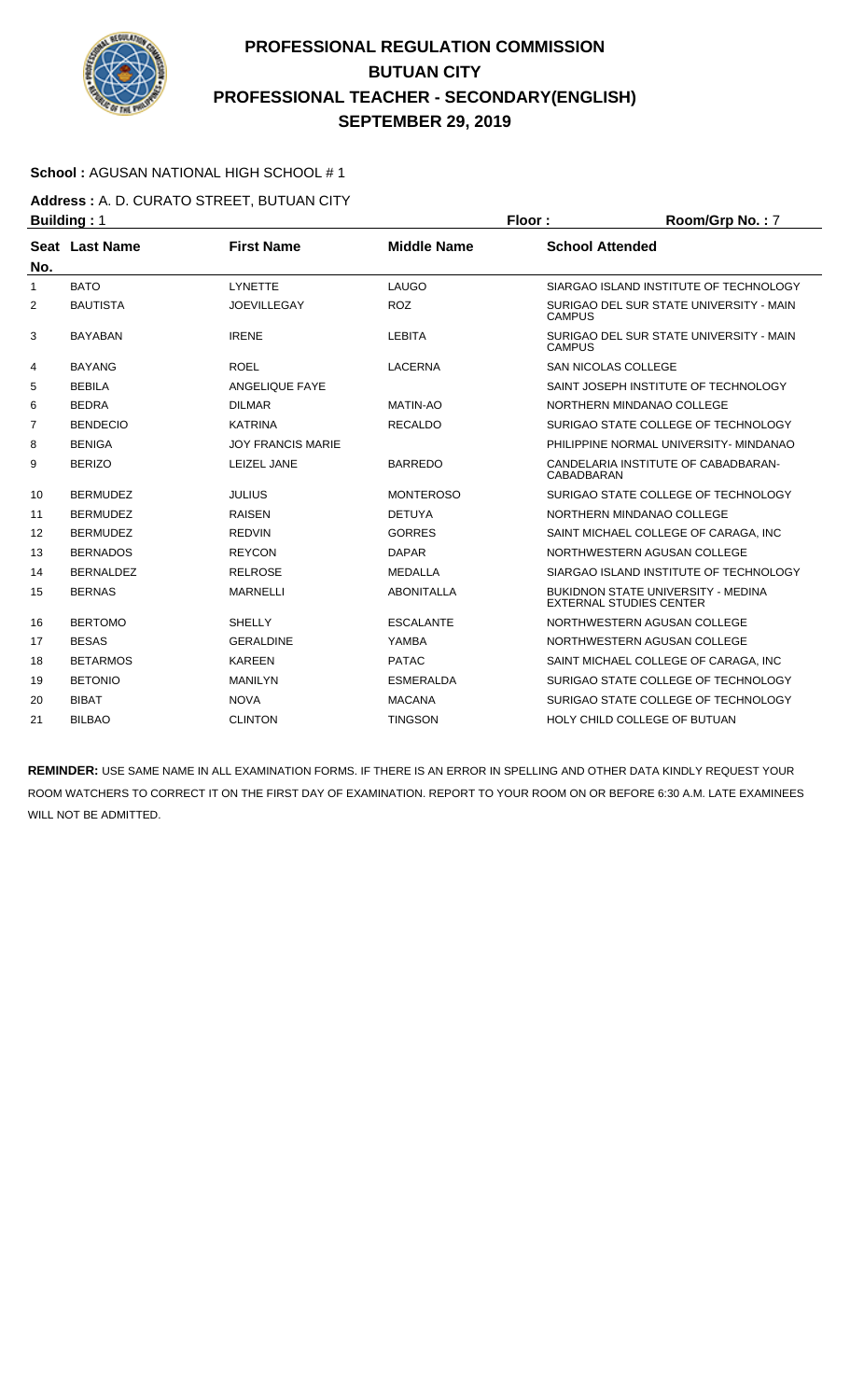# PROFESSIONAL REGULATION COMMISSION
# BUTUAN CITY
# PROFESSIONAL TEACHER - SECONDARY(ENGLISH)
# SEPTEMBER 29, 2019

**School :** AGUSAN NATIONAL HIGH SCHOOL # 1

**Address :** A. D. CURATO STREET, BUTUAN CITY

**Building :** 1 **Floor :** **Room/Grp No. :** 7

| Seat No. | Last Name | First Name | Middle Name | School Attended |
|---|---|---|---|---|
| 1 | BATO | LYNETTE | LAUGO | SIARGAO ISLAND INSTITUTE OF TECHNOLOGY |
| 2 | BAUTISTA | JOEVILLEGAY | ROZ | SURIGAO DEL SUR STATE UNIVERSITY - MAIN CAMPUS |
| 3 | BAYABAN | IRENE | LEBITA | SURIGAO DEL SUR STATE UNIVERSITY - MAIN CAMPUS |
| 4 | BAYANG | ROEL | LACERNA | SAN NICOLAS COLLEGE |
| 5 | BEBILA | ANGELIQUE FAYE | | SAINT JOSEPH INSTITUTE OF TECHNOLOGY |
| 6 | BEDRA | DILMAR | MATIN-AO | NORTHERN MINDANAO COLLEGE |
| 7 | BENDECIO | KATRINA | RECALDO | SURIGAO STATE COLLEGE OF TECHNOLOGY |
| 8 | BENIGA | JOY FRANCIS MARIE | | PHILIPPINE NORMAL UNIVERSITY- MINDANAO |
| 9 | BERIZO | LEIZEL JANE | BARREDO | CANDELARIA INSTITUTE OF CABADBARAN-CABADBARAN |
| 10 | BERMUDEZ | JULIUS | MONTEROSO | SURIGAO STATE COLLEGE OF TECHNOLOGY |
| 11 | BERMUDEZ | RAISEN | DETUYA | NORTHERN MINDANAO COLLEGE |
| 12 | BERMUDEZ | REDVIN | GORRES | SAINT MICHAEL COLLEGE OF CARAGA, INC |
| 13 | BERNADOS | REYCON | DAPAR | NORTHWESTERN AGUSAN COLLEGE |
| 14 | BERNALDEZ | RELROSE | MEDALLA | SIARGAO ISLAND INSTITUTE OF TECHNOLOGY |
| 15 | BERNAS | MARNELLI | ABONITALLA | BUKIDNON STATE UNIVERSITY - MEDINA EXTERNAL STUDIES CENTER |
| 16 | BERTOMO | SHELLY | ESCALANTE | NORTHWESTERN AGUSAN COLLEGE |
| 17 | BESAS | GERALDINE | YAMBA | NORTHWESTERN AGUSAN COLLEGE |
| 18 | BETARMOS | KAREEN | PATAC | SAINT MICHAEL COLLEGE OF CARAGA, INC |
| 19 | BETONIO | MANILYN | ESMERALDA | SURIGAO STATE COLLEGE OF TECHNOLOGY |
| 20 | BIBAT | NOVA | MACANA | SURIGAO STATE COLLEGE OF TECHNOLOGY |
| 21 | BILBAO | CLINTON | TINGSON | HOLY CHILD COLLEGE OF BUTUAN |

**REMINDER:** USE SAME NAME IN ALL EXAMINATION FORMS. IF THERE IS AN ERROR IN SPELLING AND OTHER DATA KINDLY REQUEST YOUR ROOM WATCHERS TO CORRECT IT ON THE FIRST DAY OF EXAMINATION. REPORT TO YOUR ROOM ON OR BEFORE 6:30 A.M. LATE EXAMINEES WILL NOT BE ADMITTED.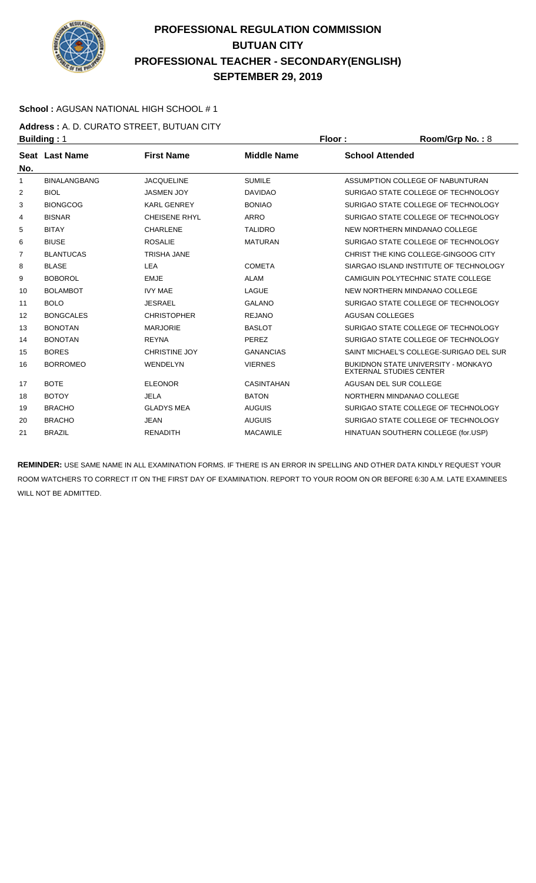# PROFESSIONAL REGULATION COMMISSION
# BUTUAN CITY
# PROFESSIONAL TEACHER - SECONDARY(ENGLISH)
# SEPTEMBER 29, 2019

**School :** AGUSAN NATIONAL HIGH SCHOOL # 1

**Address :** A. D. CURATO STREET, BUTUAN CITY

**Building :** 1 **Floor :** **Room/Grp No. :** 8

| Seat No. | Last Name | First Name | Middle Name | School Attended |
|---|---|---|---|---|
| 1 | BINALANGBANG | JACQUELINE | SUMILE | ASSUMPTION COLLEGE OF NABUNTURAN |
| 2 | BIOL | JASMEN JOY | DAVIDAO | SURIGAO STATE COLLEGE OF TECHNOLOGY |
| 3 | BIONGCOG | KARL GENREY | BONIAO | SURIGAO STATE COLLEGE OF TECHNOLOGY |
| 4 | BISNAR | CHEISENE RHYL | ARRO | SURIGAO STATE COLLEGE OF TECHNOLOGY |
| 5 | BITAY | CHARLENE | TALIDRO | NEW NORTHERN MINDANAO COLLEGE |
| 6 | BIUSE | ROSALIE | MATURAN | SURIGAO STATE COLLEGE OF TECHNOLOGY |
| 7 | BLANTUCAS | TRISHA JANE | | CHRIST THE KING COLLEGE-GINGOOG CITY |
| 8 | BLASE | LEA | COMETA | SIARGAO ISLAND INSTITUTE OF TECHNOLOGY |
| 9 | BOBOROL | EMJE | ALAM | CAMIGUIN POLYTECHNIC STATE COLLEGE |
| 10 | BOLAMBOT | IVY MAE | LAGUE | NEW NORTHERN MINDANAO COLLEGE |
| 11 | BOLO | JESRAEL | GALANO | SURIGAO STATE COLLEGE OF TECHNOLOGY |
| 12 | BONGCALES | CHRISTOPHER | REJANO | AGUSAN COLLEGES |
| 13 | BONOTAN | MARJORIE | BASLOT | SURIGAO STATE COLLEGE OF TECHNOLOGY |
| 14 | BONOTAN | REYNA | PEREZ | SURIGAO STATE COLLEGE OF TECHNOLOGY |
| 15 | BORES | CHRISTINE JOY | GANANCIAS | SAINT MICHAEL'S COLLEGE-SURIGAO DEL SUR |
| 16 | BORROMEO | WENDELYN | VIERNES | BUKIDNON STATE UNIVERSITY - MONKAYO EXTERNAL STUDIES CENTER |
| 17 | BOTE | ELEONOR | CASINTAHAN | AGUSAN DEL SUR COLLEGE |
| 18 | BOTOY | JELA | BATON | NORTHERN MINDANAO COLLEGE |
| 19 | BRACHO | GLADYS MEA | AUGUIS | SURIGAO STATE COLLEGE OF TECHNOLOGY |
| 20 | BRACHO | JEAN | AUGUIS | SURIGAO STATE COLLEGE OF TECHNOLOGY |
| 21 | BRAZIL | RENADITH | MACAWILE | HINATUAN SOUTHERN COLLEGE (for.USP) |

**REMINDER:** USE SAME NAME IN ALL EXAMINATION FORMS. IF THERE IS AN ERROR IN SPELLING AND OTHER DATA KINDLY REQUEST YOUR ROOM WATCHERS TO CORRECT IT ON THE FIRST DAY OF EXAMINATION. REPORT TO YOUR ROOM ON OR BEFORE 6:30 A.M. LATE EXAMINEES WILL NOT BE ADMITTED.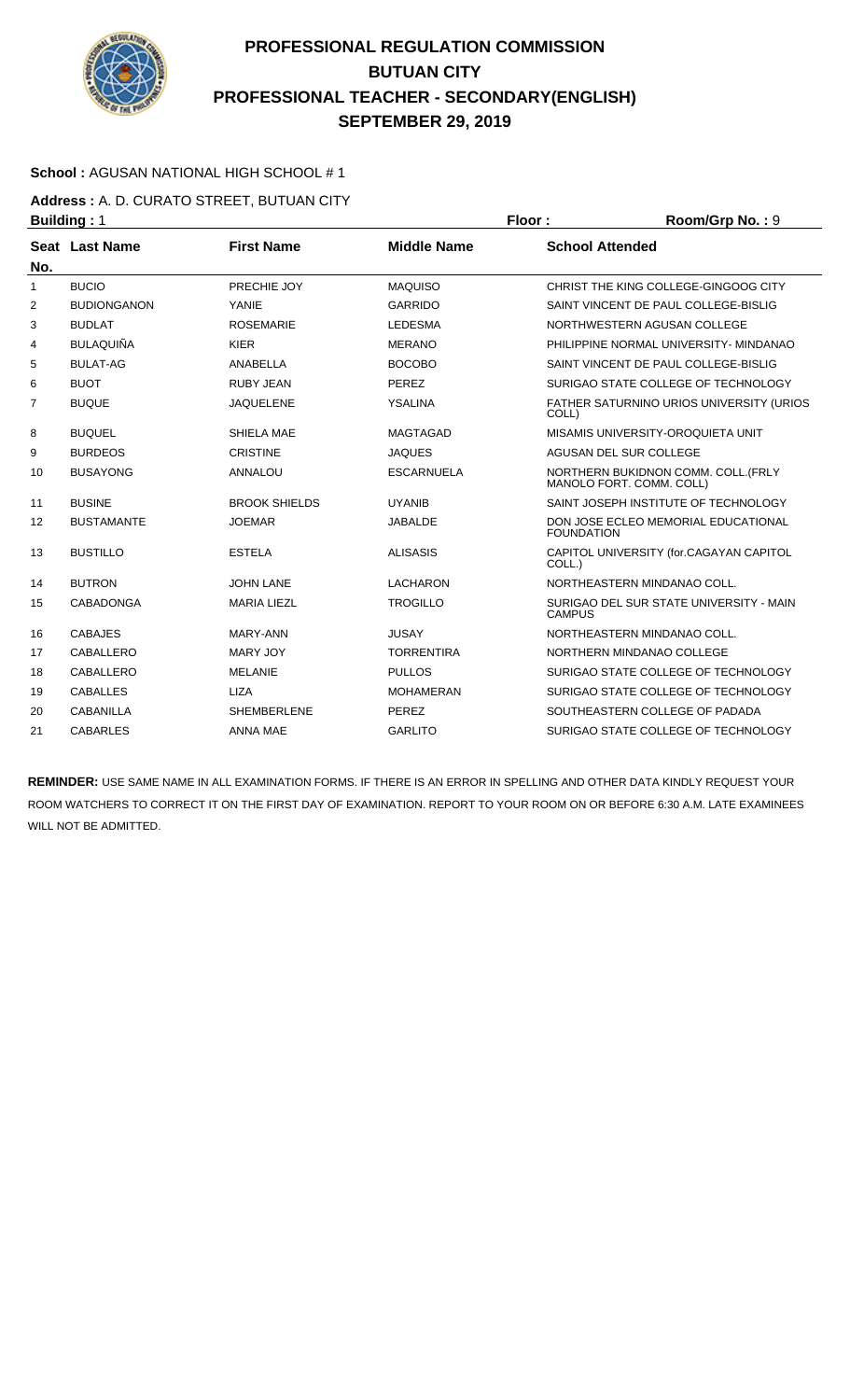# PROFESSIONAL REGULATION COMMISSION
## BUTUAN CITY
## PROFESSIONAL TEACHER - SECONDARY(ENGLISH)
## SEPTEMBER 29, 2019

**School :** AGUSAN NATIONAL HIGH SCHOOL # 1

**Address :** A. D. CURATO STREET, BUTUAN CITY

**Building :** 1 **Floor :** **Room/Grp No. :** 9

| Seat No. | Last Name | First Name | Middle Name | School Attended |
|---|---|---|---|---|
| 1 | BUCIO | PRECHIE JOY | MAQUISO | CHRIST THE KING COLLEGE-GINGOOG CITY |
| 2 | BUDIONGANON | YANIE | GARRIDO | SAINT VINCENT DE PAUL COLLEGE-BISLIG |
| 3 | BUDLAT | ROSEMARIE | LEDESMA | NORTHWESTERN AGUSAN COLLEGE |
| 4 | BULAQUIÑA | KIER | MERANO | PHILIPPINE NORMAL UNIVERSITY- MINDANAO |
| 5 | BULAT-AG | ANABELLA | BOCOBO | SAINT VINCENT DE PAUL COLLEGE-BISLIG |
| 6 | BUOT | RUBY JEAN | PEREZ | SURIGAO STATE COLLEGE OF TECHNOLOGY |
| 7 | BUQUE | JAQUELENE | YSALINA | FATHER SATURNINO URIOS UNIVERSITY (URIOS COLL) |
| 8 | BUQUEL | SHIELA MAE | MAGTAGAD | MISAMIS UNIVERSITY-OROQUIETA UNIT |
| 9 | BURDEOS | CRISTINE | JAQUES | AGUSAN DEL SUR COLLEGE |
| 10 | BUSAYONG | ANNALOU | ESCARNUELA | NORTHERN BUKIDNON COMM. COLL.(FRLY MANOLO FORT. COMM. COLL) |
| 11 | BUSINE | BROOK SHIELDS | UYANIB | SAINT JOSEPH INSTITUTE OF TECHNOLOGY |
| 12 | BUSTAMANTE | JOEMAR | JABALDE | DON JOSE ECLEO MEMORIAL EDUCATIONAL FOUNDATION |
| 13 | BUSTILLO | ESTELA | ALISASIS | CAPITOL UNIVERSITY (for.CAGAYAN CAPITOL COLL.) |
| 14 | BUTRON | JOHN LANE | LACHARON | NORTHEASTERN MINDANAO COLL. |
| 15 | CABADONGA | MARIA LIEZL | TROGILLO | SURIGAO DEL SUR STATE UNIVERSITY - MAIN CAMPUS |
| 16 | CABAJES | MARY-ANN | JUSAY | NORTHEASTERN MINDANAO COLL. |
| 17 | CABALLERO | MARY JOY | TORRENTIRA | NORTHERN MINDANAO COLLEGE |
| 18 | CABALLERO | MELANIE | PULLOS | SURIGAO STATE COLLEGE OF TECHNOLOGY |
| 19 | CABALLES | LIZA | MOHAMERAN | SURIGAO STATE COLLEGE OF TECHNOLOGY |
| 20 | CABANILLA | SHEMBERLENE | PEREZ | SOUTHEASTERN COLLEGE OF PADADA |
| 21 | CABARLES | ANNA MAE | GARLITO | SURIGAO STATE COLLEGE OF TECHNOLOGY |

**REMINDER:** USE SAME NAME IN ALL EXAMINATION FORMS. IF THERE IS AN ERROR IN SPELLING AND OTHER DATA KINDLY REQUEST YOUR ROOM WATCHERS TO CORRECT IT ON THE FIRST DAY OF EXAMINATION. REPORT TO YOUR ROOM ON OR BEFORE 6:30 A.M. LATE EXAMINEES WILL NOT BE ADMITTED.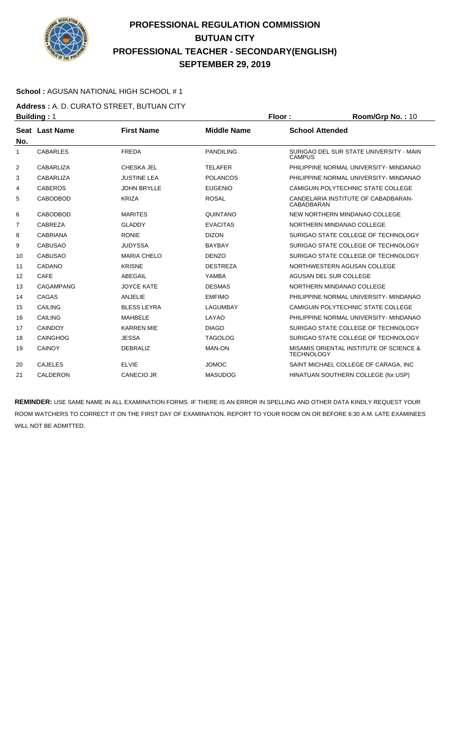# PROFESSIONAL REGULATION COMMISSION
## BUTUAN CITY
## PROFESSIONAL TEACHER - SECONDARY(ENGLISH)
## SEPTEMBER 29, 2019

**School :** AGUSAN NATIONAL HIGH SCHOOL # 1

**Address :** A. D. CURATO STREET, BUTUAN CITY

**Building :** 1 **Floor :** **Room/Grp No. :** 10

| Seat No. | Last Name | First Name | Middle Name | School Attended |
|---|---|---|---|---|
| 1 | CABARLES | FREDA | PANDILING | SURIGAO DEL SUR STATE UNIVERSITY - MAIN CAMPUS |
| 2 | CABARLIZA | CHESKA JEL | TELAFER | PHILIPPINE NORMAL UNIVERSITY- MINDANAO |
| 3 | CABARLIZA | JUSTINE LEA | POLANCOS | PHILIPPINE NORMAL UNIVERSITY- MINDANAO |
| 4 | CABEROS | JOHN BRYLLE | EUGENIO | CAMIGUIN POLYTECHNIC STATE COLLEGE |
| 5 | CABODBOD | KRIZA | ROSAL | CANDELARIA INSTITUTE OF CABADBARAN-CABADBARAN |
| 6 | CABODBOD | MARITES | QUINTANO | NEW NORTHERN MINDANAO COLLEGE |
| 7 | CABREZA | GLADDY | EVACITAS | NORTHERN MINDANAO COLLEGE |
| 8 | CABRIANA | RONIE | DIZON | SURIGAO STATE COLLEGE OF TECHNOLOGY |
| 9 | CABUSAO | JUDYSSA | BAYBAY | SURIGAO STATE COLLEGE OF TECHNOLOGY |
| 10 | CABUSAO | MARIA CHELO | DENZO | SURIGAO STATE COLLEGE OF TECHNOLOGY |
| 11 | CADANO | KRISNE | DESTREZA | NORTHWESTERN AGUSAN COLLEGE |
| 12 | CAFE | ABEGAIL | YAMBA | AGUSAN DEL SUR COLLEGE |
| 13 | CAGAMPANG | JOYCE KATE | DESMAS | NORTHERN MINDANAO COLLEGE |
| 14 | CAGAS | ANJELIE | EMFIMO | PHILIPPINE NORMAL UNIVERSITY- MINDANAO |
| 15 | CAILING | BLESS LEYRA | LAGUMBAY | CAMIGUIN POLYTECHNIC STATE COLLEGE |
| 16 | CAILING | MAHBELE | LAYAO | PHILIPPINE NORMAL UNIVERSITY- MINDANAO |
| 17 | CAINDOY | KARREN MIE | DIAGO | SURIGAO STATE COLLEGE OF TECHNOLOGY |
| 18 | CAINGHOG | JESSA | TAGOLOG | SURIGAO STATE COLLEGE OF TECHNOLOGY |
| 19 | CAINOY | DEBRALIZ | MAN-ON | MISAMIS ORIENTAL INSTITUTE OF SCIENCE & TECHNOLOGY |
| 20 | CAJELES | ELVIE | JOMOC | SAINT MICHAEL COLLEGE OF CARAGA, INC |
| 21 | CALDERON | CANECIO JR | MASUDOG | HINATUAN SOUTHERN COLLEGE (for.USP) |

**REMINDER:** USE SAME NAME IN ALL EXAMINATION FORMS. IF THERE IS AN ERROR IN SPELLING AND OTHER DATA KINDLY REQUEST YOUR ROOM WATCHERS TO CORRECT IT ON THE FIRST DAY OF EXAMINATION. REPORT TO YOUR ROOM ON OR BEFORE 6:30 A.M. LATE EXAMINEES WILL NOT BE ADMITTED.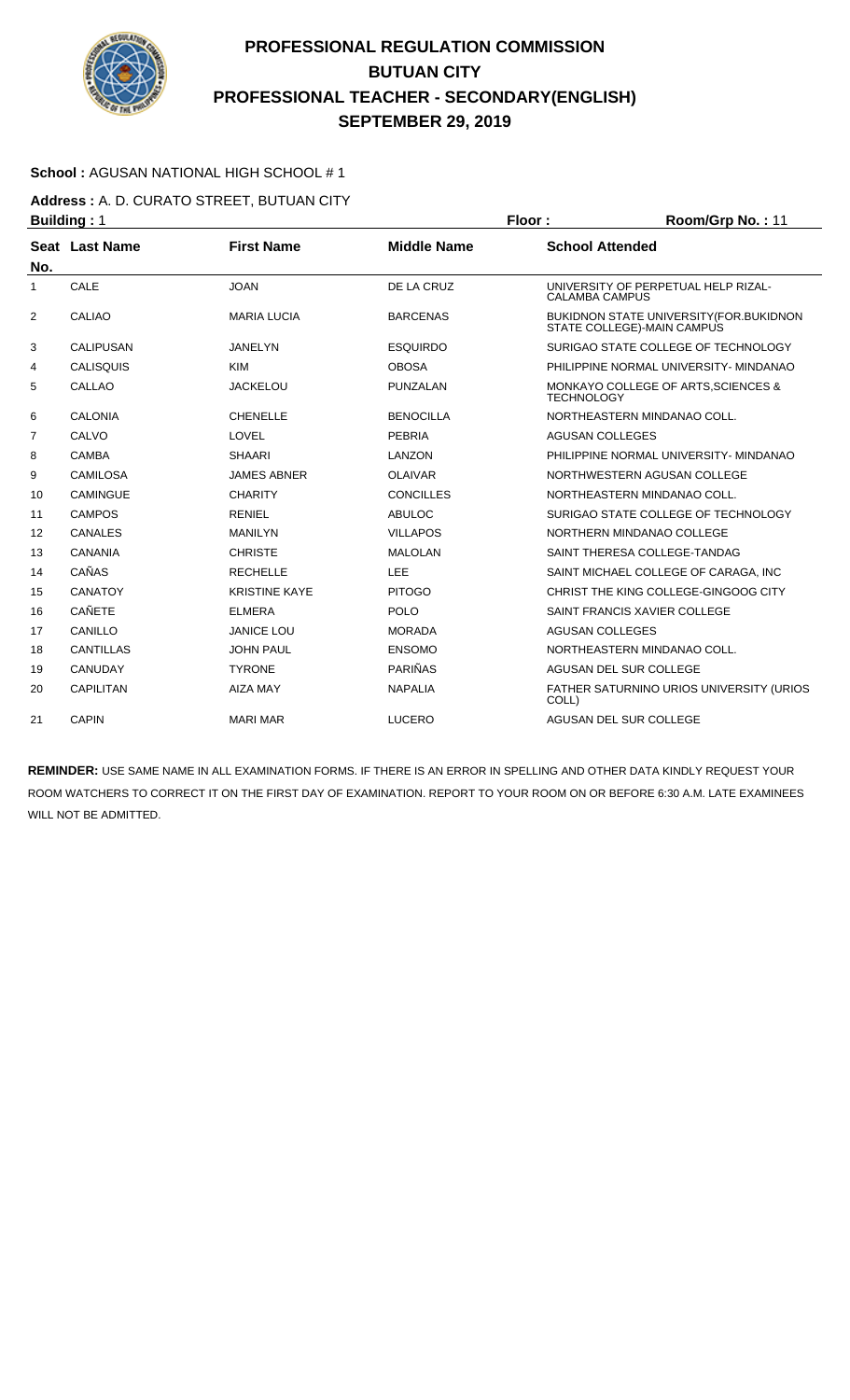# PROFESSIONAL REGULATION COMMISSION
# BUTUAN CITY
# PROFESSIONAL TEACHER - SECONDARY(ENGLISH)
# SEPTEMBER 29, 2019

**School :** AGUSAN NATIONAL HIGH SCHOOL # 1

**Address :** A. D. CURATO STREET, BUTUAN CITY

**Building :** 1 **Floor :** **Room/Grp No. :** 11

| Seat No. | Last Name | First Name | Middle Name | School Attended |
|---|---|---|---|---|
| 1 | CALE | JOAN | DE LA CRUZ | UNIVERSITY OF PERPETUAL HELP RIZAL-CALAMBA CAMPUS |
| 2 | CALIAO | MARIA LUCIA | BARCENAS | BUKIDNON STATE UNIVERSITY(FOR.BUKIDNON STATE COLLEGE)-MAIN CAMPUS |
| 3 | CALIPUSAN | JANELYN | ESQUIRDO | SURIGAO STATE COLLEGE OF TECHNOLOGY |
| 4 | CALISQUIS | KIM | OBOSA | PHILIPPINE NORMAL UNIVERSITY- MINDANAO |
| 5 | CALLAO | JACKELOU | PUNZALAN | MONKAYO COLLEGE OF ARTS,SCIENCES & TECHNOLOGY |
| 6 | CALONIA | CHENELLE | BENOCILLA | NORTHEASTERN MINDANAO COLL. |
| 7 | CALVO | LOVEL | PEBRIA | AGUSAN COLLEGES |
| 8 | CAMBA | SHAARI | LANZON | PHILIPPINE NORMAL UNIVERSITY- MINDANAO |
| 9 | CAMILOSA | JAMES ABNER | OLAIVAR | NORTHWESTERN AGUSAN COLLEGE |
| 10 | CAMINGUE | CHARITY | CONCILLES | NORTHEASTERN MINDANAO COLL. |
| 11 | CAMPOS | RENIEL | ABULOC | SURIGAO STATE COLLEGE OF TECHNOLOGY |
| 12 | CANALES | MANILYN | VILLAPOS | NORTHERN MINDANAO COLLEGE |
| 13 | CANANIA | CHRISTE | MALOLAN | SAINT THERESA COLLEGE-TANDAG |
| 14 | CAÑAS | RECHELLE | LEE | SAINT MICHAEL COLLEGE OF CARAGA, INC |
| 15 | CANATOY | KRISTINE KAYE | PITOGO | CHRIST THE KING COLLEGE-GINGOOG CITY |
| 16 | CAÑETE | ELMERA | POLO | SAINT FRANCIS XAVIER COLLEGE |
| 17 | CANILLO | JANICE LOU | MORADA | AGUSAN COLLEGES |
| 18 | CANTILLAS | JOHN PAUL | ENSOMO | NORTHEASTERN MINDANAO COLL. |
| 19 | CANUDAY | TYRONE | PARIÑAS | AGUSAN DEL SUR COLLEGE |
| 20 | CAPILITAN | AIZA MAY | NAPALIA | FATHER SATURNINO URIOS UNIVERSITY (URIOS COLL) |
| 21 | CAPIN | MARI MAR | LUCERO | AGUSAN DEL SUR COLLEGE |

**REMINDER:** USE SAME NAME IN ALL EXAMINATION FORMS. IF THERE IS AN ERROR IN SPELLING AND OTHER DATA KINDLY REQUEST YOUR ROOM WATCHERS TO CORRECT IT ON THE FIRST DAY OF EXAMINATION. REPORT TO YOUR ROOM ON OR BEFORE 6:30 A.M. LATE EXAMINEES WILL NOT BE ADMITTED.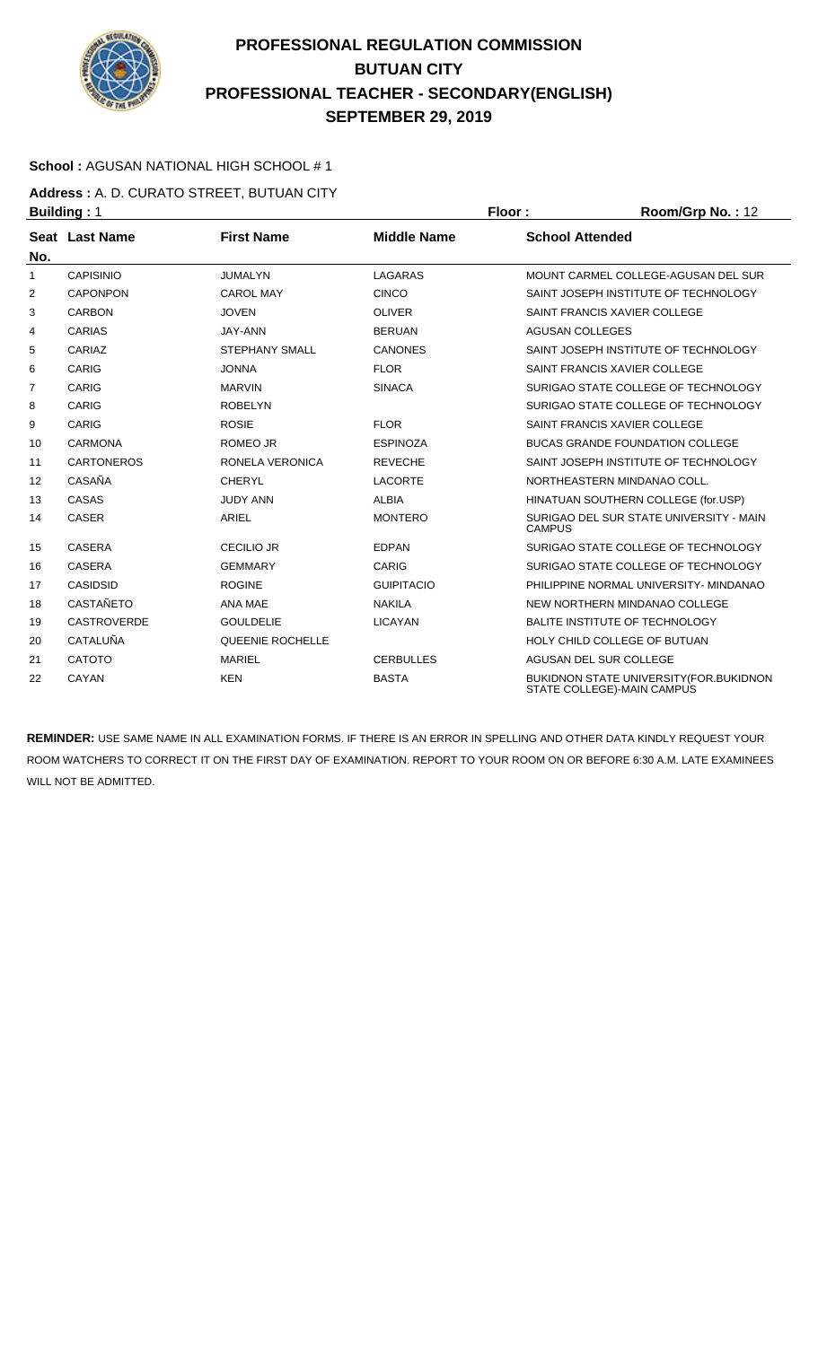# PROFESSIONAL REGULATION COMMISSION
# BUTUAN CITY
# PROFESSIONAL TEACHER - SECONDARY(ENGLISH)
# SEPTEMBER 29, 2019

**School :** AGUSAN NATIONAL HIGH SCHOOL # 1

**Address :** A. D. CURATO STREET, BUTUAN CITY

**Building :** 1 **Floor :** **Room/Grp No. :** 12

| Seat No. | Last Name | First Name | Middle Name | School Attended |
|---|---|---|---|---|
| 1 | CAPISINIO | JUMALYN | LAGARAS | MOUNT CARMEL COLLEGE-AGUSAN DEL SUR |
| 2 | CAPONPON | CAROL MAY | CINCO | SAINT JOSEPH INSTITUTE OF TECHNOLOGY |
| 3 | CARBON | JOVEN | OLIVER | SAINT FRANCIS XAVIER COLLEGE |
| 4 | CARIAS | JAY-ANN | BERUAN | AGUSAN COLLEGES |
| 5 | CARIAZ | STEPHANY SMALL | CANONES | SAINT JOSEPH INSTITUTE OF TECHNOLOGY |
| 6 | CARIG | JONNA | FLOR | SAINT FRANCIS XAVIER COLLEGE |
| 7 | CARIG | MARVIN | SINACA | SURIGAO STATE COLLEGE OF TECHNOLOGY |
| 8 | CARIG | ROBELYN | | SURIGAO STATE COLLEGE OF TECHNOLOGY |
| 9 | CARIG | ROSIE | FLOR | SAINT FRANCIS XAVIER COLLEGE |
| 10 | CARMONA | ROMEO JR | ESPINOZA | BUCAS GRANDE FOUNDATION COLLEGE |
| 11 | CARTONEROS | RONELA VERONICA | REVECHE | SAINT JOSEPH INSTITUTE OF TECHNOLOGY |
| 12 | CASAÑA | CHERYL | LACORTE | NORTHEASTERN MINDANAO COLL. |
| 13 | CASAS | JUDY ANN | ALBIA | HINATUAN SOUTHERN COLLEGE (for.USP) |
| 14 | CASER | ARIEL | MONTERO | SURIGAO DEL SUR STATE UNIVERSITY - MAIN CAMPUS |
| 15 | CASERA | CECILIO JR | EDPAN | SURIGAO STATE COLLEGE OF TECHNOLOGY |
| 16 | CASERA | GEMMARY | CARIG | SURIGAO STATE COLLEGE OF TECHNOLOGY |
| 17 | CASIDSID | ROGINE | GUIPITACIO | PHILIPPINE NORMAL UNIVERSITY- MINDANAO |
| 18 | CASTAÑETO | ANA MAE | NAKILA | NEW NORTHERN MINDANAO COLLEGE |
| 19 | CASTROVERDE | GOULDELIE | LICAYAN | BALITE INSTITUTE OF TECHNOLOGY |
| 20 | CATALUÑA | QUEENIE ROCHELLE | | HOLY CHILD COLLEGE OF BUTUAN |
| 21 | CATOTO | MARIEL | CERBULLES | AGUSAN DEL SUR COLLEGE |
| 22 | CAYAN | KEN | BASTA | BUKIDNON STATE UNIVERSITY(FOR.BUKIDNON STATE COLLEGE)-MAIN CAMPUS |

**REMINDER:** USE SAME NAME IN ALL EXAMINATION FORMS. IF THERE IS AN ERROR IN SPELLING AND OTHER DATA KINDLY REQUEST YOUR ROOM WATCHERS TO CORRECT IT ON THE FIRST DAY OF EXAMINATION. REPORT TO YOUR ROOM ON OR BEFORE 6:30 A.M. LATE EXAMINEES WILL NOT BE ADMITTED.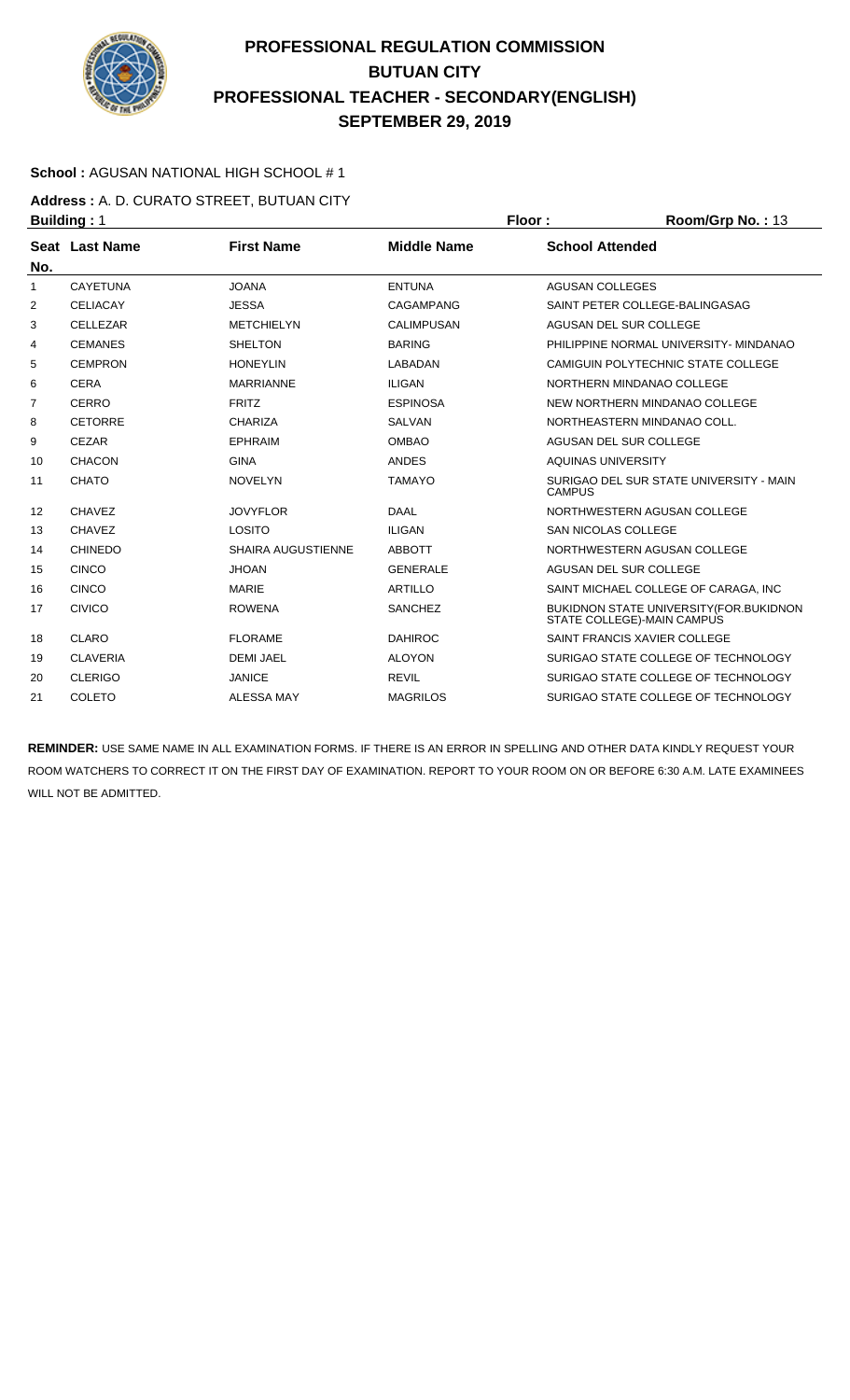# PROFESSIONAL REGULATION COMMISSION
# BUTUAN CITY
# PROFESSIONAL TEACHER - SECONDARY(ENGLISH)
# SEPTEMBER 29, 2019

**School :** AGUSAN NATIONAL HIGH SCHOOL # 1

**Address :** A. D. CURATO STREET, BUTUAN CITY

**Building :** 1 **Floor :** **Room/Grp No. :** 13

| Seat No. | Last Name | First Name | Middle Name | School Attended |
|---|---|---|---|---|
| 1 | CAYETUNA | JOANA | ENTUNA | AGUSAN COLLEGES |
| 2 | CELIACAY | JESSA | CAGAMPANG | SAINT PETER COLLEGE-BALINGASAG |
| 3 | CELLEZAR | METCHIELYN | CALIMPUSAN | AGUSAN DEL SUR COLLEGE |
| 4 | CEMANES | SHELTON | BARING | PHILIPPINE NORMAL UNIVERSITY- MINDANAO |
| 5 | CEMPRON | HONEYLIN | LABADAN | CAMIGUIN POLYTECHNIC STATE COLLEGE |
| 6 | CERA | MARRIANNE | ILIGAN | NORTHERN MINDANAO COLLEGE |
| 7 | CERRO | FRITZ | ESPINOSA | NEW NORTHERN MINDANAO COLLEGE |
| 8 | CETORRE | CHARIZA | SALVAN | NORTHEASTERN MINDANAO COLL. |
| 9 | CEZAR | EPHRAIM | OMBAO | AGUSAN DEL SUR COLLEGE |
| 10 | CHACON | GINA | ANDES | AQUINAS UNIVERSITY |
| 11 | CHATO | NOVELYN | TAMAYO | SURIGAO DEL SUR STATE UNIVERSITY - MAIN CAMPUS |
| 12 | CHAVEZ | JOVYFLOR | DAAL | NORTHWESTERN AGUSAN COLLEGE |
| 13 | CHAVEZ | LOSITO | ILIGAN | SAN NICOLAS COLLEGE |
| 14 | CHINEDO | SHAIRA AUGUSTIENNE | ABBOTT | NORTHWESTERN AGUSAN COLLEGE |
| 15 | CINCO | JHOAN | GENERALE | AGUSAN DEL SUR COLLEGE |
| 16 | CINCO | MARIE | ARTILLO | SAINT MICHAEL COLLEGE OF CARAGA, INC |
| 17 | CIVICO | ROWENA | SANCHEZ | BUKIDNON STATE UNIVERSITY(FOR.BUKIDNON STATE COLLEGE)-MAIN CAMPUS |
| 18 | CLARO | FLORAME | DAHIROC | SAINT FRANCIS XAVIER COLLEGE |
| 19 | CLAVERIA | DEMI JAEL | ALOYON | SURIGAO STATE COLLEGE OF TECHNOLOGY |
| 20 | CLERIGO | JANICE | REVIL | SURIGAO STATE COLLEGE OF TECHNOLOGY |
| 21 | COLETO | ALESSA MAY | MAGRILOS | SURIGAO STATE COLLEGE OF TECHNOLOGY |

**REMINDER:** USE SAME NAME IN ALL EXAMINATION FORMS. IF THERE IS AN ERROR IN SPELLING AND OTHER DATA KINDLY REQUEST YOUR ROOM WATCHERS TO CORRECT IT ON THE FIRST DAY OF EXAMINATION. REPORT TO YOUR ROOM ON OR BEFORE 6:30 A.M. LATE EXAMINEES WILL NOT BE ADMITTED.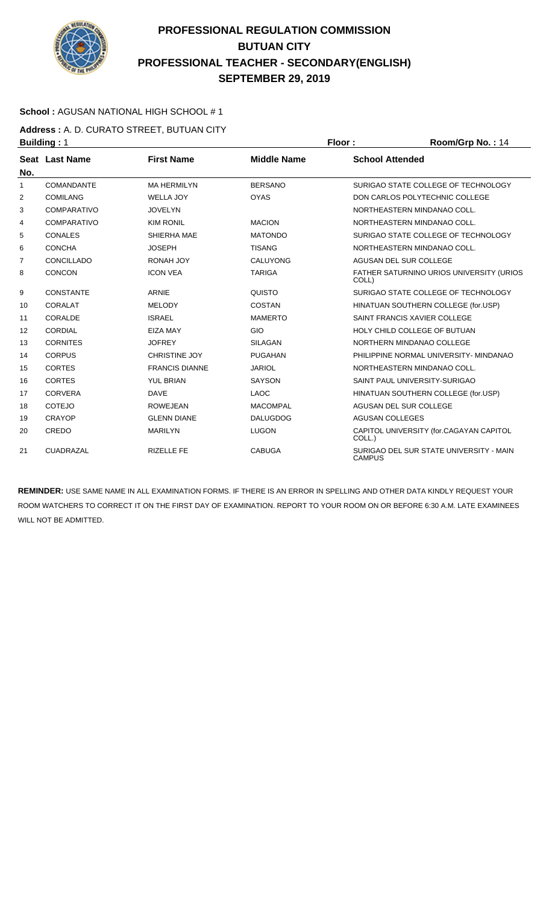# PROFESSIONAL REGULATION COMMISSION
# BUTUAN CITY
# PROFESSIONAL TEACHER - SECONDARY(ENGLISH)
# SEPTEMBER 29, 2019

**School :** AGUSAN NATIONAL HIGH SCHOOL # 1

**Address :** A. D. CURATO STREET, BUTUAN CITY

**Building :** 1 **Floor :** **Room/Grp No. :** 14

| Seat No. | Last Name | First Name | Middle Name | School Attended |
|---|---|---|---|---|
| 1 | COMANDANTE | MA HERMILYN | BERSANO | SURIGAO STATE COLLEGE OF TECHNOLOGY |
| 2 | COMILANG | WELLA JOY | OYAS | DON CARLOS POLYTECHNIC COLLEGE |
| 3 | COMPARATIVO | JOVELYN | | NORTHEASTERN MINDANAO COLL. |
| 4 | COMPARATIVO | KIM RONIL | MACION | NORTHEASTERN MINDANAO COLL. |
| 5 | CONALES | SHIERHA MAE | MATONDO | SURIGAO STATE COLLEGE OF TECHNOLOGY |
| 6 | CONCHA | JOSEPH | TISANG | NORTHEASTERN MINDANAO COLL. |
| 7 | CONCILLADO | RONAH JOY | CALUYONG | AGUSAN DEL SUR COLLEGE |
| 8 | CONCON | ICON VEA | TARIGA | FATHER SATURNINO URIOS UNIVERSITY (URIOS COLL) |
| 9 | CONSTANTE | ARNIE | QUISTO | SURIGAO STATE COLLEGE OF TECHNOLOGY |
| 10 | CORALAT | MELODY | COSTAN | HINATUAN SOUTHERN COLLEGE (for.USP) |
| 11 | CORALDE | ISRAEL | MAMERTO | SAINT FRANCIS XAVIER COLLEGE |
| 12 | CORDIAL | EIZA MAY | GIO | HOLY CHILD COLLEGE OF BUTUAN |
| 13 | CORNITES | JOFREY | SILAGAN | NORTHERN MINDANAO COLLEGE |
| 14 | CORPUS | CHRISTINE JOY | PUGAHAN | PHILIPPINE NORMAL UNIVERSITY- MINDANAO |
| 15 | CORTES | FRANCIS DIANNE | JARIOL | NORTHEASTERN MINDANAO COLL. |
| 16 | CORTES | YUL BRIAN | SAYSON | SAINT PAUL UNIVERSITY-SURIGAO |
| 17 | CORVERA | DAVE | LAOC | HINATUAN SOUTHERN COLLEGE (for.USP) |
| 18 | COTEJO | ROWEJEAN | MACOMPAL | AGUSAN DEL SUR COLLEGE |
| 19 | CRAYOP | GLENN DIANE | DALUGDOG | AGUSAN COLLEGES |
| 20 | CREDO | MARILYN | LUGON | CAPITOL UNIVERSITY (for.CAGAYAN CAPITOL COLL.) |
| 21 | CUADRAZAL | RIZELLE FE | CABUGA | SURIGAO DEL SUR STATE UNIVERSITY - MAIN CAMPUS |

**REMINDER:** USE SAME NAME IN ALL EXAMINATION FORMS. IF THERE IS AN ERROR IN SPELLING AND OTHER DATA KINDLY REQUEST YOUR ROOM WATCHERS TO CORRECT IT ON THE FIRST DAY OF EXAMINATION. REPORT TO YOUR ROOM ON OR BEFORE 6:30 A.M. LATE EXAMINEES WILL NOT BE ADMITTED.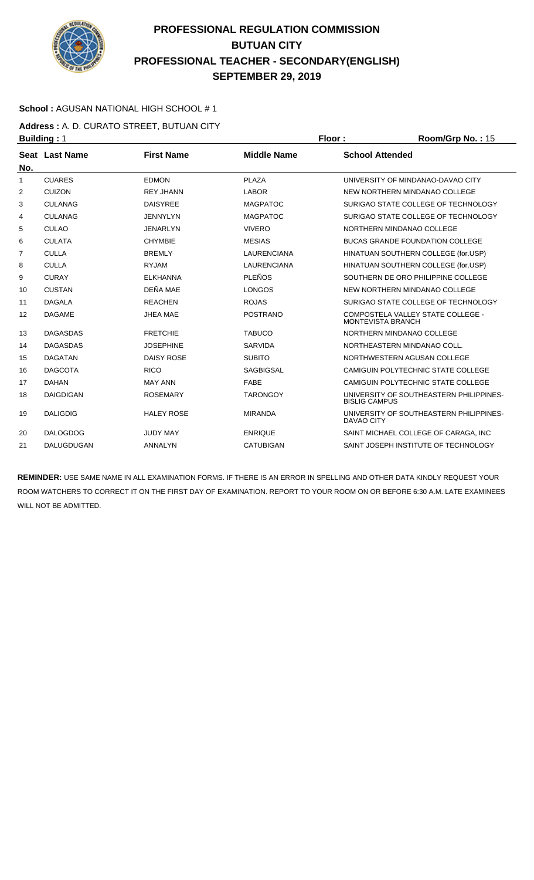# PROFESSIONAL REGULATION COMMISSION
## BUTUAN CITY
## PROFESSIONAL TEACHER - SECONDARY(ENGLISH)
## SEPTEMBER 29, 2019

**School :** AGUSAN NATIONAL HIGH SCHOOL # 1

**Address :** A. D. CURATO STREET, BUTUAN CITY

**Building :** 1 **Floor :** **Room/Grp No. :** 15

| Seat No. | Last Name | First Name | Middle Name | School Attended |
|---|---|---|---|---|
| 1 | CUARES | EDMON | PLAZA | UNIVERSITY OF MINDANAO-DAVAO CITY |
| 2 | CUIZON | REY JHANN | LABOR | NEW NORTHERN MINDANAO COLLEGE |
| 3 | CULANAG | DAISYREE | MAGPATOC | SURIGAO STATE COLLEGE OF TECHNOLOGY |
| 4 | CULANAG | JENNYLYN | MAGPATOC | SURIGAO STATE COLLEGE OF TECHNOLOGY |
| 5 | CULAO | JENARLYN | VIVERO | NORTHERN MINDANAO COLLEGE |
| 6 | CULATA | CHYMBIE | MESIAS | BUCAS GRANDE FOUNDATION COLLEGE |
| 7 | CULLA | BREMLY | LAURENCIANA | HINATUAN SOUTHERN COLLEGE (for.USP) |
| 8 | CULLA | RYJAM | LAURENCIANA | HINATUAN SOUTHERN COLLEGE (for.USP) |
| 9 | CURAY | ELKHANNA | PLEÑOS | SOUTHERN DE ORO PHILIPPINE COLLEGE |
| 10 | CUSTAN | DEÑA MAE | LONGOS | NEW NORTHERN MINDANAO COLLEGE |
| 11 | DAGALA | REACHEN | ROJAS | SURIGAO STATE COLLEGE OF TECHNOLOGY |
| 12 | DAGAME | JHEA MAE | POSTRANO | COMPOSTELA VALLEY STATE COLLEGE - MONTEVISTA BRANCH |
| 13 | DAGASDAS | FRETCHIE | TABUCO | NORTHERN MINDANAO COLLEGE |
| 14 | DAGASDAS | JOSEPHINE | SARVIDA | NORTHEASTERN MINDANAO COLL. |
| 15 | DAGATAN | DAISY ROSE | SUBITO | NORTHWESTERN AGUSAN COLLEGE |
| 16 | DAGCOTA | RICO | SAGBIGSAL | CAMIGUIN POLYTECHNIC STATE COLLEGE |
| 17 | DAHAN | MAY ANN | FABE | CAMIGUIN POLYTECHNIC STATE COLLEGE |
| 18 | DAIGDIGAN | ROSEMARY | TARONGOY | UNIVERSITY OF SOUTHEASTERN PHILIPPINES-BISLIG CAMPUS |
| 19 | DALIGDIG | HALEY ROSE | MIRANDA | UNIVERSITY OF SOUTHEASTERN PHILIPPINES-DAVAO CITY |
| 20 | DALOGDOG | JUDY MAY | ENRIQUE | SAINT MICHAEL COLLEGE OF CARAGA, INC |
| 21 | DALUGDUGAN | ANNALYN | CATUBIGAN | SAINT JOSEPH INSTITUTE OF TECHNOLOGY |

**REMINDER:** USE SAME NAME IN ALL EXAMINATION FORMS. IF THERE IS AN ERROR IN SPELLING AND OTHER DATA KINDLY REQUEST YOUR ROOM WATCHERS TO CORRECT IT ON THE FIRST DAY OF EXAMINATION. REPORT TO YOUR ROOM ON OR BEFORE 6:30 A.M. LATE EXAMINEES WILL NOT BE ADMITTED.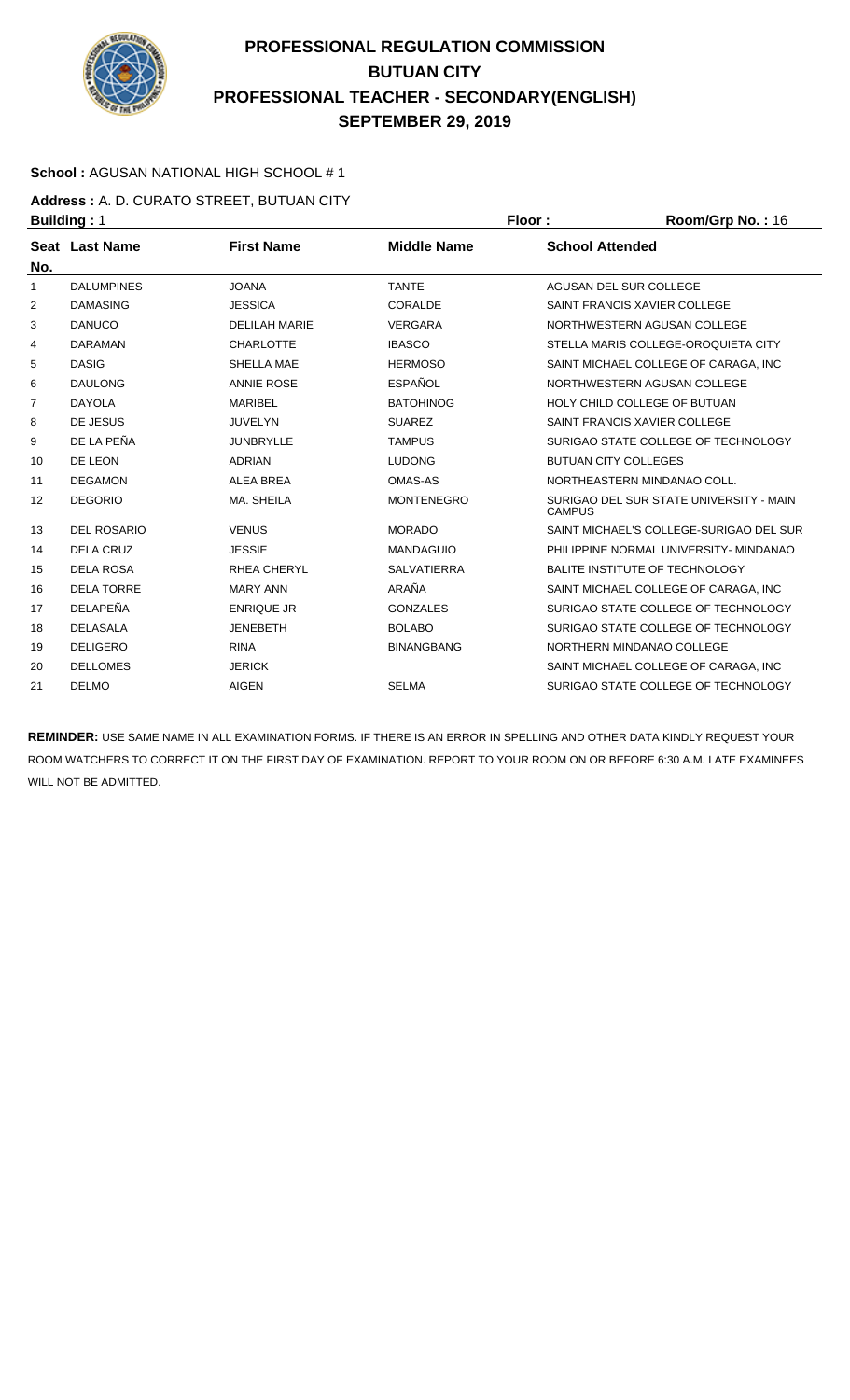# PROFESSIONAL REGULATION COMMISSION
## BUTUAN CITY
## PROFESSIONAL TEACHER - SECONDARY(ENGLISH)
## SEPTEMBER 29, 2019

**School :** AGUSAN NATIONAL HIGH SCHOOL # 1

**Address :** A. D. CURATO STREET, BUTUAN CITY

**Building :** 1 **Floor :** **Room/Grp No. :** 16

| Seat No. | Last Name | First Name | Middle Name | School Attended |
|---|---|---|---|---|
| 1 | DALUMPINES | JOANA | TANTE | AGUSAN DEL SUR COLLEGE |
| 2 | DAMASING | JESSICA | CORALDE | SAINT FRANCIS XAVIER COLLEGE |
| 3 | DANUCO | DELILAH MARIE | VERGARA | NORTHWESTERN AGUSAN COLLEGE |
| 4 | DARAMAN | CHARLOTTE | IBASCO | STELLA MARIS COLLEGE-OROQUIETA CITY |
| 5 | DASIG | SHELLA MAE | HERMOSO | SAINT MICHAEL COLLEGE OF CARAGA, INC |
| 6 | DAULONG | ANNIE ROSE | ESPAÑOL | NORTHWESTERN AGUSAN COLLEGE |
| 7 | DAYOLA | MARIBEL | BATOHINOG | HOLY CHILD COLLEGE OF BUTUAN |
| 8 | DE JESUS | JUVELYN | SUAREZ | SAINT FRANCIS XAVIER COLLEGE |
| 9 | DE LA PEÑA | JUNBRYLLE | TAMPUS | SURIGAO STATE COLLEGE OF TECHNOLOGY |
| 10 | DE LEON | ADRIAN | LUDONG | BUTUAN CITY COLLEGES |
| 11 | DEGAMON | ALEA BREA | OMAS-AS | NORTHEASTERN MINDANAO COLL. |
| 12 | DEGORIO | MA. SHEILA | MONTENEGRO | SURIGAO DEL SUR STATE UNIVERSITY - MAIN CAMPUS |
| 13 | DEL ROSARIO | VENUS | MORADO | SAINT MICHAEL'S COLLEGE-SURIGAO DEL SUR |
| 14 | DELA CRUZ | JESSIE | MANDAGUIO | PHILIPPINE NORMAL UNIVERSITY- MINDANAO |
| 15 | DELA ROSA | RHEA CHERYL | SALVATIERRA | BALITE INSTITUTE OF TECHNOLOGY |
| 16 | DELA TORRE | MARY ANN | ARAÑA | SAINT MICHAEL COLLEGE OF CARAGA, INC |
| 17 | DELAPEÑA | ENRIQUE JR | GONZALES | SURIGAO STATE COLLEGE OF TECHNOLOGY |
| 18 | DELASALA | JENEBETH | BOLABO | SURIGAO STATE COLLEGE OF TECHNOLOGY |
| 19 | DELIGERO | RINA | BINANGBANG | NORTHERN MINDANAO COLLEGE |
| 20 | DELLOMES | JERICK | | SAINT MICHAEL COLLEGE OF CARAGA, INC |
| 21 | DELMO | AIGEN | SELMA | SURIGAO STATE COLLEGE OF TECHNOLOGY |

**REMINDER:** USE SAME NAME IN ALL EXAMINATION FORMS. IF THERE IS AN ERROR IN SPELLING AND OTHER DATA KINDLY REQUEST YOUR ROOM WATCHERS TO CORRECT IT ON THE FIRST DAY OF EXAMINATION. REPORT TO YOUR ROOM ON OR BEFORE 6:30 A.M. LATE EXAMINEES WILL NOT BE ADMITTED.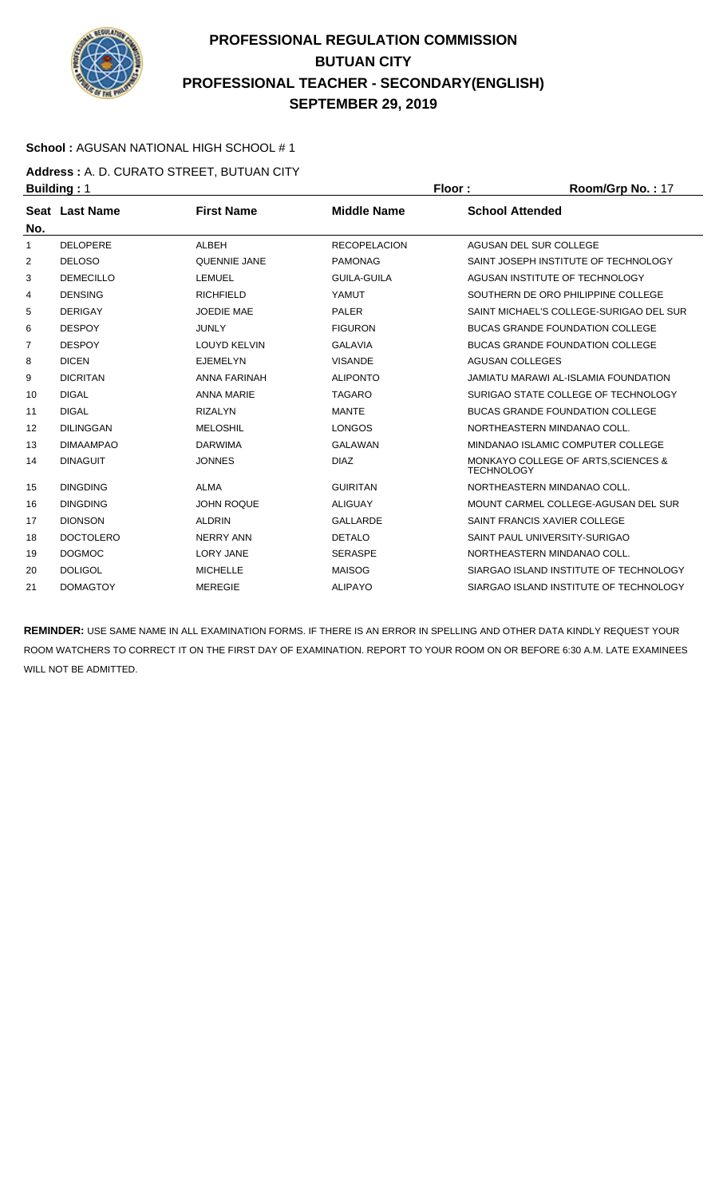# PROFESSIONAL REGULATION COMMISSION
# BUTUAN CITY
# PROFESSIONAL TEACHER - SECONDARY(ENGLISH)
# SEPTEMBER 29, 2019

**School :** AGUSAN NATIONAL HIGH SCHOOL # 1

**Address :** A. D. CURATO STREET, BUTUAN CITY

**Building :** 1 **Floor :** **Room/Grp No. :** 17

| Seat No. | Last Name | First Name | Middle Name | School Attended |
|---|---|---|---|---|
| 1 | DELOPERE | ALBEH | RECOPELACION | AGUSAN DEL SUR COLLEGE |
| 2 | DELOSO | QUENNIE JANE | PAMONAG | SAINT JOSEPH INSTITUTE OF TECHNOLOGY |
| 3 | DEMECILLO | LEMUEL | GUILA-GUILA | AGUSAN INSTITUTE OF TECHNOLOGY |
| 4 | DENSING | RICHFIELD | YAMUT | SOUTHERN DE ORO PHILIPPINE COLLEGE |
| 5 | DERIGAY | JOEDIE MAE | PALER | SAINT MICHAEL'S COLLEGE-SURIGAO DEL SUR |
| 6 | DESPOY | JUNLY | FIGURON | BUCAS GRANDE FOUNDATION COLLEGE |
| 7 | DESPOY | LOUYD KELVIN | GALAVIA | BUCAS GRANDE FOUNDATION COLLEGE |
| 8 | DICEN | EJEMELYN | VISANDE | AGUSAN COLLEGES |
| 9 | DICRITAN | ANNA FARINAH | ALIPONTO | JAMIATU MARAWI AL-ISLAMIA FOUNDATION |
| 10 | DIGAL | ANNA MARIE | TAGARO | SURIGAO STATE COLLEGE OF TECHNOLOGY |
| 11 | DIGAL | RIZALYN | MANTE | BUCAS GRANDE FOUNDATION COLLEGE |
| 12 | DILINGGAN | MELOSHIL | LONGOS | NORTHEASTERN MINDANAO COLL. |
| 13 | DIMAAMPAO | DARWIMA | GALAWAN | MINDANAO ISLAMIC COMPUTER COLLEGE |
| 14 | DINAGUIT | JONNES | DIAZ | MONKAYO COLLEGE OF ARTS,SCIENCES & TECHNOLOGY |
| 15 | DINGDING | ALMA | GUIRITAN | NORTHEASTERN MINDANAO COLL. |
| 16 | DINGDING | JOHN ROQUE | ALIGUAY | MOUNT CARMEL COLLEGE-AGUSAN DEL SUR |
| 17 | DIONSON | ALDRIN | GALLARDE | SAINT FRANCIS XAVIER COLLEGE |
| 18 | DOCTOLERO | NERRY ANN | DETALO | SAINT PAUL UNIVERSITY-SURIGAO |
| 19 | DOGMOC | LORY JANE | SERASPE | NORTHEASTERN MINDANAO COLL. |
| 20 | DOLIGOL | MICHELLE | MAISOG | SIARGAO ISLAND INSTITUTE OF TECHNOLOGY |
| 21 | DOMAGTOY | MEREGIE | ALIPAYO | SIARGAO ISLAND INSTITUTE OF TECHNOLOGY |

**REMINDER:** USE SAME NAME IN ALL EXAMINATION FORMS. IF THERE IS AN ERROR IN SPELLING AND OTHER DATA KINDLY REQUEST YOUR ROOM WATCHERS TO CORRECT IT ON THE FIRST DAY OF EXAMINATION. REPORT TO YOUR ROOM ON OR BEFORE 6:30 A.M. LATE EXAMINEES WILL NOT BE ADMITTED.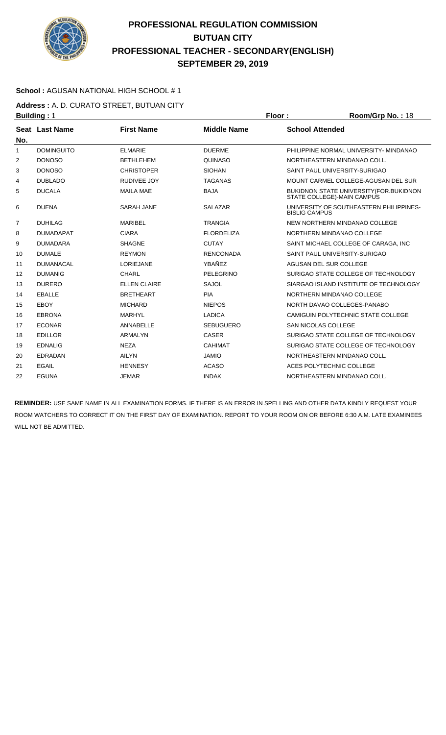# PROFESSIONAL REGULATION COMMISSION
# BUTUAN CITY
# PROFESSIONAL TEACHER - SECONDARY(ENGLISH)
# SEPTEMBER 29, 2019

**School :** AGUSAN NATIONAL HIGH SCHOOL # 1

**Address :** A. D. CURATO STREET, BUTUAN CITY

**Building :** 1 **Floor :** **Room/Grp No. :** 18

| Seat No. | Last Name | First Name | Middle Name | School Attended |
|---|---|---|---|---|
| 1 | DOMINGUITO | ELMARIE | DUERME | PHILIPPINE NORMAL UNIVERSITY- MINDANAO |
| 2 | DONOSO | BETHLEHEM | QUINASO | NORTHEASTERN MINDANAO COLL. |
| 3 | DONOSO | CHRISTOPER | SIOHAN | SAINT PAUL UNIVERSITY-SURIGAO |
| 4 | DUBLADO | RUDIVEE JOY | TAGANAS | MOUNT CARMEL COLLEGE-AGUSAN DEL SUR |
| 5 | DUCALA | MAILA MAE | BAJA | BUKIDNON STATE UNIVERSITY(FOR.BUKIDNON STATE COLLEGE)-MAIN CAMPUS |
| 6 | DUENA | SARAH JANE | SALAZAR | UNIVERSITY OF SOUTHEASTERN PHILIPPINES-BISLIG CAMPUS |
| 7 | DUHILAG | MARIBEL | TRANGIA | NEW NORTHERN MINDANAO COLLEGE |
| 8 | DUMADAPAT | CIARA | FLORDELIZA | NORTHERN MINDANAO COLLEGE |
| 9 | DUMADARA | SHAGNE | CUTAY | SAINT MICHAEL COLLEGE OF CARAGA, INC |
| 10 | DUMALE | REYMON | RENCONADA | SAINT PAUL UNIVERSITY-SURIGAO |
| 11 | DUMANACAL | LORIEJANE | YBAÑEZ | AGUSAN DEL SUR COLLEGE |
| 12 | DUMANIG | CHARL | PELEGRINO | SURIGAO STATE COLLEGE OF TECHNOLOGY |
| 13 | DURERO | ELLEN CLAIRE | SAJOL | SIARGAO ISLAND INSTITUTE OF TECHNOLOGY |
| 14 | EBALLE | BRETHEART | PIA | NORTHERN MINDANAO COLLEGE |
| 15 | EBOY | MICHARD | NIEPOS | NORTH DAVAO COLLEGES-PANABO |
| 16 | EBRONA | MARHYL | LADICA | CAMIGUIN POLYTECHNIC STATE COLLEGE |
| 17 | ECONAR | ANNABELLE | SEBUGUERO | SAN NICOLAS COLLEGE |
| 18 | EDILLOR | ARMALYN | CASER | SURIGAO STATE COLLEGE OF TECHNOLOGY |
| 19 | EDNALIG | NEZA | CAHIMAT | SURIGAO STATE COLLEGE OF TECHNOLOGY |
| 20 | EDRADAN | AILYN | JAMIO | NORTHEASTERN MINDANAO COLL. |
| 21 | EGAIL | HENNESY | ACASO | ACES POLYTECHNIC COLLEGE |
| 22 | EGUNA | JEMAR | INDAK | NORTHEASTERN MINDANAO COLL. |

**REMINDER:** USE SAME NAME IN ALL EXAMINATION FORMS. IF THERE IS AN ERROR IN SPELLING AND OTHER DATA KINDLY REQUEST YOUR ROOM WATCHERS TO CORRECT IT ON THE FIRST DAY OF EXAMINATION. REPORT TO YOUR ROOM ON OR BEFORE 6:30 A.M. LATE EXAMINEES WILL NOT BE ADMITTED.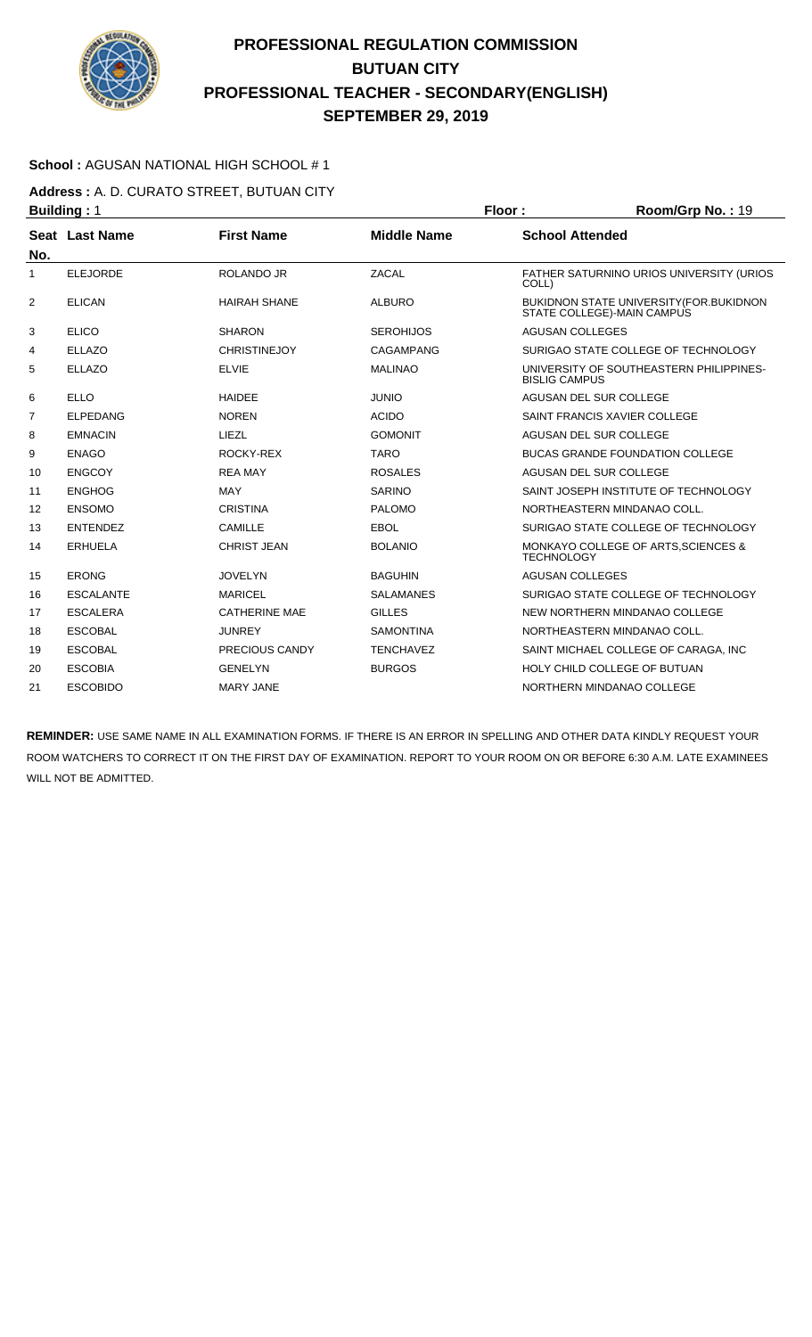# PROFESSIONAL REGULATION COMMISSION
# BUTUAN CITY
# PROFESSIONAL TEACHER - SECONDARY(ENGLISH)
# SEPTEMBER 29, 2019

**School :** AGUSAN NATIONAL HIGH SCHOOL # 1

**Address :** A. D. CURATO STREET, BUTUAN CITY

**Building :** 1 **Floor :** **Room/Grp No. :** 19

| Seat No. | Last Name | First Name | Middle Name | School Attended |
|---|---|---|---|---|
| 1 | ELEJORDE | ROLANDO JR | ZACAL | FATHER SATURNINO URIOS UNIVERSITY (URIOS COLL) |
| 2 | ELICAN | HAIRAH SHANE | ALBURO | BUKIDNON STATE UNIVERSITY(FOR.BUKIDNON STATE COLLEGE)-MAIN CAMPUS |
| 3 | ELICO | SHARON | SEROHIJOS | AGUSAN COLLEGES |
| 4 | ELLAZO | CHRISTINEJOY | CAGAMPANG | SURIGAO STATE COLLEGE OF TECHNOLOGY |
| 5 | ELLAZO | ELVIE | MALINAO | UNIVERSITY OF SOUTHEASTERN PHILIPPINES-BISLIG CAMPUS |
| 6 | ELLO | HAIDEE | JUNIO | AGUSAN DEL SUR COLLEGE |
| 7 | ELPEDANG | NOREN | ACIDO | SAINT FRANCIS XAVIER COLLEGE |
| 8 | EMNACIN | LIEZL | GOMONIT | AGUSAN DEL SUR COLLEGE |
| 9 | ENAGO | ROCKY-REX | TARO | BUCAS GRANDE FOUNDATION COLLEGE |
| 10 | ENGCOY | REA MAY | ROSALES | AGUSAN DEL SUR COLLEGE |
| 11 | ENGHOG | MAY | SARINO | SAINT JOSEPH INSTITUTE OF TECHNOLOGY |
| 12 | ENSOMO | CRISTINA | PALOMO | NORTHEASTERN MINDANAO COLL. |
| 13 | ENTENDEZ | CAMILLE | EBOL | SURIGAO STATE COLLEGE OF TECHNOLOGY |
| 14 | ERHUELA | CHRIST JEAN | BOLANIO | MONKAYO COLLEGE OF ARTS,SCIENCES & TECHNOLOGY |
| 15 | ERONG | JOVELYN | BAGUHIN | AGUSAN COLLEGES |
| 16 | ESCALANTE | MARICEL | SALAMANES | SURIGAO STATE COLLEGE OF TECHNOLOGY |
| 17 | ESCALERA | CATHERINE MAE | GILLES | NEW NORTHERN MINDANAO COLLEGE |
| 18 | ESCOBAL | JUNREY | SAMONTINA | NORTHEASTERN MINDANAO COLL. |
| 19 | ESCOBAL | PRECIOUS CANDY | TENCHAVEZ | SAINT MICHAEL COLLEGE OF CARAGA, INC |
| 20 | ESCOBIA | GENELYN | BURGOS | HOLY CHILD COLLEGE OF BUTUAN |
| 21 | ESCOBIDO | MARY JANE | | NORTHERN MINDANAO COLLEGE |

**REMINDER:** USE SAME NAME IN ALL EXAMINATION FORMS. IF THERE IS AN ERROR IN SPELLING AND OTHER DATA KINDLY REQUEST YOUR ROOM WATCHERS TO CORRECT IT ON THE FIRST DAY OF EXAMINATION. REPORT TO YOUR ROOM ON OR BEFORE 6:30 A.M. LATE EXAMINEES WILL NOT BE ADMITTED.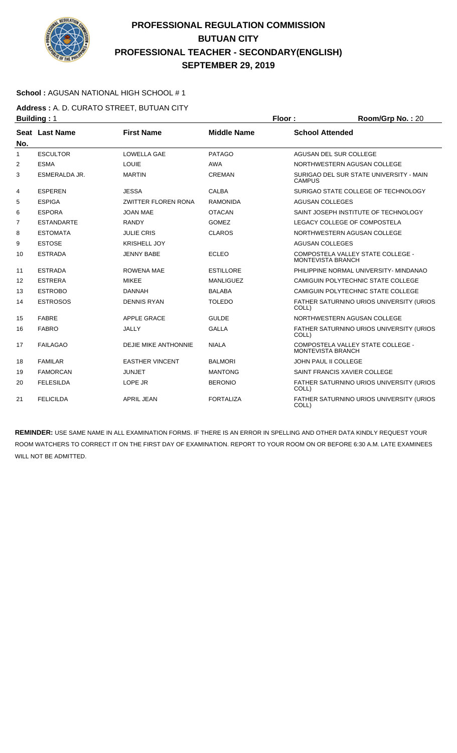# PROFESSIONAL REGULATION COMMISSION
# BUTUAN CITY
# PROFESSIONAL TEACHER - SECONDARY(ENGLISH)
# SEPTEMBER 29, 2019

**School :** AGUSAN NATIONAL HIGH SCHOOL # 1

**Address :** A. D. CURATO STREET, BUTUAN CITY

**Building :** 1 **Floor :** **Room/Grp No. :** 20

| Seat No. | Last Name | First Name | Middle Name | School Attended |
|---|---|---|---|---|
| 1 | ESCULTOR | LOWELLA GAE | PATAGO | AGUSAN DEL SUR COLLEGE |
| 2 | ESMA | LOUIE | AWA | NORTHWESTERN AGUSAN COLLEGE |
| 3 | ESMERALDA JR. | MARTIN | CREMAN | SURIGAO DEL SUR STATE UNIVERSITY - MAIN CAMPUS |
| 4 | ESPEREN | JESSA | CALBA | SURIGAO STATE COLLEGE OF TECHNOLOGY |
| 5 | ESPIGA | ZWITTER FLOREN RONA | RAMONIDA | AGUSAN COLLEGES |
| 6 | ESPORA | JOAN MAE | OTACAN | SAINT JOSEPH INSTITUTE OF TECHNOLOGY |
| 7 | ESTANDARTE | RANDY | GOMEZ | LEGACY COLLEGE OF COMPOSTELA |
| 8 | ESTOMATA | JULIE CRIS | CLAROS | NORTHWESTERN AGUSAN COLLEGE |
| 9 | ESTOSE | KRISHELL JOY | | AGUSAN COLLEGES |
| 10 | ESTRADA | JENNY BABE | ECLEO | COMPOSTELA VALLEY STATE COLLEGE - MONTEVISTA BRANCH |
| 11 | ESTRADA | ROWENA MAE | ESTILLORE | PHILIPPINE NORMAL UNIVERSITY- MINDANAO |
| 12 | ESTRERA | MIKEE | MANLIGUEZ | CAMIGUIN POLYTECHNIC STATE COLLEGE |
| 13 | ESTROBO | DANNAH | BALABA | CAMIGUIN POLYTECHNIC STATE COLLEGE |
| 14 | ESTROSOS | DENNIS RYAN | TOLEDO | FATHER SATURNINO URIOS UNIVERSITY (URIOS COLL) |
| 15 | FABRE | APPLE GRACE | GULDE | NORTHWESTERN AGUSAN COLLEGE |
| 16 | FABRO | JALLY | GALLA | FATHER SATURNINO URIOS UNIVERSITY (URIOS COLL) |
| 17 | FAILAGAO | DEJIE MIKE ANTHONNIE | NIALA | COMPOSTELA VALLEY STATE COLLEGE - MONTEVISTA BRANCH |
| 18 | FAMILAR | EASTHER VINCENT | BALMORI | JOHN PAUL II COLLEGE |
| 19 | FAMORCAN | JUNJET | MANTONG | SAINT FRANCIS XAVIER COLLEGE |
| 20 | FELESILDA | LOPE JR | BERONIO | FATHER SATURNINO URIOS UNIVERSITY (URIOS COLL) |
| 21 | FELICILDA | APRIL JEAN | FORTALIZA | FATHER SATURNINO URIOS UNIVERSITY (URIOS COLL) |

**REMINDER:** USE SAME NAME IN ALL EXAMINATION FORMS. IF THERE IS AN ERROR IN SPELLING AND OTHER DATA KINDLY REQUEST YOUR ROOM WATCHERS TO CORRECT IT ON THE FIRST DAY OF EXAMINATION. REPORT TO YOUR ROOM ON OR BEFORE 6:30 A.M. LATE EXAMINEES WILL NOT BE ADMITTED.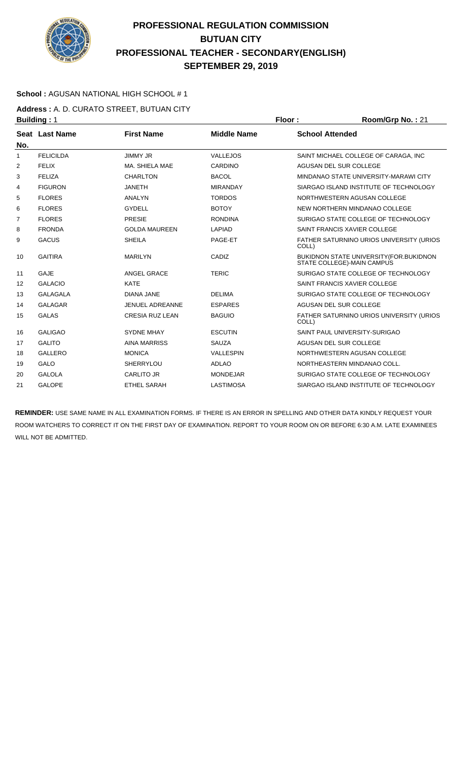# PROFESSIONAL REGULATION COMMISSION
## BUTUAN CITY
## PROFESSIONAL TEACHER - SECONDARY(ENGLISH)
## SEPTEMBER 29, 2019

**School :** AGUSAN NATIONAL HIGH SCHOOL # 1

**Address :** A. D. CURATO STREET, BUTUAN CITY

**Building :** 1 **Floor :** **Room/Grp No. :** 21

| Seat No. | Last Name | First Name | Middle Name | School Attended |
|---|---|---|---|---|
| 1 | FELICILDA | JIMMY JR | VALLEJOS | SAINT MICHAEL COLLEGE OF CARAGA, INC |
| 2 | FELIX | MA. SHIELA MAE | CARDINO | AGUSAN DEL SUR COLLEGE |
| 3 | FELIZA | CHARLTON | BACOL | MINDANAO STATE UNIVERSITY-MARAWI CITY |
| 4 | FIGURON | JANETH | MIRANDAY | SIARGAO ISLAND INSTITUTE OF TECHNOLOGY |
| 5 | FLORES | ANALYN | TORDOS | NORTHWESTERN AGUSAN COLLEGE |
| 6 | FLORES | GYDELL | BOTOY | NEW NORTHERN MINDANAO COLLEGE |
| 7 | FLORES | PRESIE | RONDINA | SURIGAO STATE COLLEGE OF TECHNOLOGY |
| 8 | FRONDA | GOLDA MAUREEN | LAPIAD | SAINT FRANCIS XAVIER COLLEGE |
| 9 | GACUS | SHEILA | PAGE-ET | FATHER SATURNINO URIOS UNIVERSITY (URIOS COLL) |
| 10 | GAITIRA | MARILYN | CADIZ | BUKIDNON STATE UNIVERSITY(FOR.BUKIDNON STATE COLLEGE)-MAIN CAMPUS |
| 11 | GAJE | ANGEL GRACE | TERIC | SURIGAO STATE COLLEGE OF TECHNOLOGY |
| 12 | GALACIO | KATE | | SAINT FRANCIS XAVIER COLLEGE |
| 13 | GALAGALA | DIANA JANE | DELIMA | SURIGAO STATE COLLEGE OF TECHNOLOGY |
| 14 | GALAGAR | JENUEL ADREANNE | ESPARES | AGUSAN DEL SUR COLLEGE |
| 15 | GALAS | CRESIA RUZ LEAN | BAGUIO | FATHER SATURNINO URIOS UNIVERSITY (URIOS COLL) |
| 16 | GALIGAO | SYDNE MHAY | ESCUTIN | SAINT PAUL UNIVERSITY-SURIGAO |
| 17 | GALITO | AINA MARRISS | SAUZA | AGUSAN DEL SUR COLLEGE |
| 18 | GALLERO | MONICA | VALLESPIN | NORTHWESTERN AGUSAN COLLEGE |
| 19 | GALO | SHERRYLOU | ADLAO | NORTHEASTERN MINDANAO COLL. |
| 20 | GALOLA | CARLITO JR | MONDEJAR | SURIGAO STATE COLLEGE OF TECHNOLOGY |
| 21 | GALOPE | ETHEL SARAH | LASTIMOSA | SIARGAO ISLAND INSTITUTE OF TECHNOLOGY |

**REMINDER:** USE SAME NAME IN ALL EXAMINATION FORMS. IF THERE IS AN ERROR IN SPELLING AND OTHER DATA KINDLY REQUEST YOUR ROOM WATCHERS TO CORRECT IT ON THE FIRST DAY OF EXAMINATION. REPORT TO YOUR ROOM ON OR BEFORE 6:30 A.M. LATE EXAMINEES WILL NOT BE ADMITTED.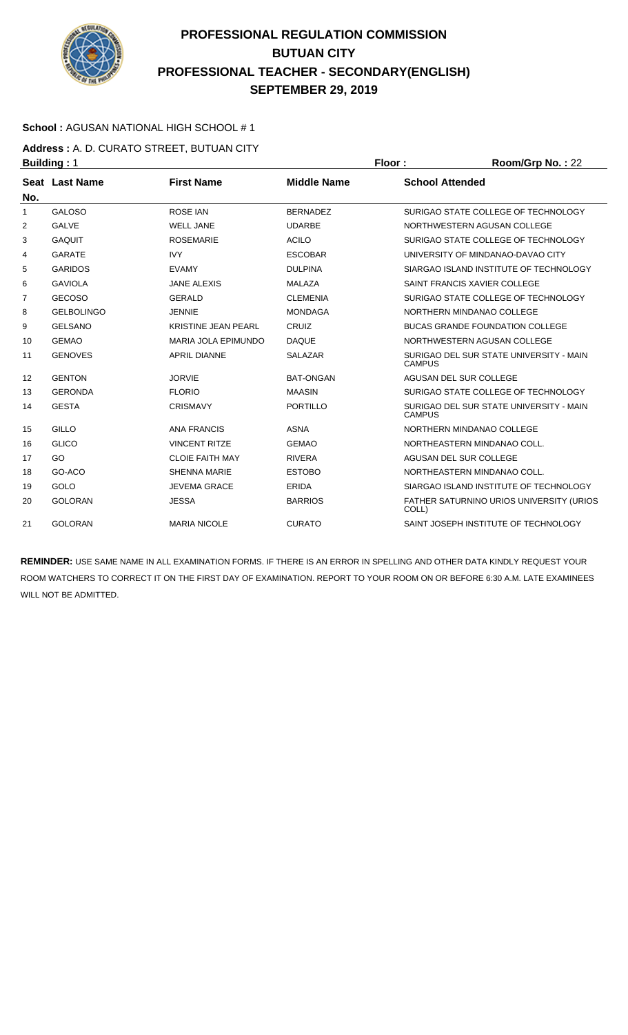# PROFESSIONAL REGULATION COMMISSION
## BUTUAN CITY
## PROFESSIONAL TEACHER - SECONDARY(ENGLISH)
## SEPTEMBER 29, 2019

**School :** AGUSAN NATIONAL HIGH SCHOOL # 1

**Address :** A. D. CURATO STREET, BUTUAN CITY

**Building :** 1 **Floor :** **Room/Grp No. :** 22

| Seat No. | Last Name | First Name | Middle Name | School Attended |
|---|---|---|---|---|
| 1 | GALOSO | ROSE IAN | BERNADEZ | SURIGAO STATE COLLEGE OF TECHNOLOGY |
| 2 | GALVE | WELL JANE | UDARBE | NORTHWESTERN AGUSAN COLLEGE |
| 3 | GAQUIT | ROSEMARIE | ACILO | SURIGAO STATE COLLEGE OF TECHNOLOGY |
| 4 | GARATE | IVY | ESCOBAR | UNIVERSITY OF MINDANAO-DAVAO CITY |
| 5 | GARIDOS | EVAMY | DULPINA | SIARGAO ISLAND INSTITUTE OF TECHNOLOGY |
| 6 | GAVIOLA | JANE ALEXIS | MALAZA | SAINT FRANCIS XAVIER COLLEGE |
| 7 | GECOSO | GERALD | CLEMENIA | SURIGAO STATE COLLEGE OF TECHNOLOGY |
| 8 | GELBOLINGO | JENNIE | MONDAGA | NORTHERN MINDANAO COLLEGE |
| 9 | GELSANO | KRISTINE JEAN PEARL | CRUIZ | BUCAS GRANDE FOUNDATION COLLEGE |
| 10 | GEMAO | MARIA JOLA EPIMUNDO | DAQUE | NORTHWESTERN AGUSAN COLLEGE |
| 11 | GENOVES | APRIL DIANNE | SALAZAR | SURIGAO DEL SUR STATE UNIVERSITY - MAIN CAMPUS |
| 12 | GENTON | JORVIE | BAT-ONGAN | AGUSAN DEL SUR COLLEGE |
| 13 | GERONDA | FLORIO | MAASIN | SURIGAO STATE COLLEGE OF TECHNOLOGY |
| 14 | GESTA | CRISMAVY | PORTILLO | SURIGAO DEL SUR STATE UNIVERSITY - MAIN CAMPUS |
| 15 | GILLO | ANA FRANCIS | ASNA | NORTHERN MINDANAO COLLEGE |
| 16 | GLICO | VINCENT RITZE | GEMAO | NORTHEASTERN MINDANAO COLL. |
| 17 | GO | CLOIE FAITH MAY | RIVERA | AGUSAN DEL SUR COLLEGE |
| 18 | GO-ACO | SHENNA MARIE | ESTOBO | NORTHEASTERN MINDANAO COLL. |
| 19 | GOLO | JEVEMA GRACE | ERIDA | SIARGAO ISLAND INSTITUTE OF TECHNOLOGY |
| 20 | GOLORAN | JESSA | BARRIOS | FATHER SATURNINO URIOS UNIVERSITY (URIOS COLL) |
| 21 | GOLORAN | MARIA NICOLE | CURATO | SAINT JOSEPH INSTITUTE OF TECHNOLOGY |

**REMINDER:** USE SAME NAME IN ALL EXAMINATION FORMS. IF THERE IS AN ERROR IN SPELLING AND OTHER DATA KINDLY REQUEST YOUR ROOM WATCHERS TO CORRECT IT ON THE FIRST DAY OF EXAMINATION. REPORT TO YOUR ROOM ON OR BEFORE 6:30 A.M. LATE EXAMINEES WILL NOT BE ADMITTED.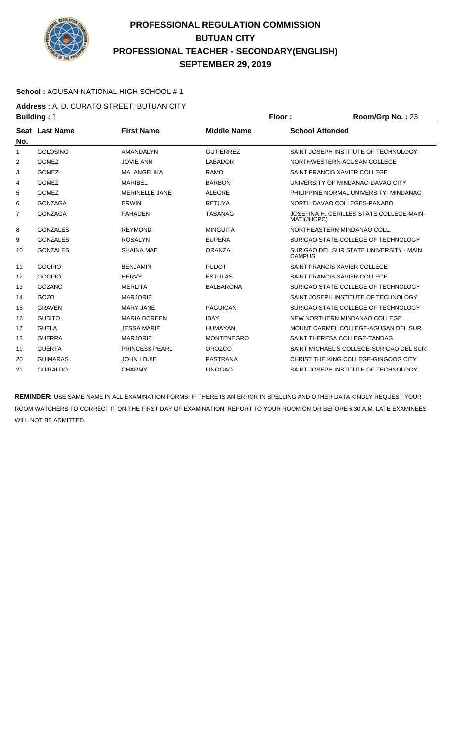# PROFESSIONAL REGULATION COMMISSION
## BUTUAN CITY
## PROFESSIONAL TEACHER - SECONDARY(ENGLISH)
## SEPTEMBER 29, 2019

**School :** AGUSAN NATIONAL HIGH SCHOOL # 1

**Address :** A. D. CURATO STREET, BUTUAN CITY

**Building :** 1 **Floor :** **Room/Grp No. :** 23

| Seat No. | Last Name | First Name | Middle Name | School Attended |
|---|---|---|---|---|
| 1 | GOLOSINO | AMANDALYN | GUTIERREZ | SAINT JOSEPH INSTITUTE OF TECHNOLOGY |
| 2 | GOMEZ | JOVIE ANN | LABADOR | NORTHWESTERN AGUSAN COLLEGE |
| 3 | GOMEZ | MA. ANGELIKA | RAMO | SAINT FRANCIS XAVIER COLLEGE |
| 4 | GOMEZ | MARIBEL | BARBON | UNIVERSITY OF MINDANAO-DAVAO CITY |
| 5 | GOMEZ | MERINELLE JANE | ALEGRE | PHILIPPINE NORMAL UNIVERSITY- MINDANAO |
| 6 | GONZAGA | ERWIN | RETUYA | NORTH DAVAO COLLEGES-PANABO |
| 7 | GONZAGA | FAHADEN | TABAÑAG | JOSEFINA H. CERILLES STATE COLLEGE-MAIN-MATI(JHCPC) |
| 8 | GONZALES | REYMOND | MINGUITA | NORTHEASTERN MINDANAO COLL. |
| 9 | GONZALES | ROSALYN | EUPEÑA | SURIGAO STATE COLLEGE OF TECHNOLOGY |
| 10 | GONZALES | SHAINA MAE | ORANZA | SURIGAO DEL SUR STATE UNIVERSITY - MAIN CAMPUS |
| 11 | GOOPIO | BENJAMIN | PUDOT | SAINT FRANCIS XAVIER COLLEGE |
| 12 | GOOPIO | HERVY | ESTULAS | SAINT FRANCIS XAVIER COLLEGE |
| 13 | GOZANO | MERLITA | BALBARONA | SURIGAO STATE COLLEGE OF TECHNOLOGY |
| 14 | GOZO | MARJORIE | | SAINT JOSEPH INSTITUTE OF TECHNOLOGY |
| 15 | GRAVEN | MARY JANE | PAGUICAN | SURIGAO STATE COLLEGE OF TECHNOLOGY |
| 16 | GUDITO | MARIA DOREEN | IBAY | NEW NORTHERN MINDANAO COLLEGE |
| 17 | GUELA | JESSA MARIE | HUMAYAN | MOUNT CARMEL COLLEGE-AGUSAN DEL SUR |
| 18 | GUERRA | MARJORIE | MONTENEGRO | SAINT THERESA COLLEGE-TANDAG |
| 19 | GUERTA | PRINCESS PEARL | OROZCO | SAINT MICHAEL'S COLLEGE-SURIGAO DEL SUR |
| 20 | GUIMARAS | JOHN LOUIE | PASTRANA | CHRIST THE KING COLLEGE-GINGOOG CITY |
| 21 | GUIRALDO | CHARMY | LINOGAO | SAINT JOSEPH INSTITUTE OF TECHNOLOGY |

**REMINDER:** USE SAME NAME IN ALL EXAMINATION FORMS. IF THERE IS AN ERROR IN SPELLING AND OTHER DATA KINDLY REQUEST YOUR ROOM WATCHERS TO CORRECT IT ON THE FIRST DAY OF EXAMINATION. REPORT TO YOUR ROOM ON OR BEFORE 6:30 A.M. LATE EXAMINEES WILL NOT BE ADMITTED.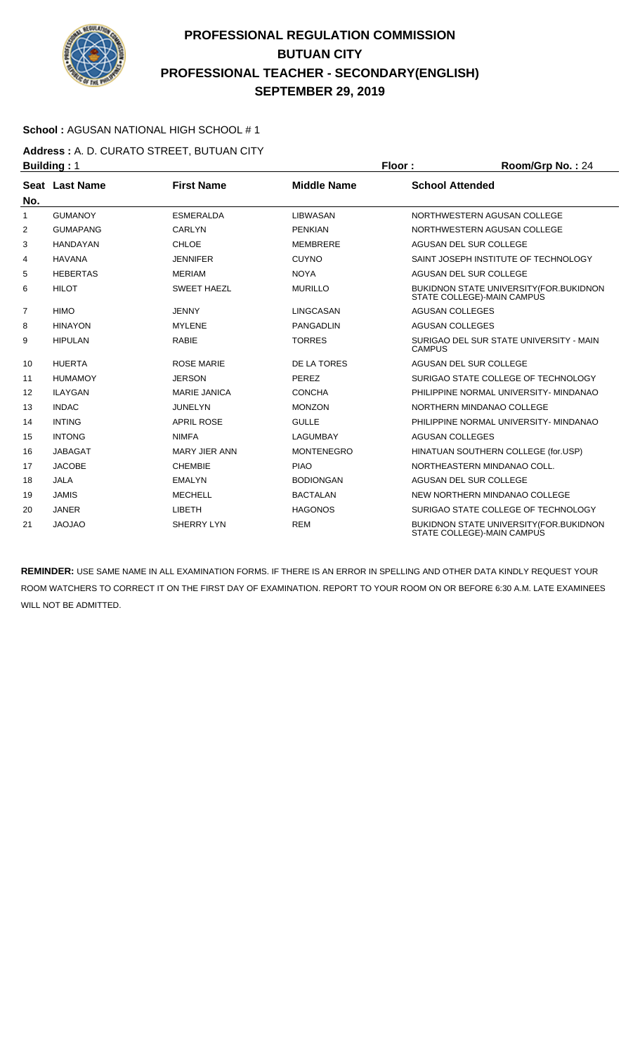# PROFESSIONAL REGULATION COMMISSION
# BUTUAN CITY
# PROFESSIONAL TEACHER - SECONDARY(ENGLISH)
# SEPTEMBER 29, 2019

**School :** AGUSAN NATIONAL HIGH SCHOOL # 1

**Address :** A. D. CURATO STREET, BUTUAN CITY

**Building :** 1 **Floor :** **Room/Grp No. :** 24

| Seat No. | Last Name | First Name | Middle Name | School Attended |
|---|---|---|---|---|
| 1 | GUMANOY | ESMERALDA | LIBWASAN | NORTHWESTERN AGUSAN COLLEGE |
| 2 | GUMAPANG | CARLYN | PENKIAN | NORTHWESTERN AGUSAN COLLEGE |
| 3 | HANDAYAN | CHLOE | MEMBRERE | AGUSAN DEL SUR COLLEGE |
| 4 | HAVANA | JENNIFER | CUYNO | SAINT JOSEPH INSTITUTE OF TECHNOLOGY |
| 5 | HEBERTAS | MERIAM | NOYA | AGUSAN DEL SUR COLLEGE |
| 6 | HILOT | SWEET HAEZL | MURILLO | BUKIDNON STATE UNIVERSITY(FOR.BUKIDNON STATE COLLEGE)-MAIN CAMPUS |
| 7 | HIMO | JENNY | LINGCASAN | AGUSAN COLLEGES |
| 8 | HINAYON | MYLENE | PANGADLIN | AGUSAN COLLEGES |
| 9 | HIPULAN | RABIE | TORRES | SURIGAO DEL SUR STATE UNIVERSITY - MAIN CAMPUS |
| 10 | HUERTA | ROSE MARIE | DE LA TORES | AGUSAN DEL SUR COLLEGE |
| 11 | HUMAMOY | JERSON | PEREZ | SURIGAO STATE COLLEGE OF TECHNOLOGY |
| 12 | ILAYGAN | MARIE JANICA | CONCHA | PHILIPPINE NORMAL UNIVERSITY- MINDANAO |
| 13 | INDAC | JUNELYN | MONZON | NORTHERN MINDANAO COLLEGE |
| 14 | INTING | APRIL ROSE | GULLE | PHILIPPINE NORMAL UNIVERSITY- MINDANAO |
| 15 | INTONG | NIMFA | LAGUMBAY | AGUSAN COLLEGES |
| 16 | JABAGAT | MARY JIER ANN | MONTENEGRO | HINATUAN SOUTHERN COLLEGE (for.USP) |
| 17 | JACOBE | CHEMBIE | PIAO | NORTHEASTERN MINDANAO COLL. |
| 18 | JALA | EMALYN | BODIONGAN | AGUSAN DEL SUR COLLEGE |
| 19 | JAMIS | MECHELL | BACTALAN | NEW NORTHERN MINDANAO COLLEGE |
| 20 | JANER | LIBETH | HAGONOS | SURIGAO STATE COLLEGE OF TECHNOLOGY |
| 21 | JAOJAO | SHERRY LYN | REM | BUKIDNON STATE UNIVERSITY(FOR.BUKIDNON STATE COLLEGE)-MAIN CAMPUS |

**REMINDER:** USE SAME NAME IN ALL EXAMINATION FORMS. IF THERE IS AN ERROR IN SPELLING AND OTHER DATA KINDLY REQUEST YOUR ROOM WATCHERS TO CORRECT IT ON THE FIRST DAY OF EXAMINATION. REPORT TO YOUR ROOM ON OR BEFORE 6:30 A.M. LATE EXAMINEES WILL NOT BE ADMITTED.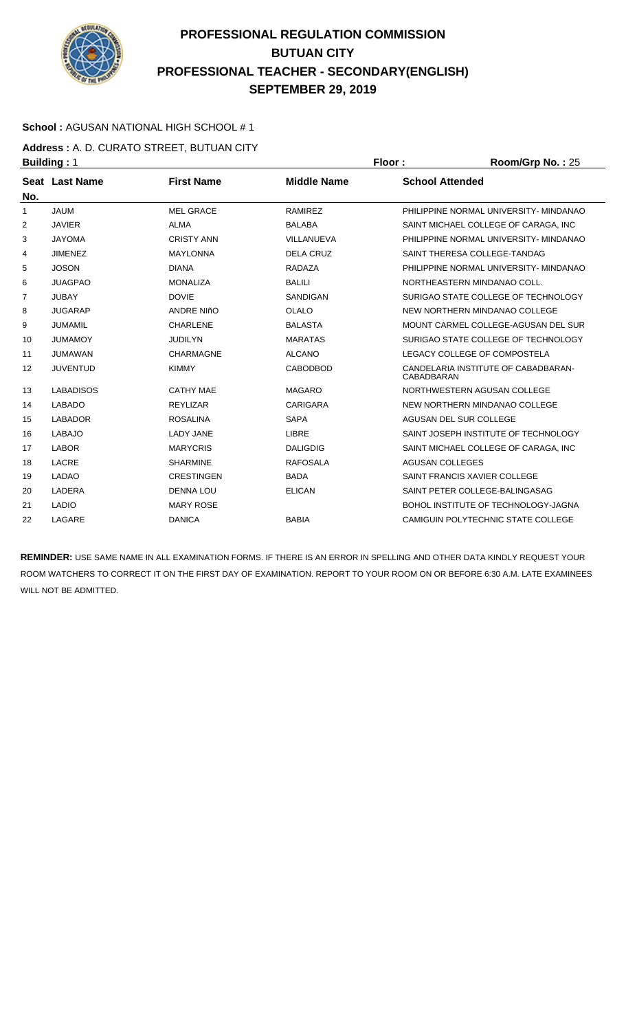# PROFESSIONAL REGULATION COMMISSION
# BUTUAN CITY
# PROFESSIONAL TEACHER - SECONDARY(ENGLISH)
# SEPTEMBER 29, 2019

**School :** AGUSAN NATIONAL HIGH SCHOOL # 1

**Address :** A. D. CURATO STREET, BUTUAN CITY

**Building :** 1 **Floor :** **Room/Grp No. :** 25

| Seat No. | Last Name | First Name | Middle Name | School Attended |
|---|---|---|---|---|
| 1 | JAUM | MEL GRACE | RAMIREZ | PHILIPPINE NORMAL UNIVERSITY- MINDANAO |
| 2 | JAVIER | ALMA | BALABA | SAINT MICHAEL COLLEGE OF CARAGA, INC |
| 3 | JAYOMA | CRISTY ANN | VILLANUEVA | PHILIPPINE NORMAL UNIVERSITY- MINDANAO |
| 4 | JIMENEZ | MAYLONNA | DELA CRUZ | SAINT THERESA COLLEGE-TANDAG |
| 5 | JOSON | DIANA | RADAZA | PHILIPPINE NORMAL UNIVERSITY- MINDANAO |
| 6 | JUAGPAO | MONALIZA | BALILI | NORTHEASTERN MINDANAO COLL. |
| 7 | JUBAY | DOVIE | SANDIGAN | SURIGAO STATE COLLEGE OF TECHNOLOGY |
| 8 | JUGARAP | ANDRE NIñO | OLALO | NEW NORTHERN MINDANAO COLLEGE |
| 9 | JUMAMIL | CHARLENE | BALASTA | MOUNT CARMEL COLLEGE-AGUSAN DEL SUR |
| 10 | JUMAMOY | JUDILYN | MARATAS | SURIGAO STATE COLLEGE OF TECHNOLOGY |
| 11 | JUMAWAN | CHARMAGNE | ALCANO | LEGACY COLLEGE OF COMPOSTELA |
| 12 | JUVENTUD | KIMMY | CABODBOD | CANDELARIA INSTITUTE OF CABADBARAN-CABADBARAN |
| 13 | LABADISOS | CATHY MAE | MAGARO | NORTHWESTERN AGUSAN COLLEGE |
| 14 | LABADO | REYLIZAR | CARIGARA | NEW NORTHERN MINDANAO COLLEGE |
| 15 | LABADOR | ROSALINA | SAPA | AGUSAN DEL SUR COLLEGE |
| 16 | LABAJO | LADY JANE | LIBRE | SAINT JOSEPH INSTITUTE OF TECHNOLOGY |
| 17 | LABOR | MARYCRIS | DALIGDIG | SAINT MICHAEL COLLEGE OF CARAGA, INC |
| 18 | LACRE | SHARMINE | RAFOSALA | AGUSAN COLLEGES |
| 19 | LADAO | CRESTINGEN | BADA | SAINT FRANCIS XAVIER COLLEGE |
| 20 | LADERA | DENNA LOU | ELICAN | SAINT PETER COLLEGE-BALINGASAG |
| 21 | LADIO | MARY ROSE | | BOHOL INSTITUTE OF TECHNOLOGY-JAGNA |
| 22 | LAGARE | DANICA | BABIA | CAMIGUIN POLYTECHNIC STATE COLLEGE |

**REMINDER:** USE SAME NAME IN ALL EXAMINATION FORMS. IF THERE IS AN ERROR IN SPELLING AND OTHER DATA KINDLY REQUEST YOUR ROOM WATCHERS TO CORRECT IT ON THE FIRST DAY OF EXAMINATION. REPORT TO YOUR ROOM ON OR BEFORE 6:30 A.M. LATE EXAMINEES WILL NOT BE ADMITTED.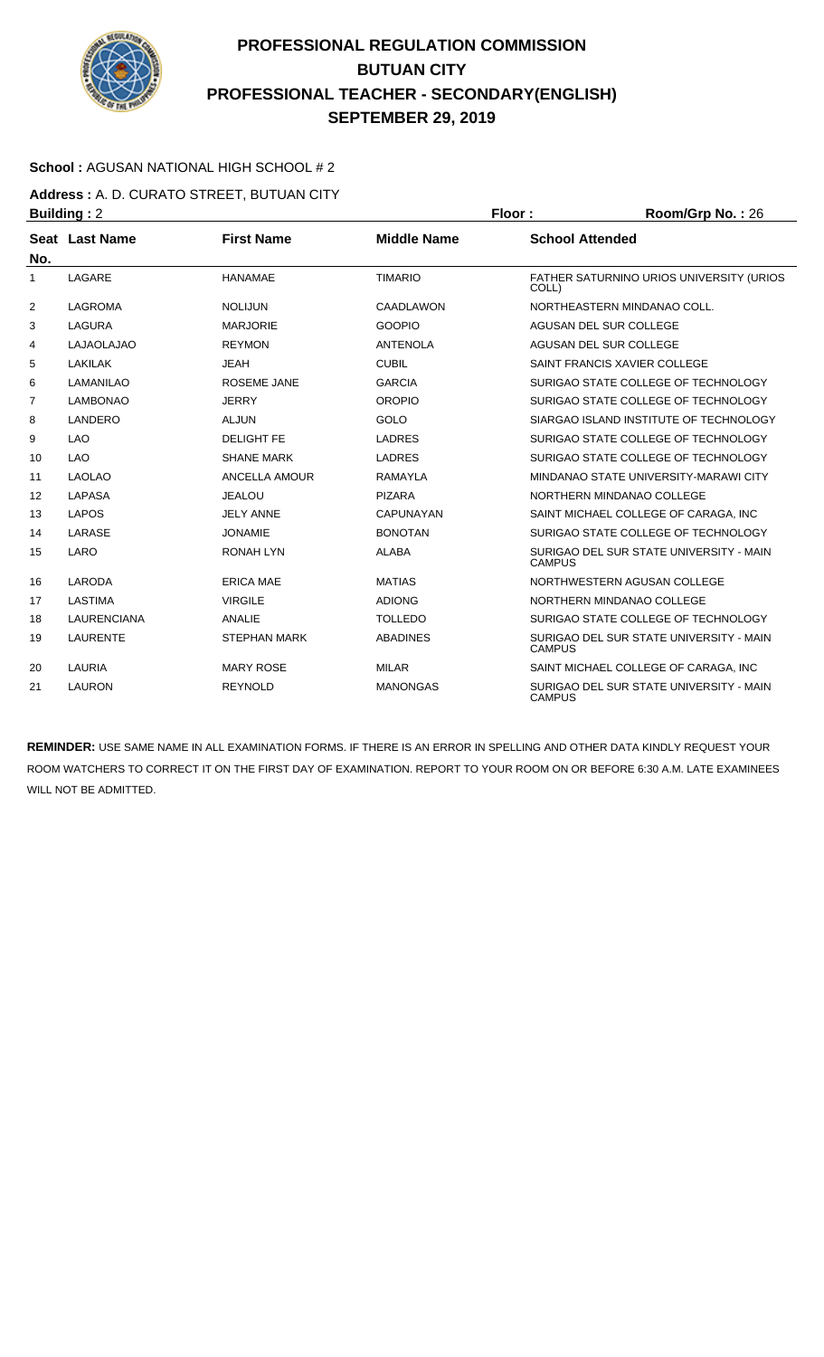# PROFESSIONAL REGULATION COMMISSION
# BUTUAN CITY
# PROFESSIONAL TEACHER - SECONDARY(ENGLISH)
# SEPTEMBER 29, 2019

**School :** AGUSAN NATIONAL HIGH SCHOOL # 2

**Address :** A. D. CURATO STREET, BUTUAN CITY

**Building :** 2 **Floor :** **Room/Grp No. :** 26

| Seat No. | Last Name | First Name | Middle Name | School Attended |
|---|---|---|---|---|
| 1 | LAGARE | HANAMAE | TIMARIO | FATHER SATURNINO URIOS UNIVERSITY (URIOS COLL) |
| 2 | LAGROMA | NOLIJUN | CAADLAWON | NORTHEASTERN MINDANAO COLL. |
| 3 | LAGURA | MARJORIE | GOOPIO | AGUSAN DEL SUR COLLEGE |
| 4 | LAJAOLAJAO | REYMON | ANTENOLA | AGUSAN DEL SUR COLLEGE |
| 5 | LAKILAK | JEAH | CUBIL | SAINT FRANCIS XAVIER COLLEGE |
| 6 | LAMANILAO | ROSEME JANE | GARCIA | SURIGAO STATE COLLEGE OF TECHNOLOGY |
| 7 | LAMBONAO | JERRY | OROPIO | SURIGAO STATE COLLEGE OF TECHNOLOGY |
| 8 | LANDERO | ALJUN | GOLO | SIARGAO ISLAND INSTITUTE OF TECHNOLOGY |
| 9 | LAO | DELIGHT FE | LADRES | SURIGAO STATE COLLEGE OF TECHNOLOGY |
| 10 | LAO | SHANE MARK | LADRES | SURIGAO STATE COLLEGE OF TECHNOLOGY |
| 11 | LAOLAO | ANCELLA AMOUR | RAMAYLA | MINDANAO STATE UNIVERSITY-MARAWI CITY |
| 12 | LAPASA | JEALOU | PIZARA | NORTHERN MINDANAO COLLEGE |
| 13 | LAPOS | JELY ANNE | CAPUNAYAN | SAINT MICHAEL COLLEGE OF CARAGA, INC |
| 14 | LARASE | JONAMIE | BONOTAN | SURIGAO STATE COLLEGE OF TECHNOLOGY |
| 15 | LARO | RONAH LYN | ALABA | SURIGAO DEL SUR STATE UNIVERSITY - MAIN CAMPUS |
| 16 | LARODA | ERICA MAE | MATIAS | NORTHWESTERN AGUSAN COLLEGE |
| 17 | LASTIMA | VIRGILE | ADIONG | NORTHERN MINDANAO COLLEGE |
| 18 | LAURENCIANA | ANALIE | TOLLEDO | SURIGAO STATE COLLEGE OF TECHNOLOGY |
| 19 | LAURENTE | STEPHAN MARK | ABADINES | SURIGAO DEL SUR STATE UNIVERSITY - MAIN CAMPUS |
| 20 | LAURIA | MARY ROSE | MILAR | SAINT MICHAEL COLLEGE OF CARAGA, INC |
| 21 | LAURON | REYNOLD | MANONGAS | SURIGAO DEL SUR STATE UNIVERSITY - MAIN CAMPUS |

**REMINDER:** USE SAME NAME IN ALL EXAMINATION FORMS. IF THERE IS AN ERROR IN SPELLING AND OTHER DATA KINDLY REQUEST YOUR ROOM WATCHERS TO CORRECT IT ON THE FIRST DAY OF EXAMINATION. REPORT TO YOUR ROOM ON OR BEFORE 6:30 A.M. LATE EXAMINEES WILL NOT BE ADMITTED.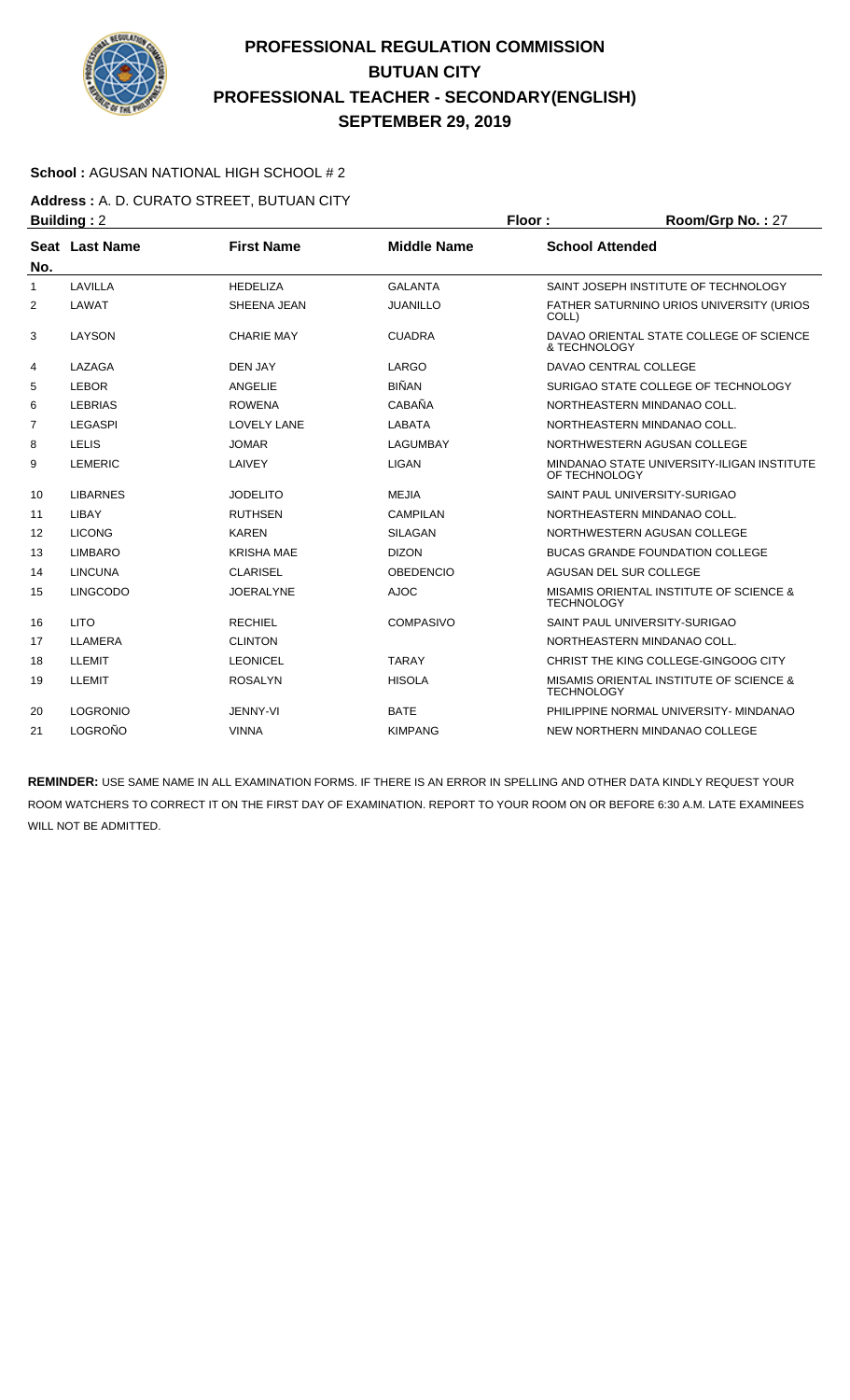# PROFESSIONAL REGULATION COMMISSION
## BUTUAN CITY
## PROFESSIONAL TEACHER - SECONDARY(ENGLISH)
## SEPTEMBER 29, 2019

**School :** AGUSAN NATIONAL HIGH SCHOOL # 2

**Address :** A. D. CURATO STREET, BUTUAN CITY

**Building :** 2 **Floor :** **Room/Grp No. :** 27

| Seat No. | Last Name | First Name | Middle Name | School Attended |
|---|---|---|---|---|
| 1 | LAVILLA | HEDELIZA | GALANTA | SAINT JOSEPH INSTITUTE OF TECHNOLOGY |
| 2 | LAWAT | SHEENA JEAN | JUANILLO | FATHER SATURNINO URIOS UNIVERSITY (URIOS COLL) |
| 3 | LAYSON | CHARIE MAY | CUADRA | DAVAO ORIENTAL STATE COLLEGE OF SCIENCE & TECHNOLOGY |
| 4 | LAZAGA | DEN JAY | LARGO | DAVAO CENTRAL COLLEGE |
| 5 | LEBOR | ANGELIE | BIÑAN | SURIGAO STATE COLLEGE OF TECHNOLOGY |
| 6 | LEBRIAS | ROWENA | CABAÑA | NORTHEASTERN MINDANAO COLL. |
| 7 | LEGASPI | LOVELY LANE | LABATA | NORTHEASTERN MINDANAO COLL. |
| 8 | LELIS | JOMAR | LAGUMBAY | NORTHWESTERN AGUSAN COLLEGE |
| 9 | LEMERIC | LAIVEY | LIGAN | MINDANAO STATE UNIVERSITY-ILIGAN INSTITUTE OF TECHNOLOGY |
| 10 | LIBARNES | JODELITO | MEJIA | SAINT PAUL UNIVERSITY-SURIGAO |
| 11 | LIBAY | RUTHSEN | CAMPILAN | NORTHEASTERN MINDANAO COLL. |
| 12 | LICONG | KAREN | SILAGAN | NORTHWESTERN AGUSAN COLLEGE |
| 13 | LIMBARO | KRISHA MAE | DIZON | BUCAS GRANDE FOUNDATION COLLEGE |
| 14 | LINCUNA | CLARISEL | OBEDENCIO | AGUSAN DEL SUR COLLEGE |
| 15 | LINGCODO | JOERALYNE | AJOC | MISAMIS ORIENTAL INSTITUTE OF SCIENCE & TECHNOLOGY |
| 16 | LITO | RECHIEL | COMPASIVO | SAINT PAUL UNIVERSITY-SURIGAO |
| 17 | LLAMERA | CLINTON | | NORTHEASTERN MINDANAO COLL. |
| 18 | LLEMIT | LEONICEL | TARAY | CHRIST THE KING COLLEGE-GINGOOG CITY |
| 19 | LLEMIT | ROSALYN | HISOLA | MISAMIS ORIENTAL INSTITUTE OF SCIENCE & TECHNOLOGY |
| 20 | LOGRONIO | JENNY-VI | BATE | PHILIPPINE NORMAL UNIVERSITY- MINDANAO |
| 21 | LOGROÑO | VINNA | KIMPANG | NEW NORTHERN MINDANAO COLLEGE |

**REMINDER:** USE SAME NAME IN ALL EXAMINATION FORMS. IF THERE IS AN ERROR IN SPELLING AND OTHER DATA KINDLY REQUEST YOUR ROOM WATCHERS TO CORRECT IT ON THE FIRST DAY OF EXAMINATION. REPORT TO YOUR ROOM ON OR BEFORE 6:30 A.M. LATE EXAMINEES WILL NOT BE ADMITTED.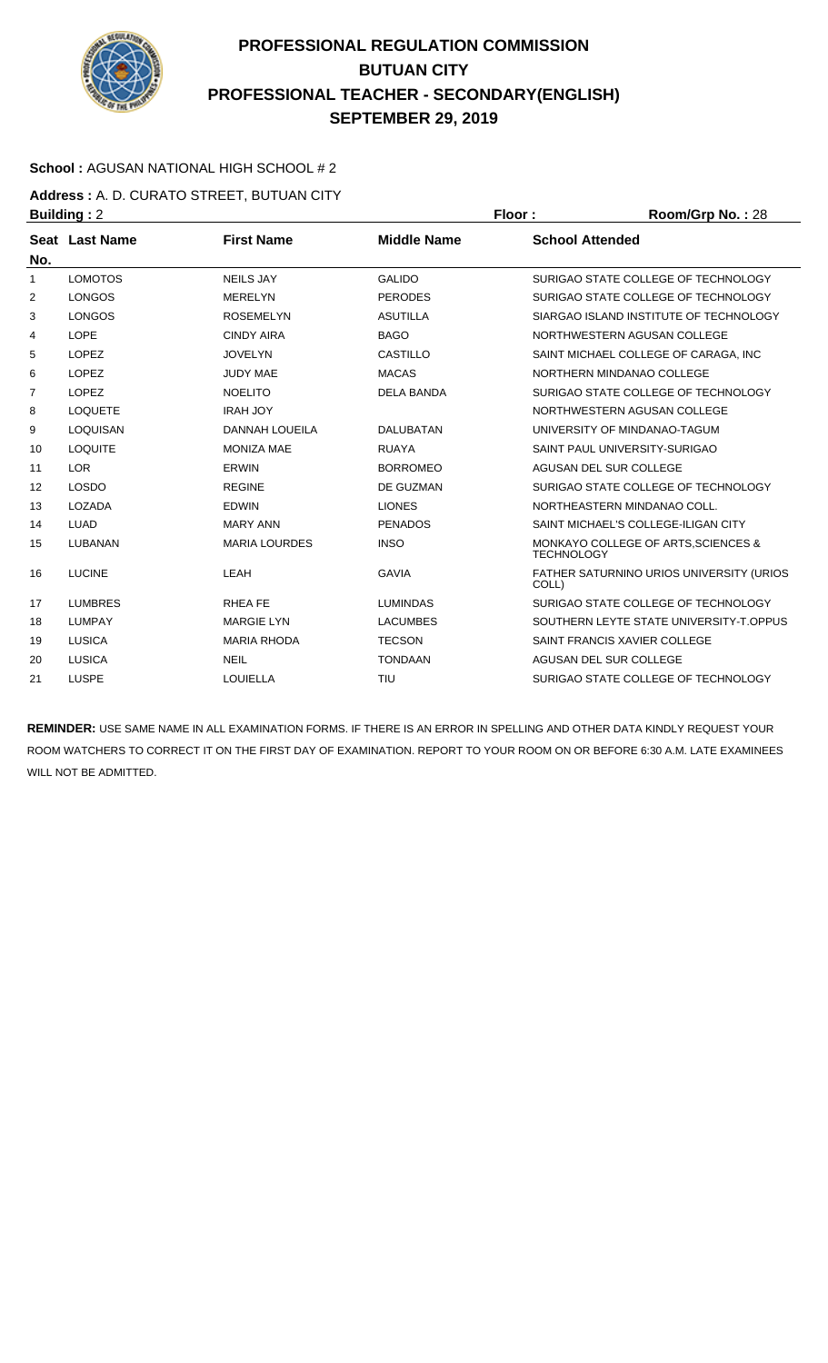# PROFESSIONAL REGULATION COMMISSION
## BUTUAN CITY
## PROFESSIONAL TEACHER - SECONDARY(ENGLISH)
## SEPTEMBER 29, 2019

**School :** AGUSAN NATIONAL HIGH SCHOOL # 2

**Address :** A. D. CURATO STREET, BUTUAN CITY

**Building :** 2 | **Floor :** | **Room/Grp No. :** 28

| Seat No. | Last Name | First Name | Middle Name | School Attended |
|---|---|---|---|---|
| 1 | LOMOTOS | NEILS JAY | GALIDO | SURIGAO STATE COLLEGE OF TECHNOLOGY |
| 2 | LONGOS | MERELYN | PERODES | SURIGAO STATE COLLEGE OF TECHNOLOGY |
| 3 | LONGOS | ROSEMELYN | ASUTILLA | SIARGAO ISLAND INSTITUTE OF TECHNOLOGY |
| 4 | LOPE | CINDY AIRA | BAGO | NORTHWESTERN AGUSAN COLLEGE |
| 5 | LOPEZ | JOVELYN | CASTILLO | SAINT MICHAEL COLLEGE OF CARAGA, INC |
| 6 | LOPEZ | JUDY MAE | MACAS | NORTHERN MINDANAO COLLEGE |
| 7 | LOPEZ | NOELITO | DELA BANDA | SURIGAO STATE COLLEGE OF TECHNOLOGY |
| 8 | LOQUETE | IRAH JOY | | NORTHWESTERN AGUSAN COLLEGE |
| 9 | LOQUISAN | DANNAH LOUEILA | DALUBATAN | UNIVERSITY OF MINDANAO-TAGUM |
| 10 | LOQUITE | MONIZA MAE | RUAYA | SAINT PAUL UNIVERSITY-SURIGAO |
| 11 | LOR | ERWIN | BORROMEO | AGUSAN DEL SUR COLLEGE |
| 12 | LOSDO | REGINE | DE GUZMAN | SURIGAO STATE COLLEGE OF TECHNOLOGY |
| 13 | LOZADA | EDWIN | LIONES | NORTHEASTERN MINDANAO COLL. |
| 14 | LUAD | MARY ANN | PENADOS | SAINT MICHAEL'S COLLEGE-ILIGAN CITY |
| 15 | LUBANAN | MARIA LOURDES | INSO | MONKAYO COLLEGE OF ARTS,SCIENCES & TECHNOLOGY |
| 16 | LUCINE | LEAH | GAVIA | FATHER SATURNINO URIOS UNIVERSITY (URIOS COLL) |
| 17 | LUMBRES | RHEA FE | LUMINDAS | SURIGAO STATE COLLEGE OF TECHNOLOGY |
| 18 | LUMPAY | MARGIE LYN | LACUMBES | SOUTHERN LEYTE STATE UNIVERSITY-T.OPPUS |
| 19 | LUSICA | MARIA RHODA | TECSON | SAINT FRANCIS XAVIER COLLEGE |
| 20 | LUSICA | NEIL | TONDAAN | AGUSAN DEL SUR COLLEGE |
| 21 | LUSPE | LOUIELLA | TIU | SURIGAO STATE COLLEGE OF TECHNOLOGY |

**REMINDER:** USE SAME NAME IN ALL EXAMINATION FORMS. IF THERE IS AN ERROR IN SPELLING AND OTHER DATA KINDLY REQUEST YOUR ROOM WATCHERS TO CORRECT IT ON THE FIRST DAY OF EXAMINATION. REPORT TO YOUR ROOM ON OR BEFORE 6:30 A.M. LATE EXAMINEES WILL NOT BE ADMITTED.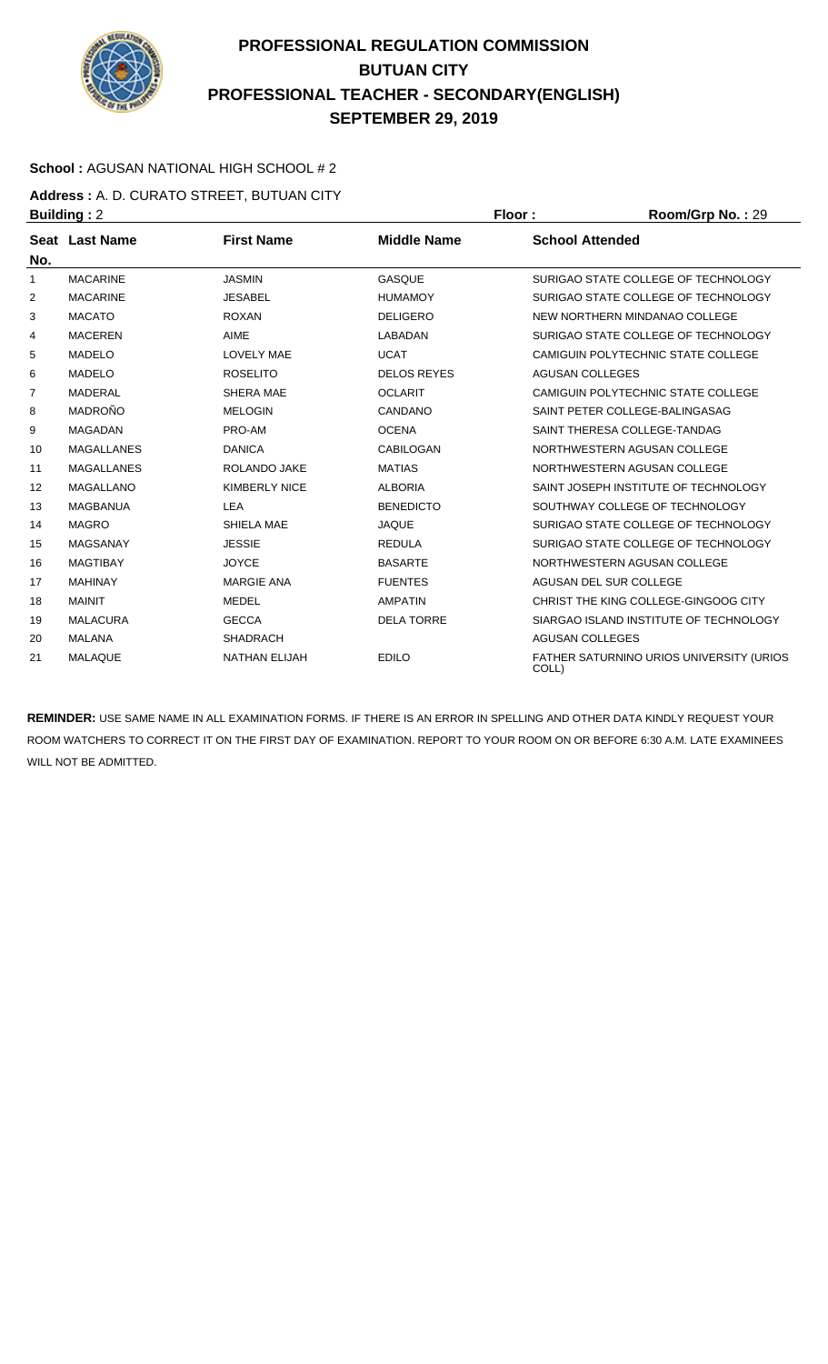# PROFESSIONAL REGULATION COMMISSION
## BUTUAN CITY
## PROFESSIONAL TEACHER - SECONDARY(ENGLISH)
## SEPTEMBER 29, 2019

**School :** AGUSAN NATIONAL HIGH SCHOOL # 2

**Address :** A. D. CURATO STREET, BUTUAN CITY

**Building :** 2 **Floor :** **Room/Grp No. :** 29

| Seat No. | Last Name | First Name | Middle Name | School Attended |
|---|---|---|---|---|
| 1 | MACARINE | JASMIN | GASQUE | SURIGAO STATE COLLEGE OF TECHNOLOGY |
| 2 | MACARINE | JESABEL | HUMAMOY | SURIGAO STATE COLLEGE OF TECHNOLOGY |
| 3 | MACATO | ROXAN | DELIGERO | NEW NORTHERN MINDANAO COLLEGE |
| 4 | MACEREN | AIME | LABADAN | SURIGAO STATE COLLEGE OF TECHNOLOGY |
| 5 | MADELO | LOVELY MAE | UCAT | CAMIGUIN POLYTECHNIC STATE COLLEGE |
| 6 | MADELO | ROSELITO | DELOS REYES | AGUSAN COLLEGES |
| 7 | MADERAL | SHERA MAE | OCLARIT | CAMIGUIN POLYTECHNIC STATE COLLEGE |
| 8 | MADROÑO | MELOGIN | CANDANO | SAINT PETER COLLEGE-BALINGASAG |
| 9 | MAGADAN | PRO-AM | OCENA | SAINT THERESA COLLEGE-TANDAG |
| 10 | MAGALLANES | DANICA | CABILOGAN | NORTHWESTERN AGUSAN COLLEGE |
| 11 | MAGALLANES | ROLANDO JAKE | MATIAS | NORTHWESTERN AGUSAN COLLEGE |
| 12 | MAGALLANO | KIMBERLY NICE | ALBORIA | SAINT JOSEPH INSTITUTE OF TECHNOLOGY |
| 13 | MAGBANUA | LEA | BENEDICTO | SOUTHWAY COLLEGE OF TECHNOLOGY |
| 14 | MAGRO | SHIELA MAE | JAQUE | SURIGAO STATE COLLEGE OF TECHNOLOGY |
| 15 | MAGSANAY | JESSIE | REDULA | SURIGAO STATE COLLEGE OF TECHNOLOGY |
| 16 | MAGTIBAY | JOYCE | BASARTE | NORTHWESTERN AGUSAN COLLEGE |
| 17 | MAHINAY | MARGIE ANA | FUENTES | AGUSAN DEL SUR COLLEGE |
| 18 | MAINIT | MEDEL | AMPATIN | CHRIST THE KING COLLEGE-GINGOOG CITY |
| 19 | MALACURA | GECCA | DELA TORRE | SIARGAO ISLAND INSTITUTE OF TECHNOLOGY |
| 20 | MALANA | SHADRACH | | AGUSAN COLLEGES |
| 21 | MALAQUE | NATHAN ELIJAH | EDILO | FATHER SATURNINO URIOS UNIVERSITY (URIOS COLL) |

**REMINDER:** USE SAME NAME IN ALL EXAMINATION FORMS. IF THERE IS AN ERROR IN SPELLING AND OTHER DATA KINDLY REQUEST YOUR ROOM WATCHERS TO CORRECT IT ON THE FIRST DAY OF EXAMINATION. REPORT TO YOUR ROOM ON OR BEFORE 6:30 A.M. LATE EXAMINEES WILL NOT BE ADMITTED.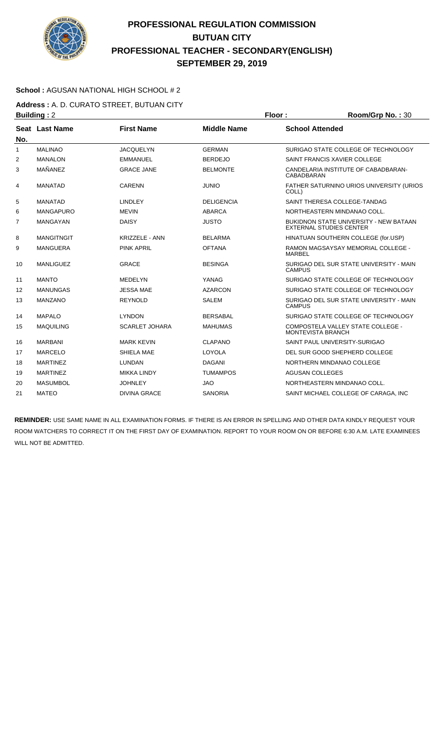# PROFESSIONAL REGULATION COMMISSION
# BUTUAN CITY
# PROFESSIONAL TEACHER - SECONDARY(ENGLISH)
# SEPTEMBER 29, 2019

**School :** AGUSAN NATIONAL HIGH SCHOOL # 2

**Address :** A. D. CURATO STREET, BUTUAN CITY

**Building :** 2 **Floor :** **Room/Grp No. :** 30

| Seat No. | Last Name | First Name | Middle Name | School Attended |
|---|---|---|---|---|
| 1 | MALINAO | JACQUELYN | GERMAN | SURIGAO STATE COLLEGE OF TECHNOLOGY |
| 2 | MANALON | EMMANUEL | BERDEJO | SAINT FRANCIS XAVIER COLLEGE |
| 3 | MAÑANEZ | GRACE JANE | BELMONTE | CANDELARIA INSTITUTE OF CABADBARAN-CABADBARAN |
| 4 | MANATAD | CARENN | JUNIO | FATHER SATURNINO URIOS UNIVERSITY (URIOS COLL) |
| 5 | MANATAD | LINDLEY | DELIGENCIA | SAINT THERESA COLLEGE-TANDAG |
| 6 | MANGAPURO | MEVIN | ABARCA | NORTHEASTERN MINDANAO COLL. |
| 7 | MANGAYAN | DAISY | JUSTO | BUKIDNON STATE UNIVERSITY - NEW BATAAN EXTERNAL STUDIES CENTER |
| 8 | MANGITNGIT | KRIZZELE - ANN | BELARMA | HINATUAN SOUTHERN COLLEGE (for.USP) |
| 9 | MANGUERA | PINK APRIL | OFTANA | RAMON MAGSAYSAY MEMORIAL COLLEGE - MARBEL |
| 10 | MANLIGUEZ | GRACE | BESINGA | SURIGAO DEL SUR STATE UNIVERSITY - MAIN CAMPUS |
| 11 | MANTO | MEDELYN | YANAG | SURIGAO STATE COLLEGE OF TECHNOLOGY |
| 12 | MANUNGAS | JESSA MAE | AZARCON | SURIGAO STATE COLLEGE OF TECHNOLOGY |
| 13 | MANZANO | REYNOLD | SALEM | SURIGAO DEL SUR STATE UNIVERSITY - MAIN CAMPUS |
| 14 | MAPALO | LYNDON | BERSABAL | SURIGAO STATE COLLEGE OF TECHNOLOGY |
| 15 | MAQUILING | SCARLET JOHARA | MAHUMAS | COMPOSTELA VALLEY STATE COLLEGE - MONTEVISTA BRANCH |
| 16 | MARBANI | MARK KEVIN | CLAPANO | SAINT PAUL UNIVERSITY-SURIGAO |
| 17 | MARCELO | SHIELA MAE | LOYOLA | DEL SUR GOOD SHEPHERD COLLEGE |
| 18 | MARTINEZ | LUNDAN | DAGANI | NORTHERN MINDANAO COLLEGE |
| 19 | MARTINEZ | MIKKA LINDY | TUMAMPOS | AGUSAN COLLEGES |
| 20 | MASUMBOL | JOHNLEY | JAO | NORTHEASTERN MINDANAO COLL. |
| 21 | MATEO | DIVINA GRACE | SANORIA | SAINT MICHAEL COLLEGE OF CARAGA, INC |

**REMINDER:** USE SAME NAME IN ALL EXAMINATION FORMS. IF THERE IS AN ERROR IN SPELLING AND OTHER DATA KINDLY REQUEST YOUR ROOM WATCHERS TO CORRECT IT ON THE FIRST DAY OF EXAMINATION. REPORT TO YOUR ROOM ON OR BEFORE 6:30 A.M. LATE EXAMINEES WILL NOT BE ADMITTED.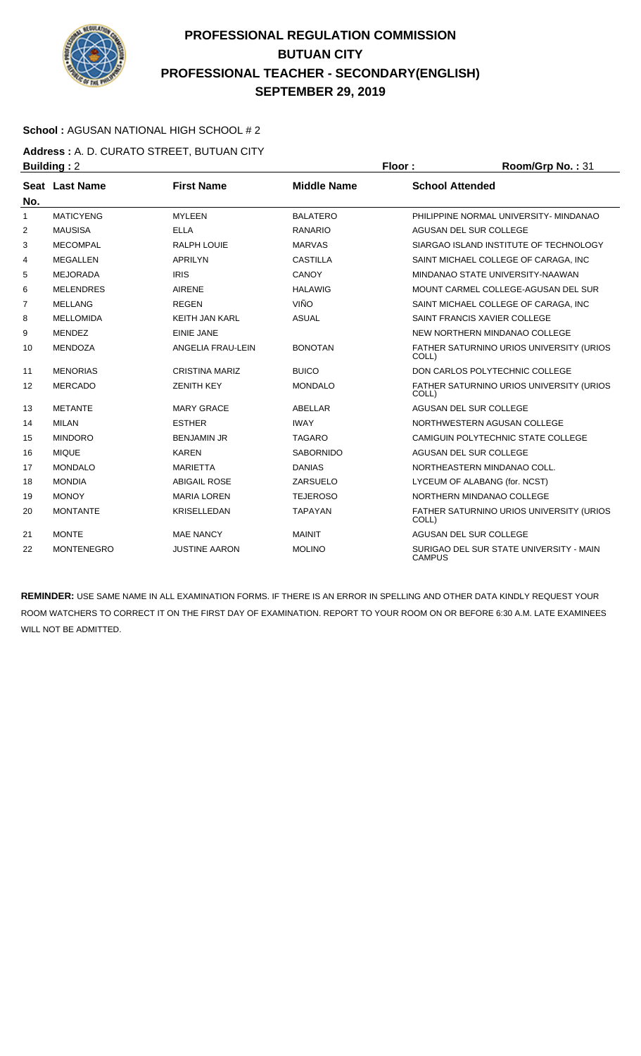# PROFESSIONAL REGULATION COMMISSION
# BUTUAN CITY
# PROFESSIONAL TEACHER - SECONDARY(ENGLISH)
# SEPTEMBER 29, 2019

**School :** AGUSAN NATIONAL HIGH SCHOOL # 2

**Address :** A. D. CURATO STREET, BUTUAN CITY

**Building :** 2 **Floor :** **Room/Grp No. :** 31

| Seat No. | Last Name | First Name | Middle Name | School Attended |
|---|---|---|---|---|
| 1 | MATICYENG | MYLEEN | BALATERO | PHILIPPINE NORMAL UNIVERSITY- MINDANAO |
| 2 | MAUSISA | ELLA | RANARIO | AGUSAN DEL SUR COLLEGE |
| 3 | MECOMPAL | RALPH LOUIE | MARVAS | SIARGAO ISLAND INSTITUTE OF TECHNOLOGY |
| 4 | MEGALLEN | APRILYN | CASTILLA | SAINT MICHAEL COLLEGE OF CARAGA, INC |
| 5 | MEJORADA | IRIS | CANOY | MINDANAO STATE UNIVERSITY-NAAWAN |
| 6 | MELENDRES | AIRENE | HALAWIG | MOUNT CARMEL COLLEGE-AGUSAN DEL SUR |
| 7 | MELLANG | REGEN | VIÑO | SAINT MICHAEL COLLEGE OF CARAGA, INC |
| 8 | MELLOMIDA | KEITH JAN KARL | ASUAL | SAINT FRANCIS XAVIER COLLEGE |
| 9 | MENDEZ | EINIE JANE | | NEW NORTHERN MINDANAO COLLEGE |
| 10 | MENDOZA | ANGELIA FRAU-LEIN | BONOTAN | FATHER SATURNINO URIOS UNIVERSITY (URIOS COLL) |
| 11 | MENORIAS | CRISTINA MARIZ | BUICO | DON CARLOS POLYTECHNIC COLLEGE |
| 12 | MERCADO | ZENITH KEY | MONDALO | FATHER SATURNINO URIOS UNIVERSITY (URIOS COLL) |
| 13 | METANTE | MARY GRACE | ABELLAR | AGUSAN DEL SUR COLLEGE |
| 14 | MILAN | ESTHER | IWAY | NORTHWESTERN AGUSAN COLLEGE |
| 15 | MINDORO | BENJAMIN JR | TAGARO | CAMIGUIN POLYTECHNIC STATE COLLEGE |
| 16 | MIQUE | KAREN | SABORNIDO | AGUSAN DEL SUR COLLEGE |
| 17 | MONDALO | MARIETTA | DANIAS | NORTHEASTERN MINDANAO COLL. |
| 18 | MONDIA | ABIGAIL ROSE | ZARSUELO | LYCEUM OF ALABANG (for. NCST) |
| 19 | MONOY | MARIA LOREN | TEJEROSO | NORTHERN MINDANAO COLLEGE |
| 20 | MONTANTE | KRISELLEDAN | TAPAYAN | FATHER SATURNINO URIOS UNIVERSITY (URIOS COLL) |
| 21 | MONTE | MAE NANCY | MAINIT | AGUSAN DEL SUR COLLEGE |
| 22 | MONTENEGRO | JUSTINE AARON | MOLINO | SURIGAO DEL SUR STATE UNIVERSITY - MAIN CAMPUS |

**REMINDER:** USE SAME NAME IN ALL EXAMINATION FORMS. IF THERE IS AN ERROR IN SPELLING AND OTHER DATA KINDLY REQUEST YOUR ROOM WATCHERS TO CORRECT IT ON THE FIRST DAY OF EXAMINATION. REPORT TO YOUR ROOM ON OR BEFORE 6:30 A.M. LATE EXAMINEES WILL NOT BE ADMITTED.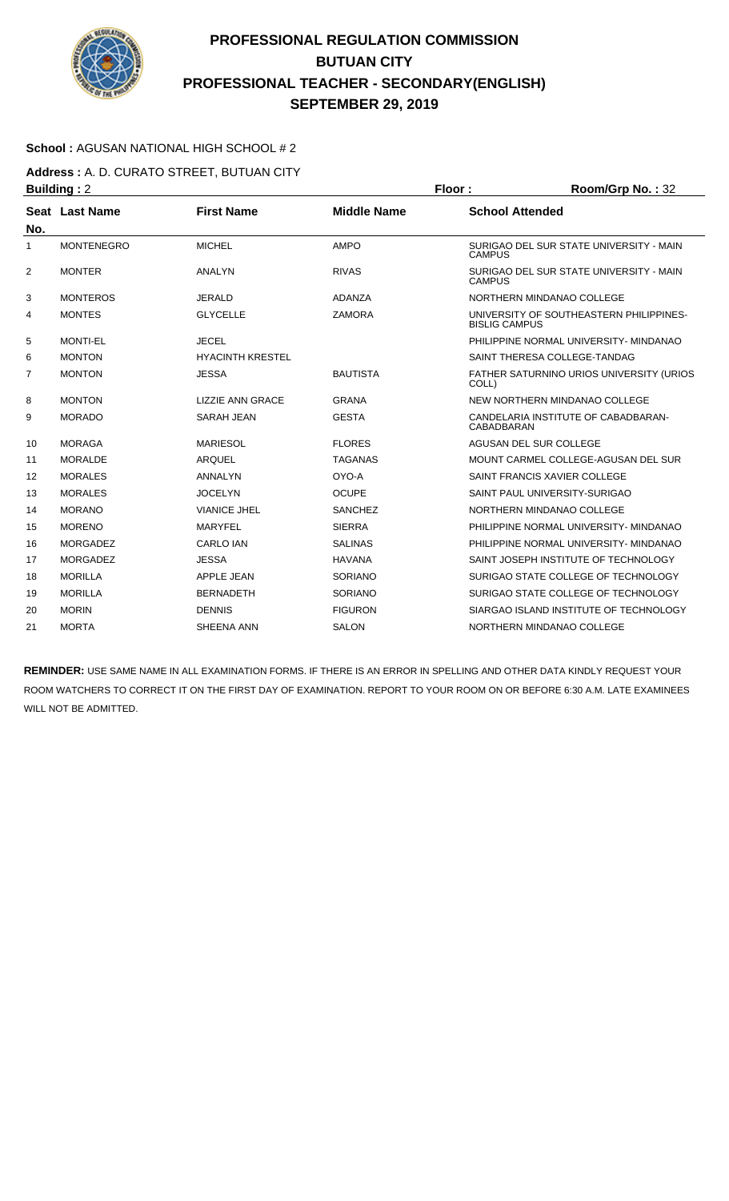# PROFESSIONAL REGULATION COMMISSION
# BUTUAN CITY
## PROFESSIONAL TEACHER - SECONDARY(ENGLISH)
## SEPTEMBER 29, 2019

**School :** AGUSAN NATIONAL HIGH SCHOOL # 2

**Address :** A. D. CURATO STREET, BUTUAN CITY

**Building :** 2 **Floor :** **Room/Grp No. :** 32

| Seat No. | Last Name | First Name | Middle Name | School Attended |
|---|---|---|---|---|
| 1 | MONTENEGRO | MICHEL | AMPO | SURIGAO DEL SUR STATE UNIVERSITY - MAIN CAMPUS |
| 2 | MONTER | ANALYN | RIVAS | SURIGAO DEL SUR STATE UNIVERSITY - MAIN CAMPUS |
| 3 | MONTEROS | JERALD | ADANZA | NORTHERN MINDANAO COLLEGE |
| 4 | MONTES | GLYCELLE | ZAMORA | UNIVERSITY OF SOUTHEASTERN PHILIPPINES-BISLIG CAMPUS |
| 5 | MONTI-EL | JECEL | | PHILIPPINE NORMAL UNIVERSITY- MINDANAO |
| 6 | MONTON | HYACINTH KRESTEL | | SAINT THERESA COLLEGE-TANDAG |
| 7 | MONTON | JESSA | BAUTISTA | FATHER SATURNINO URIOS UNIVERSITY (URIOS COLL) |
| 8 | MONTON | LIZZIE ANN GRACE | GRANA | NEW NORTHERN MINDANAO COLLEGE |
| 9 | MORADO | SARAH JEAN | GESTA | CANDELARIA INSTITUTE OF CABADBARAN-CABADBARAN |
| 10 | MORAGA | MARIESOL | FLORES | AGUSAN DEL SUR COLLEGE |
| 11 | MORALDE | ARQUEL | TAGANAS | MOUNT CARMEL COLLEGE-AGUSAN DEL SUR |
| 12 | MORALES | ANNALYN | OYO-A | SAINT FRANCIS XAVIER COLLEGE |
| 13 | MORALES | JOCELYN | OCUPE | SAINT PAUL UNIVERSITY-SURIGAO |
| 14 | MORANO | VIANICE JHEL | SANCHEZ | NORTHERN MINDANAO COLLEGE |
| 15 | MORENO | MARYFEL | SIERRA | PHILIPPINE NORMAL UNIVERSITY- MINDANAO |
| 16 | MORGADEZ | CARLO IAN | SALINAS | PHILIPPINE NORMAL UNIVERSITY- MINDANAO |
| 17 | MORGADEZ | JESSA | HAVANA | SAINT JOSEPH INSTITUTE OF TECHNOLOGY |
| 18 | MORILLA | APPLE JEAN | SORIANO | SURIGAO STATE COLLEGE OF TECHNOLOGY |
| 19 | MORILLA | BERNADETH | SORIANO | SURIGAO STATE COLLEGE OF TECHNOLOGY |
| 20 | MORIN | DENNIS | FIGURON | SIARGAO ISLAND INSTITUTE OF TECHNOLOGY |
| 21 | MORTA | SHEENA ANN | SALON | NORTHERN MINDANAO COLLEGE |

**REMINDER:** USE SAME NAME IN ALL EXAMINATION FORMS. IF THERE IS AN ERROR IN SPELLING AND OTHER DATA KINDLY REQUEST YOUR ROOM WATCHERS TO CORRECT IT ON THE FIRST DAY OF EXAMINATION. REPORT TO YOUR ROOM ON OR BEFORE 6:30 A.M. LATE EXAMINEES WILL NOT BE ADMITTED.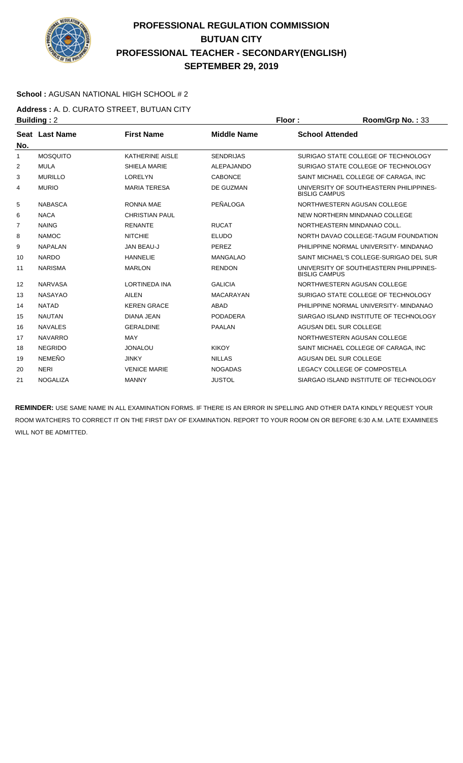# PROFESSIONAL REGULATION COMMISSION
## BUTUAN CITY
## PROFESSIONAL TEACHER - SECONDARY(ENGLISH)
## SEPTEMBER 29, 2019

**School :** AGUSAN NATIONAL HIGH SCHOOL # 2

**Address :** A. D. CURATO STREET, BUTUAN CITY

**Building :** 2 **Floor :** **Room/Grp No. :** 33

| Seat No. | Last Name | First Name | Middle Name | School Attended |
|---|---|---|---|---|
| 1 | MOSQUITO | KATHERINE AISLE | SENDRIJAS | SURIGAO STATE COLLEGE OF TECHNOLOGY |
| 2 | MULA | SHIELA MARIE | ALEPAJANDO | SURIGAO STATE COLLEGE OF TECHNOLOGY |
| 3 | MURILLO | LORELYN | CABONCE | SAINT MICHAEL COLLEGE OF CARAGA, INC |
| 4 | MURIO | MARIA TERESA | DE GUZMAN | UNIVERSITY OF SOUTHEASTERN PHILIPPINES-BISLIG CAMPUS |
| 5 | NABASCA | RONNA MAE | PEÑALOGA | NORTHWESTERN AGUSAN COLLEGE |
| 6 | NACA | CHRISTIAN PAUL | | NEW NORTHERN MINDANAO COLLEGE |
| 7 | NAING | RENANTE | RUCAT | NORTHEASTERN MINDANAO COLL. |
| 8 | NAMOC | NITCHIE | ELUDO | NORTH DAVAO COLLEGE-TAGUM FOUNDATION |
| 9 | NAPALAN | JAN BEAU-J | PEREZ | PHILIPPINE NORMAL UNIVERSITY- MINDANAO |
| 10 | NARDO | HANNELIE | MANGALAO | SAINT MICHAEL'S COLLEGE-SURIGAO DEL SUR |
| 11 | NARISMA | MARLON | RENDON | UNIVERSITY OF SOUTHEASTERN PHILIPPINES-BISLIG CAMPUS |
| 12 | NARVASA | LORTINEDA INA | GALICIA | NORTHWESTERN AGUSAN COLLEGE |
| 13 | NASAYAO | AILEN | MACARAYAN | SURIGAO STATE COLLEGE OF TECHNOLOGY |
| 14 | NATAD | KEREN GRACE | ABAD | PHILIPPINE NORMAL UNIVERSITY- MINDANAO |
| 15 | NAUTAN | DIANA JEAN | PODADERA | SIARGAO ISLAND INSTITUTE OF TECHNOLOGY |
| 16 | NAVALES | GERALDINE | PAALAN | AGUSAN DEL SUR COLLEGE |
| 17 | NAVARRO | MAY | | NORTHWESTERN AGUSAN COLLEGE |
| 18 | NEGRIDO | JONALOU | KIKOY | SAINT MICHAEL COLLEGE OF CARAGA, INC |
| 19 | NEMEÑO | JINKY | NILLAS | AGUSAN DEL SUR COLLEGE |
| 20 | NERI | VENICE MARIE | NOGADAS | LEGACY COLLEGE OF COMPOSTELA |
| 21 | NOGALIZA | MANNY | JUSTOL | SIARGAO ISLAND INSTITUTE OF TECHNOLOGY |

**REMINDER:** USE SAME NAME IN ALL EXAMINATION FORMS. IF THERE IS AN ERROR IN SPELLING AND OTHER DATA KINDLY REQUEST YOUR ROOM WATCHERS TO CORRECT IT ON THE FIRST DAY OF EXAMINATION. REPORT TO YOUR ROOM ON OR BEFORE 6:30 A.M. LATE EXAMINEES WILL NOT BE ADMITTED.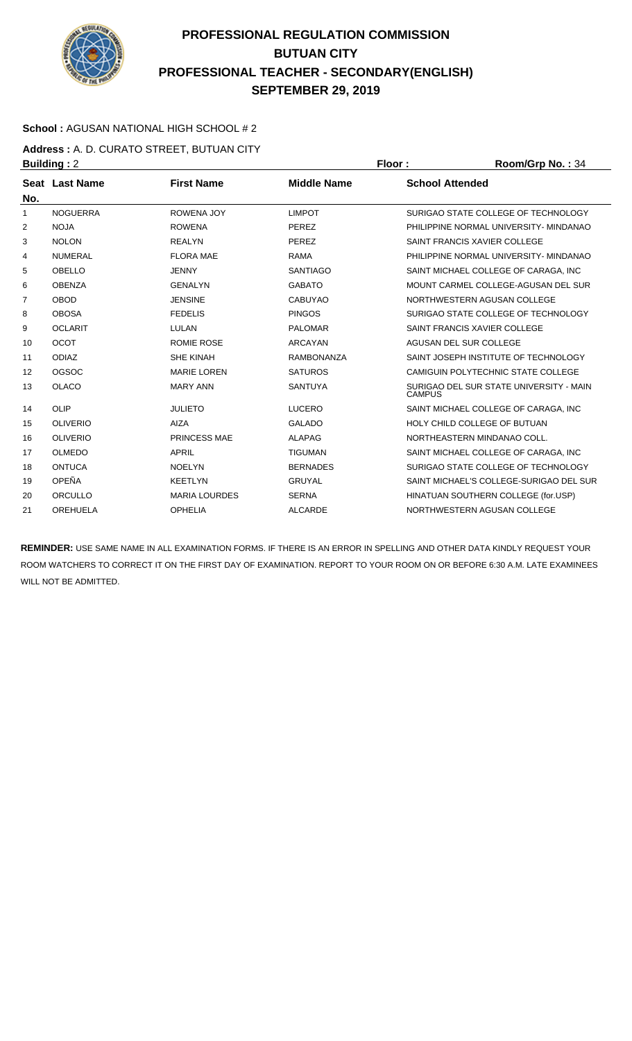# PROFESSIONAL REGULATION COMMISSION
# BUTUAN CITY
# PROFESSIONAL TEACHER - SECONDARY(ENGLISH)
# SEPTEMBER 29, 2019

**School :** AGUSAN NATIONAL HIGH SCHOOL # 2

**Address :** A. D. CURATO STREET, BUTUAN CITY

**Building :** 2 **Floor :** **Room/Grp No. :** 34

| Seat No. | Last Name | First Name | Middle Name | School Attended |
|---|---|---|---|---|
| 1 | NOGUERRA | ROWENA JOY | LIMPOT | SURIGAO STATE COLLEGE OF TECHNOLOGY |
| 2 | NOJA | ROWENA | PEREZ | PHILIPPINE NORMAL UNIVERSITY- MINDANAO |
| 3 | NOLON | REALYN | PEREZ | SAINT FRANCIS XAVIER COLLEGE |
| 4 | NUMERAL | FLORA MAE | RAMA | PHILIPPINE NORMAL UNIVERSITY- MINDANAO |
| 5 | OBELLO | JENNY | SANTIAGO | SAINT MICHAEL COLLEGE OF CARAGA, INC |
| 6 | OBENZA | GENALYN | GABATO | MOUNT CARMEL COLLEGE-AGUSAN DEL SUR |
| 7 | OBOD | JENSINE | CABUYAO | NORTHWESTERN AGUSAN COLLEGE |
| 8 | OBOSA | FEDELIS | PINGOS | SURIGAO STATE COLLEGE OF TECHNOLOGY |
| 9 | OCLARIT | LULAN | PALOMAR | SAINT FRANCIS XAVIER COLLEGE |
| 10 | OCOT | ROMIE ROSE | ARCAYAN | AGUSAN DEL SUR COLLEGE |
| 11 | ODIAZ | SHE KINAH | RAMBONANZA | SAINT JOSEPH INSTITUTE OF TECHNOLOGY |
| 12 | OGSOC | MARIE LOREN | SATUROS | CAMIGUIN POLYTECHNIC STATE COLLEGE |
| 13 | OLACO | MARY ANN | SANTUYA | SURIGAO DEL SUR STATE UNIVERSITY - MAIN CAMPUS |
| 14 | OLIP | JULIETO | LUCERO | SAINT MICHAEL COLLEGE OF CARAGA, INC |
| 15 | OLIVERIO | AIZA | GALADO | HOLY CHILD COLLEGE OF BUTUAN |
| 16 | OLIVERIO | PRINCESS MAE | ALAPAG | NORTHEASTERN MINDANAO COLL. |
| 17 | OLMEDO | APRIL | TIGUMAN | SAINT MICHAEL COLLEGE OF CARAGA, INC |
| 18 | ONTUCA | NOELYN | BERNADES | SURIGAO STATE COLLEGE OF TECHNOLOGY |
| 19 | OPEÑA | KEETLYN | GRUYAL | SAINT MICHAEL'S COLLEGE-SURIGAO DEL SUR |
| 20 | ORCULLO | MARIA LOURDES | SERNA | HINATUAN SOUTHERN COLLEGE (for.USP) |
| 21 | OREHUELA | OPHELIA | ALCARDE | NORTHWESTERN AGUSAN COLLEGE |

**REMINDER:** USE SAME NAME IN ALL EXAMINATION FORMS. IF THERE IS AN ERROR IN SPELLING AND OTHER DATA KINDLY REQUEST YOUR ROOM WATCHERS TO CORRECT IT ON THE FIRST DAY OF EXAMINATION. REPORT TO YOUR ROOM ON OR BEFORE 6:30 A.M. LATE EXAMINEES WILL NOT BE ADMITTED.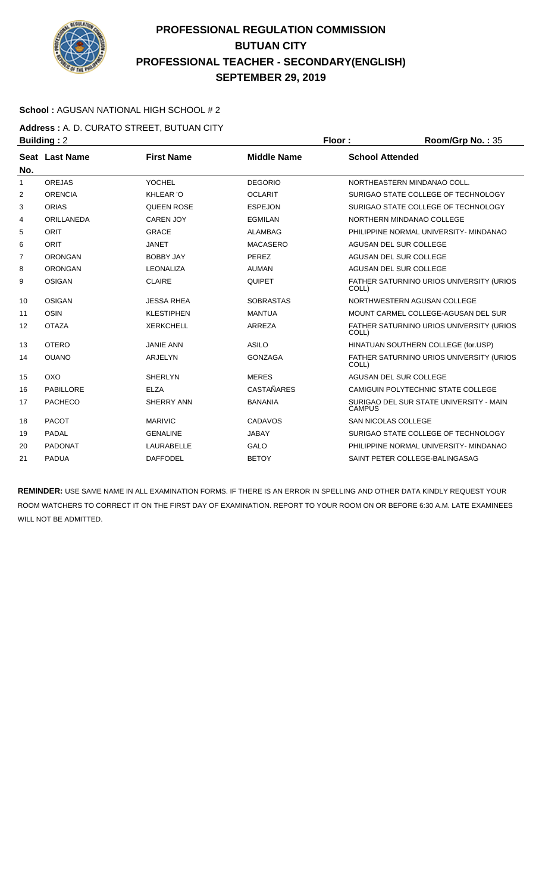# PROFESSIONAL REGULATION COMMISSION
## BUTUAN CITY
## PROFESSIONAL TEACHER - SECONDARY(ENGLISH)
## SEPTEMBER 29, 2019

**School :** AGUSAN NATIONAL HIGH SCHOOL # 2

**Address :** A. D. CURATO STREET, BUTUAN CITY

**Building :** 2 **Floor :** **Room/Grp No. :** 35

| Seat No. | Last Name | First Name | Middle Name | School Attended |
|---|---|---|---|---|
| 1 | OREJAS | YOCHEL | DEGORIO | NORTHEASTERN MINDANAO COLL. |
| 2 | ORENCIA | KHLEAR 'O | OCLARIT | SURIGAO STATE COLLEGE OF TECHNOLOGY |
| 3 | ORIAS | QUEEN ROSE | ESPEJON | SURIGAO STATE COLLEGE OF TECHNOLOGY |
| 4 | ORILLANEDA | CAREN JOY | EGMILAN | NORTHERN MINDANAO COLLEGE |
| 5 | ORIT | GRACE | ALAMBAG | PHILIPPINE NORMAL UNIVERSITY- MINDANAO |
| 6 | ORIT | JANET | MACASERO | AGUSAN DEL SUR COLLEGE |
| 7 | ORONGAN | BOBBY JAY | PEREZ | AGUSAN DEL SUR COLLEGE |
| 8 | ORONGAN | LEONALIZA | AUMAN | AGUSAN DEL SUR COLLEGE |
| 9 | OSIGAN | CLAIRE | QUIPET | FATHER SATURNINO URIOS UNIVERSITY (URIOS COLL) |
| 10 | OSIGAN | JESSA RHEA | SOBRASTAS | NORTHWESTERN AGUSAN COLLEGE |
| 11 | OSIN | KLESTIPHEN | MANTUA | MOUNT CARMEL COLLEGE-AGUSAN DEL SUR |
| 12 | OTAZA | XERKCHELL | ARREZA | FATHER SATURNINO URIOS UNIVERSITY (URIOS COLL) |
| 13 | OTERO | JANIE ANN | ASILO | HINATUAN SOUTHERN COLLEGE (for.USP) |
| 14 | OUANO | ARJELYN | GONZAGA | FATHER SATURNINO URIOS UNIVERSITY (URIOS COLL) |
| 15 | OXO | SHERLYN | MERES | AGUSAN DEL SUR COLLEGE |
| 16 | PABILLORE | ELZA | CASTAÑARES | CAMIGUIN POLYTECHNIC STATE COLLEGE |
| 17 | PACHECO | SHERRY ANN | BANANIA | SURIGAO DEL SUR STATE UNIVERSITY - MAIN CAMPUS |
| 18 | PACOT | MARIVIC | CADAVOS | SAN NICOLAS COLLEGE |
| 19 | PADAL | GENALINE | JABAY | SURIGAO STATE COLLEGE OF TECHNOLOGY |
| 20 | PADONAT | LAURABELLE | GALO | PHILIPPINE NORMAL UNIVERSITY- MINDANAO |
| 21 | PADUA | DAFFODEL | BETOY | SAINT PETER COLLEGE-BALINGASAG |

**REMINDER:** USE SAME NAME IN ALL EXAMINATION FORMS. IF THERE IS AN ERROR IN SPELLING AND OTHER DATA KINDLY REQUEST YOUR ROOM WATCHERS TO CORRECT IT ON THE FIRST DAY OF EXAMINATION. REPORT TO YOUR ROOM ON OR BEFORE 6:30 A.M. LATE EXAMINEES WILL NOT BE ADMITTED.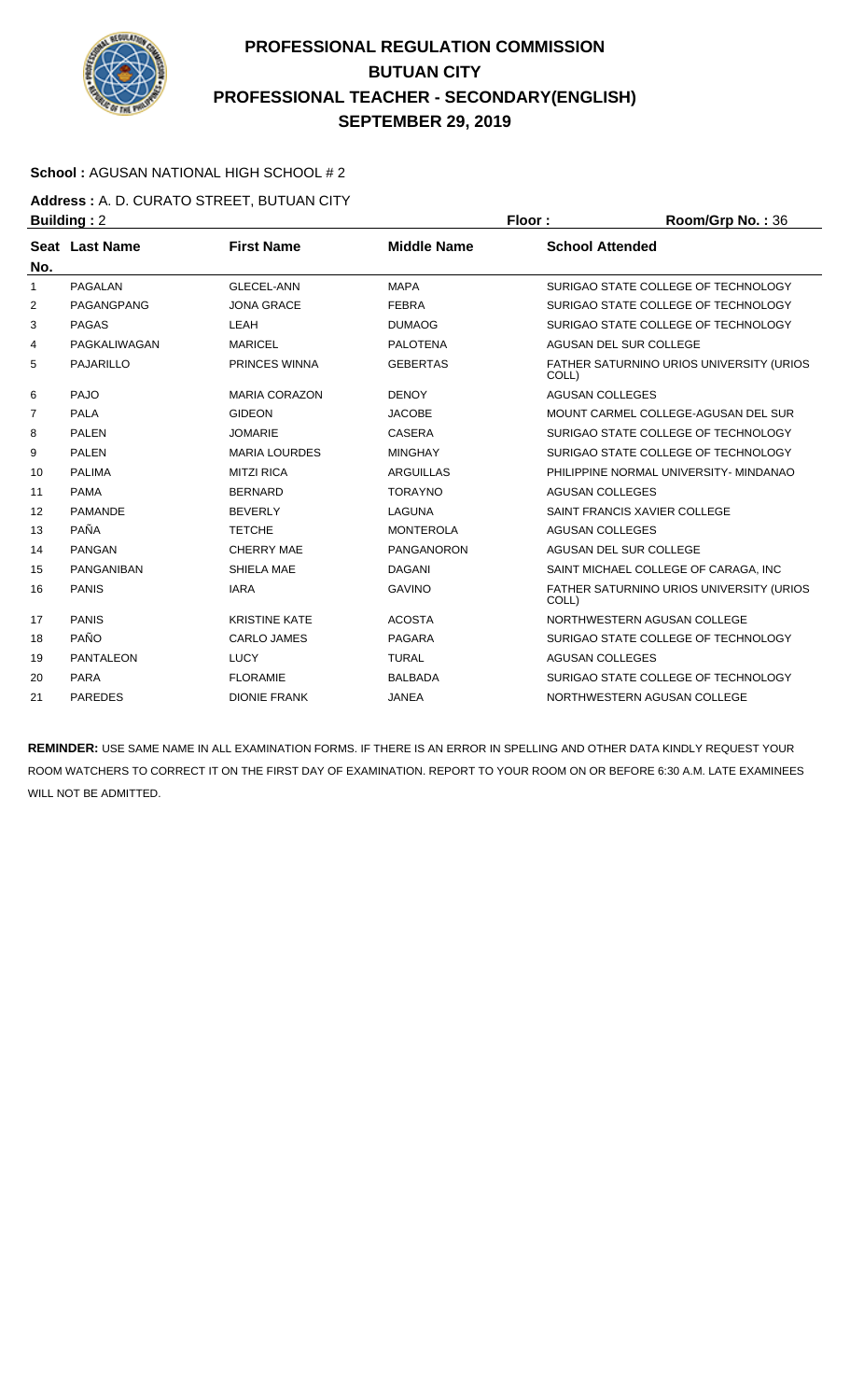# PROFESSIONAL REGULATION COMMISSION
# BUTUAN CITY
# PROFESSIONAL TEACHER - SECONDARY(ENGLISH)
# SEPTEMBER 29, 2019

**School :** AGUSAN NATIONAL HIGH SCHOOL # 2

**Address :** A. D. CURATO STREET, BUTUAN CITY

**Building :** 2 **Floor :** **Room/Grp No. :** 36

| Seat No. | Last Name | First Name | Middle Name | School Attended |
|---|---|---|---|---|
| 1 | PAGALAN | GLECEL-ANN | MAPA | SURIGAO STATE COLLEGE OF TECHNOLOGY |
| 2 | PAGANGPANG | JONA GRACE | FEBRA | SURIGAO STATE COLLEGE OF TECHNOLOGY |
| 3 | PAGAS | LEAH | DUMAOG | SURIGAO STATE COLLEGE OF TECHNOLOGY |
| 4 | PAGKALIWAGAN | MARICEL | PALOTENA | AGUSAN DEL SUR COLLEGE |
| 5 | PAJARILLO | PRINCES WINNA | GEBERTAS | FATHER SATURNINO URIOS UNIVERSITY (URIOS COLL) |
| 6 | PAJO | MARIA CORAZON | DENOY | AGUSAN COLLEGES |
| 7 | PALA | GIDEON | JACOBE | MOUNT CARMEL COLLEGE-AGUSAN DEL SUR |
| 8 | PALEN | JOMARIE | CASERA | SURIGAO STATE COLLEGE OF TECHNOLOGY |
| 9 | PALEN | MARIA LOURDES | MINGHAY | SURIGAO STATE COLLEGE OF TECHNOLOGY |
| 10 | PALIMA | MITZI RICA | ARGUILLAS | PHILIPPINE NORMAL UNIVERSITY- MINDANAO |
| 11 | PAMA | BERNARD | TORAYNO | AGUSAN COLLEGES |
| 12 | PAMANDE | BEVERLY | LAGUNA | SAINT FRANCIS XAVIER COLLEGE |
| 13 | PAÑA | TETCHE | MONTEROLA | AGUSAN COLLEGES |
| 14 | PANGAN | CHERRY MAE | PANGANORON | AGUSAN DEL SUR COLLEGE |
| 15 | PANGANIBAN | SHIELA MAE | DAGANI | SAINT MICHAEL COLLEGE OF CARAGA, INC |
| 16 | PANIS | IARA | GAVINO | FATHER SATURNINO URIOS UNIVERSITY (URIOS COLL) |
| 17 | PANIS | KRISTINE KATE | ACOSTA | NORTHWESTERN AGUSAN COLLEGE |
| 18 | PAÑO | CARLO JAMES | PAGARA | SURIGAO STATE COLLEGE OF TECHNOLOGY |
| 19 | PANTALEON | LUCY | TURAL | AGUSAN COLLEGES |
| 20 | PARA | FLORAMIE | BALBADA | SURIGAO STATE COLLEGE OF TECHNOLOGY |
| 21 | PAREDES | DIONIE FRANK | JANEA | NORTHWESTERN AGUSAN COLLEGE |

**REMINDER:** USE SAME NAME IN ALL EXAMINATION FORMS. IF THERE IS AN ERROR IN SPELLING AND OTHER DATA KINDLY REQUEST YOUR ROOM WATCHERS TO CORRECT IT ON THE FIRST DAY OF EXAMINATION. REPORT TO YOUR ROOM ON OR BEFORE 6:30 A.M. LATE EXAMINEES WILL NOT BE ADMITTED.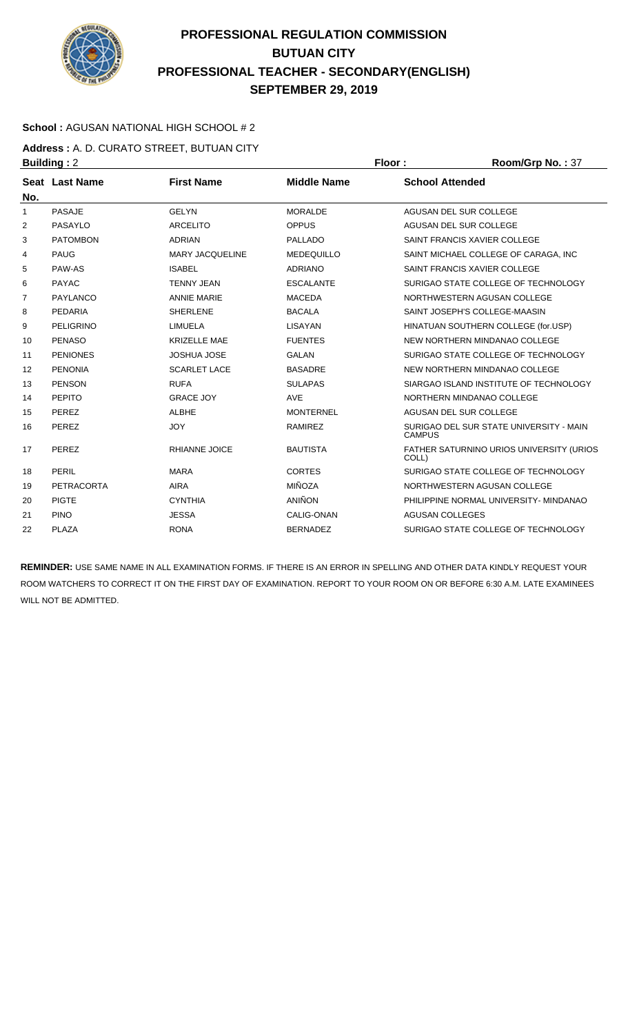# PROFESSIONAL REGULATION COMMISSION
# BUTUAN CITY
# PROFESSIONAL TEACHER - SECONDARY(ENGLISH)
# SEPTEMBER 29, 2019

**School :** AGUSAN NATIONAL HIGH SCHOOL # 2

**Address :** A. D. CURATO STREET, BUTUAN CITY

**Building :** 2 **Floor :** **Room/Grp No. :** 37

| Seat No. | Last Name | First Name | Middle Name | School Attended |
|---|---|---|---|---|
| 1 | PASAJE | GELYN | MORALDE | AGUSAN DEL SUR COLLEGE |
| 2 | PASAYLO | ARCELITO | OPPUS | AGUSAN DEL SUR COLLEGE |
| 3 | PATOMBON | ADRIAN | PALLADO | SAINT FRANCIS XAVIER COLLEGE |
| 4 | PAUG | MARY JACQUELINE | MEDEQUILLO | SAINT MICHAEL COLLEGE OF CARAGA, INC |
| 5 | PAW-AS | ISABEL | ADRIANO | SAINT FRANCIS XAVIER COLLEGE |
| 6 | PAYAC | TENNY JEAN | ESCALANTE | SURIGAO STATE COLLEGE OF TECHNOLOGY |
| 7 | PAYLANCO | ANNIE MARIE | MACEDA | NORTHWESTERN AGUSAN COLLEGE |
| 8 | PEDARIA | SHERLENE | BACALA | SAINT JOSEPH'S COLLEGE-MAASIN |
| 9 | PELIGRINO | LIMUELA | LISAYAN | HINATUAN SOUTHERN COLLEGE (for.USP) |
| 10 | PENASO | KRIZELLE MAE | FUENTES | NEW NORTHERN MINDANAO COLLEGE |
| 11 | PENIONES | JOSHUA JOSE | GALAN | SURIGAO STATE COLLEGE OF TECHNOLOGY |
| 12 | PENONIA | SCARLET LACE | BASADRE | NEW NORTHERN MINDANAO COLLEGE |
| 13 | PENSON | RUFA | SULAPAS | SIARGAO ISLAND INSTITUTE OF TECHNOLOGY |
| 14 | PEPITO | GRACE JOY | AVE | NORTHERN MINDANAO COLLEGE |
| 15 | PEREZ | ALBHE | MONTERNEL | AGUSAN DEL SUR COLLEGE |
| 16 | PEREZ | JOY | RAMIREZ | SURIGAO DEL SUR STATE UNIVERSITY - MAIN CAMPUS |
| 17 | PEREZ | RHIANNE JOICE | BAUTISTA | FATHER SATURNINO URIOS UNIVERSITY (URIOS COLL) |
| 18 | PERIL | MARA | CORTES | SURIGAO STATE COLLEGE OF TECHNOLOGY |
| 19 | PETRACORTA | AIRA | MIÑOZA | NORTHWESTERN AGUSAN COLLEGE |
| 20 | PIGTE | CYNTHIA | ANIÑON | PHILIPPINE NORMAL UNIVERSITY- MINDANAO |
| 21 | PINO | JESSA | CALIG-ONAN | AGUSAN COLLEGES |
| 22 | PLAZA | RONA | BERNADEZ | SURIGAO STATE COLLEGE OF TECHNOLOGY |

**REMINDER:** USE SAME NAME IN ALL EXAMINATION FORMS. IF THERE IS AN ERROR IN SPELLING AND OTHER DATA KINDLY REQUEST YOUR ROOM WATCHERS TO CORRECT IT ON THE FIRST DAY OF EXAMINATION. REPORT TO YOUR ROOM ON OR BEFORE 6:30 A.M. LATE EXAMINEES WILL NOT BE ADMITTED.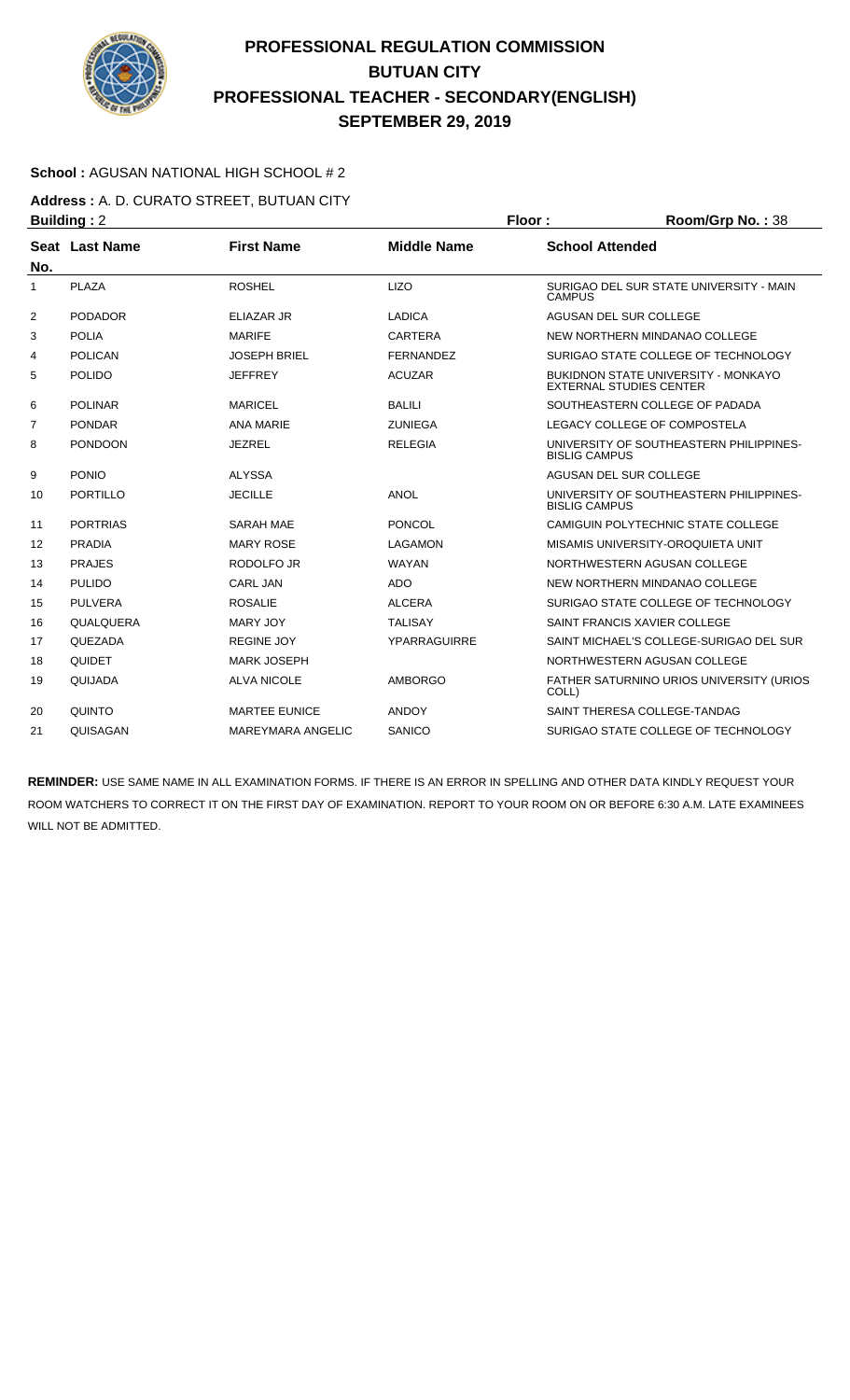# PROFESSIONAL REGULATION COMMISSION
## BUTUAN CITY
## PROFESSIONAL TEACHER - SECONDARY(ENGLISH)
## SEPTEMBER 29, 2019

**School :** AGUSAN NATIONAL HIGH SCHOOL # 2

**Address :** A. D. CURATO STREET, BUTUAN CITY

**Building :** 2 **Floor :** **Room/Grp No. :** 38

| Seat No. | Last Name | First Name | Middle Name | School Attended |
|---|---|---|---|---|
| 1 | PLAZA | ROSHEL | LIZO | SURIGAO DEL SUR STATE UNIVERSITY - MAIN CAMPUS |
| 2 | PODADOR | ELIAZAR JR | LADICA | AGUSAN DEL SUR COLLEGE |
| 3 | POLIA | MARIFE | CARTERA | NEW NORTHERN MINDANAO COLLEGE |
| 4 | POLICAN | JOSEPH BRIEL | FERNANDEZ | SURIGAO STATE COLLEGE OF TECHNOLOGY |
| 5 | POLIDO | JEFFREY | ACUZAR | BUKIDNON STATE UNIVERSITY - MONKAYO EXTERNAL STUDIES CENTER |
| 6 | POLINAR | MARICEL | BALILI | SOUTHEASTERN COLLEGE OF PADADA |
| 7 | PONDAR | ANA MARIE | ZUNIEGA | LEGACY COLLEGE OF COMPOSTELA |
| 8 | PONDOON | JEZREL | RELEGIA | UNIVERSITY OF SOUTHEASTERN PHILIPPINES-BISLIG CAMPUS |
| 9 | PONIO | ALYSSA | | AGUSAN DEL SUR COLLEGE |
| 10 | PORTILLO | JECILLE | ANOL | UNIVERSITY OF SOUTHEASTERN PHILIPPINES-BISLIG CAMPUS |
| 11 | PORTRIAS | SARAH MAE | PONCOL | CAMIGUIN POLYTECHNIC STATE COLLEGE |
| 12 | PRADIA | MARY ROSE | LAGAMON | MISAMIS UNIVERSITY-OROQUIETA UNIT |
| 13 | PRAJES | RODOLFO JR | WAYAN | NORTHWESTERN AGUSAN COLLEGE |
| 14 | PULIDO | CARL JAN | ADO | NEW NORTHERN MINDANAO COLLEGE |
| 15 | PULVERA | ROSALIE | ALCERA | SURIGAO STATE COLLEGE OF TECHNOLOGY |
| 16 | QUALQUERA | MARY JOY | TALISAY | SAINT FRANCIS XAVIER COLLEGE |
| 17 | QUEZADA | REGINE JOY | YPARRAGUIRRE | SAINT MICHAEL'S COLLEGE-SURIGAO DEL SUR |
| 18 | QUIDET | MARK JOSEPH | | NORTHWESTERN AGUSAN COLLEGE |
| 19 | QUIJADA | ALVA NICOLE | AMBORGO | FATHER SATURNINO URIOS UNIVERSITY (URIOS COLL) |
| 20 | QUINTO | MARTEE EUNICE | ANDOY | SAINT THERESA COLLEGE-TANDAG |
| 21 | QUISAGAN | MAREYMARA ANGELIC | SANICO | SURIGAO STATE COLLEGE OF TECHNOLOGY |

**REMINDER:** USE SAME NAME IN ALL EXAMINATION FORMS. IF THERE IS AN ERROR IN SPELLING AND OTHER DATA KINDLY REQUEST YOUR ROOM WATCHERS TO CORRECT IT ON THE FIRST DAY OF EXAMINATION. REPORT TO YOUR ROOM ON OR BEFORE 6:30 A.M. LATE EXAMINEES WILL NOT BE ADMITTED.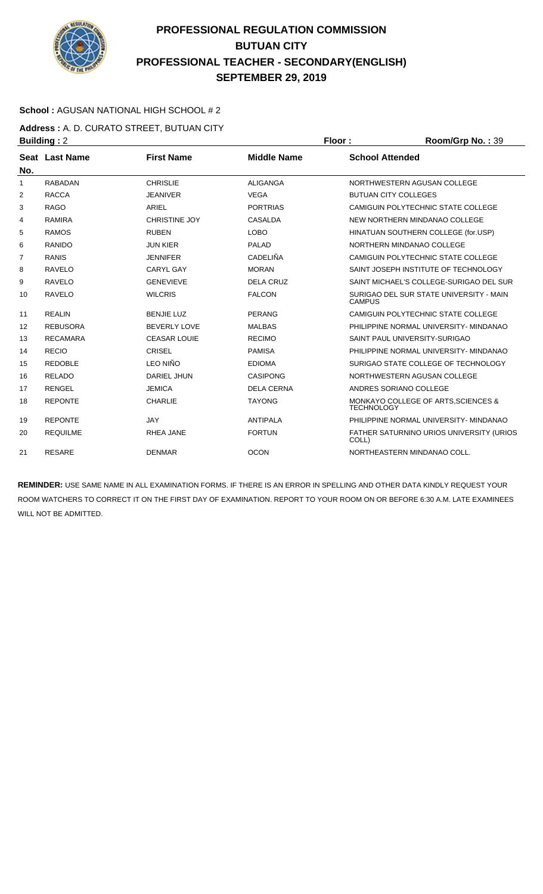# PROFESSIONAL REGULATION COMMISSION
## BUTUAN CITY
## PROFESSIONAL TEACHER - SECONDARY(ENGLISH)
## SEPTEMBER 29, 2019

**School :** AGUSAN NATIONAL HIGH SCHOOL # 2

**Address :** A. D. CURATO STREET, BUTUAN CITY

**Building :** 2 **Floor :** **Room/Grp No. :** 39

| Seat No. | Last Name | First Name | Middle Name | School Attended |
|---|---|---|---|---|
| 1 | RABADAN | CHRISLIE | ALIGANGA | NORTHWESTERN AGUSAN COLLEGE |
| 2 | RACCA | JEANIVER | VEGA | BUTUAN CITY COLLEGES |
| 3 | RAGO | ARIEL | PORTRIAS | CAMIGUIN POLYTECHNIC STATE COLLEGE |
| 4 | RAMIRA | CHRISTINE JOY | CASALDA | NEW NORTHERN MINDANAO COLLEGE |
| 5 | RAMOS | RUBEN | LOBO | HINATUAN SOUTHERN COLLEGE (for.USP) |
| 6 | RANIDO | JUN KIER | PALAD | NORTHERN MINDANAO COLLEGE |
| 7 | RANIS | JENNIFER | CADELIÑA | CAMIGUIN POLYTECHNIC STATE COLLEGE |
| 8 | RAVELO | CARYL GAY | MORAN | SAINT JOSEPH INSTITUTE OF TECHNOLOGY |
| 9 | RAVELO | GENEVIEVE | DELA CRUZ | SAINT MICHAEL'S COLLEGE-SURIGAO DEL SUR |
| 10 | RAVELO | WILCRIS | FALCON | SURIGAO DEL SUR STATE UNIVERSITY - MAIN CAMPUS |
| 11 | REALIN | BENJIE LUZ | PERANG | CAMIGUIN POLYTECHNIC STATE COLLEGE |
| 12 | REBUSORA | BEVERLY LOVE | MALBAS | PHILIPPINE NORMAL UNIVERSITY- MINDANAO |
| 13 | RECAMARA | CEASAR LOUIE | RECIMO | SAINT PAUL UNIVERSITY-SURIGAO |
| 14 | RECIO | CRISEL | PAMISA | PHILIPPINE NORMAL UNIVERSITY- MINDANAO |
| 15 | REDOBLE | LEO NIÑO | EDIOMA | SURIGAO STATE COLLEGE OF TECHNOLOGY |
| 16 | RELADO | DARIEL JHUN | CASIPONG | NORTHWESTERN AGUSAN COLLEGE |
| 17 | RENGEL | JEMICA | DELA CERNA | ANDRES SORIANO COLLEGE |
| 18 | REPONTE | CHARLIE | TAYONG | MONKAYO COLLEGE OF ARTS,SCIENCES & TECHNOLOGY |
| 19 | REPONTE | JAY | ANTIPALA | PHILIPPINE NORMAL UNIVERSITY- MINDANAO |
| 20 | REQUILME | RHEA JANE | FORTUN | FATHER SATURNINO URIOS UNIVERSITY (URIOS COLL) |
| 21 | RESARE | DENMAR | OCON | NORTHEASTERN MINDANAO COLL. |

**REMINDER:** USE SAME NAME IN ALL EXAMINATION FORMS. IF THERE IS AN ERROR IN SPELLING AND OTHER DATA KINDLY REQUEST YOUR ROOM WATCHERS TO CORRECT IT ON THE FIRST DAY OF EXAMINATION. REPORT TO YOUR ROOM ON OR BEFORE 6:30 A.M. LATE EXAMINEES WILL NOT BE ADMITTED.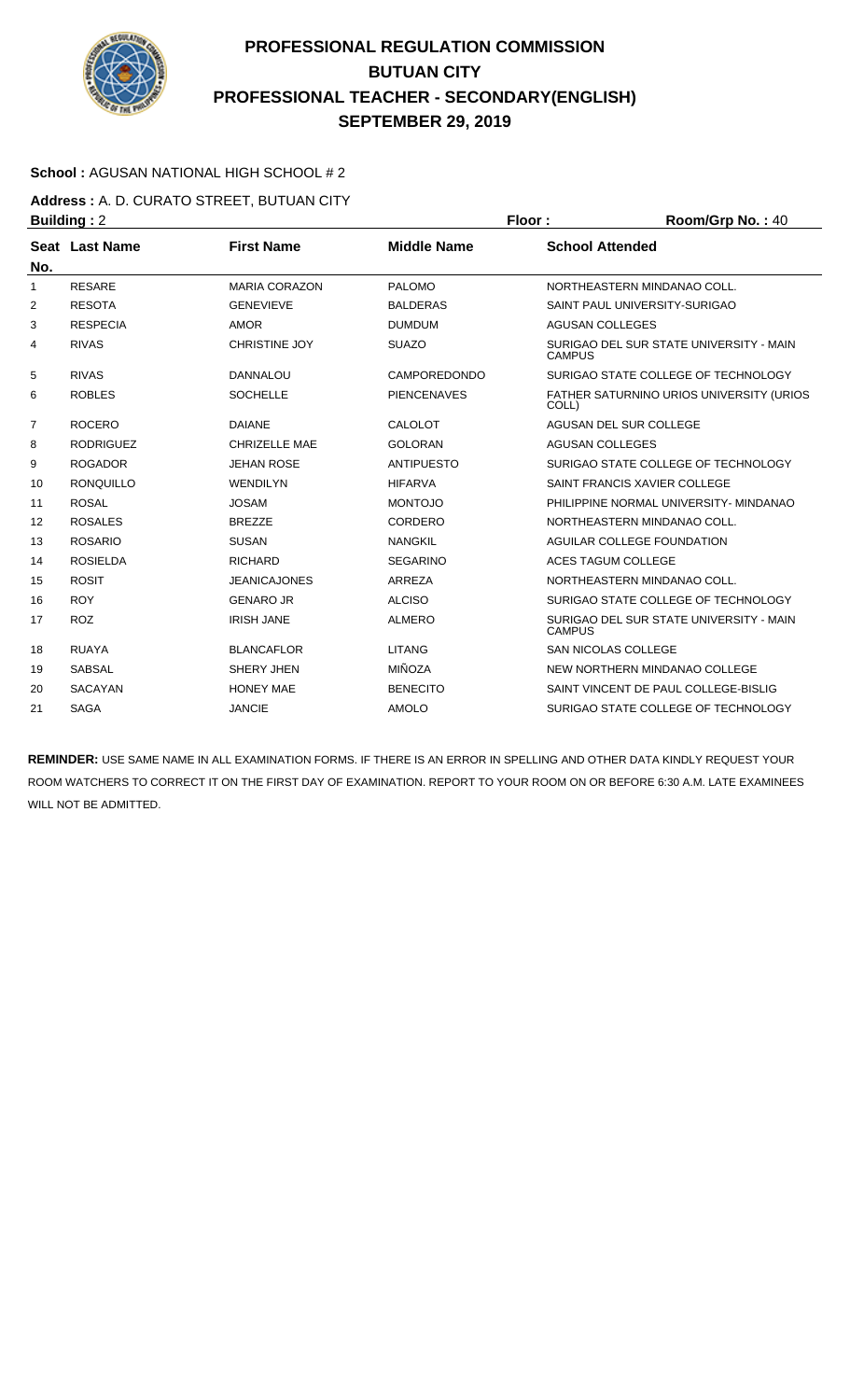# PROFESSIONAL REGULATION COMMISSION
# BUTUAN CITY
# PROFESSIONAL TEACHER - SECONDARY(ENGLISH)
# SEPTEMBER 29, 2019

**School :** AGUSAN NATIONAL HIGH SCHOOL # 2

**Address :** A. D. CURATO STREET, BUTUAN CITY

**Building :** 2 **Floor :** **Room/Grp No. :** 40

| Seat No. | Last Name | First Name | Middle Name | School Attended |
|---|---|---|---|---|
| 1 | RESARE | MARIA CORAZON | PALOMO | NORTHEASTERN MINDANAO COLL. |
| 2 | RESOTA | GENEVIEVE | BALDERAS | SAINT PAUL UNIVERSITY-SURIGAO |
| 3 | RESPECIA | AMOR | DUMDUM | AGUSAN COLLEGES |
| 4 | RIVAS | CHRISTINE JOY | SUAZO | SURIGAO DEL SUR STATE UNIVERSITY - MAIN CAMPUS |
| 5 | RIVAS | DANNALOU | CAMPOREDONDO | SURIGAO STATE COLLEGE OF TECHNOLOGY |
| 6 | ROBLES | SOCHELLE | PIENCENAVES | FATHER SATURNINO URIOS UNIVERSITY (URIOS COLL) |
| 7 | ROCERO | DAIANE | CALOLOT | AGUSAN DEL SUR COLLEGE |
| 8 | RODRIGUEZ | CHRIZELLE MAE | GOLORAN | AGUSAN COLLEGES |
| 9 | ROGADOR | JEHAN ROSE | ANTIPUESTO | SURIGAO STATE COLLEGE OF TECHNOLOGY |
| 10 | RONQUILLO | WENDILYN | HIFARVA | SAINT FRANCIS XAVIER COLLEGE |
| 11 | ROSAL | JOSAM | MONTOJO | PHILIPPINE NORMAL UNIVERSITY- MINDANAO |
| 12 | ROSALES | BREZZE | CORDERO | NORTHEASTERN MINDANAO COLL. |
| 13 | ROSARIO | SUSAN | NANGKIL | AGUILAR COLLEGE FOUNDATION |
| 14 | ROSIELDA | RICHARD | SEGARINO | ACES TAGUM COLLEGE |
| 15 | ROSIT | JEANICAJONES | ARREZA | NORTHEASTERN MINDANAO COLL. |
| 16 | ROY | GENARO JR | ALCISO | SURIGAO STATE COLLEGE OF TECHNOLOGY |
| 17 | ROZ | IRISH JANE | ALMERO | SURIGAO DEL SUR STATE UNIVERSITY - MAIN CAMPUS |
| 18 | RUAYA | BLANCAFLOR | LITANG | SAN NICOLAS COLLEGE |
| 19 | SABSAL | SHERY JHEN | MIÑOZA | NEW NORTHERN MINDANAO COLLEGE |
| 20 | SACAYAN | HONEY MAE | BENECITO | SAINT VINCENT DE PAUL COLLEGE-BISLIG |
| 21 | SAGA | JANCIE | AMOLO | SURIGAO STATE COLLEGE OF TECHNOLOGY |

**REMINDER:** USE SAME NAME IN ALL EXAMINATION FORMS. IF THERE IS AN ERROR IN SPELLING AND OTHER DATA KINDLY REQUEST YOUR ROOM WATCHERS TO CORRECT IT ON THE FIRST DAY OF EXAMINATION. REPORT TO YOUR ROOM ON OR BEFORE 6:30 A.M. LATE EXAMINEES WILL NOT BE ADMITTED.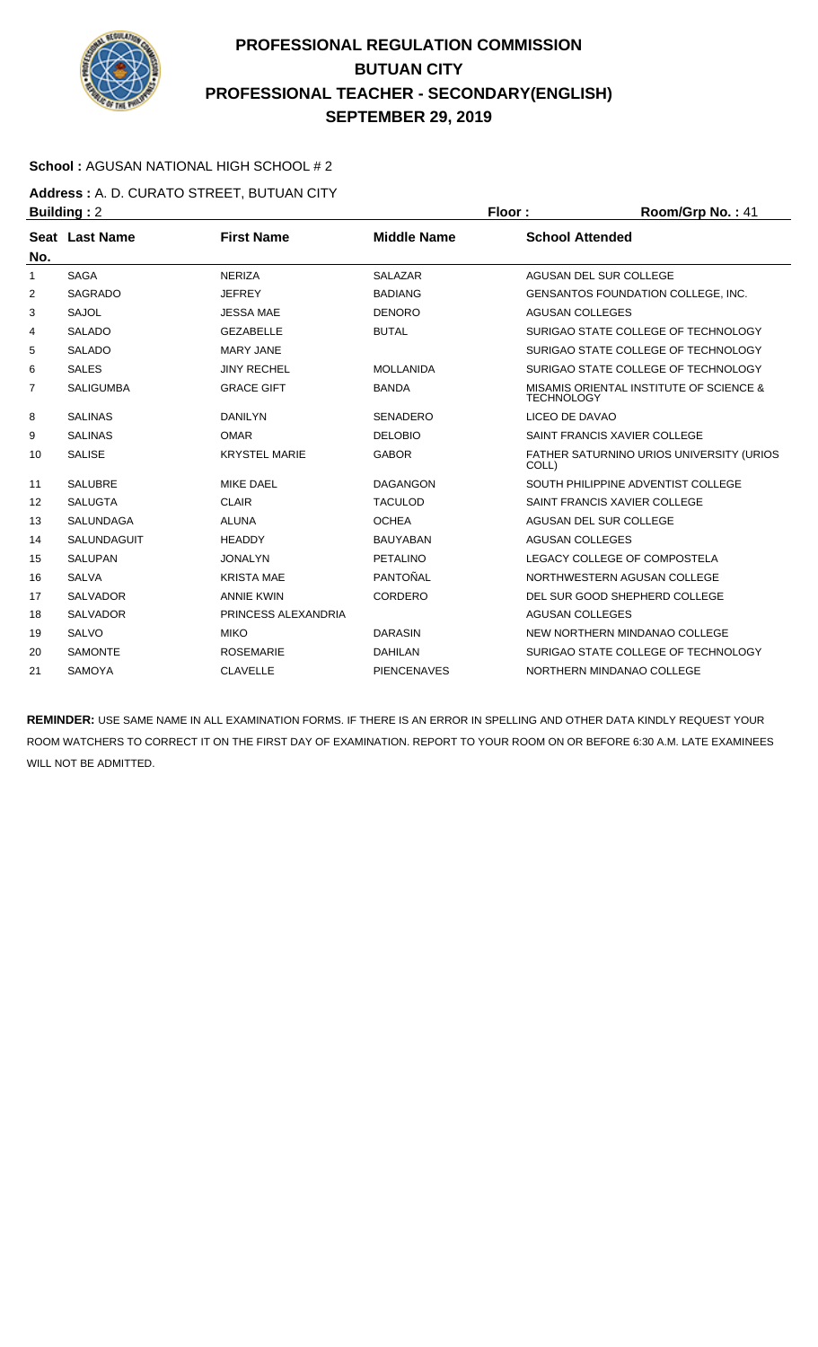# PROFESSIONAL REGULATION COMMISSION
# BUTUAN CITY
# PROFESSIONAL TEACHER - SECONDARY(ENGLISH)
# SEPTEMBER 29, 2019

**School :** AGUSAN NATIONAL HIGH SCHOOL # 2

**Address :** A. D. CURATO STREET, BUTUAN CITY

**Building :** 2 **Floor :** **Room/Grp No. :** 41

| Seat No. | Last Name | First Name | Middle Name | School Attended |
|---|---|---|---|---|
| 1 | SAGA | NERIZA | SALAZAR | AGUSAN DEL SUR COLLEGE |
| 2 | SAGRADO | JEFREY | BADIANG | GENSANTOS FOUNDATION COLLEGE, INC. |
| 3 | SAJOL | JESSA MAE | DENORO | AGUSAN COLLEGES |
| 4 | SALADO | GEZABELLE | BUTAL | SURIGAO STATE COLLEGE OF TECHNOLOGY |
| 5 | SALADO | MARY JANE | | SURIGAO STATE COLLEGE OF TECHNOLOGY |
| 6 | SALES | JINY RECHEL | MOLLANIDA | SURIGAO STATE COLLEGE OF TECHNOLOGY |
| 7 | SALIGUMBA | GRACE GIFT | BANDA | MISAMIS ORIENTAL INSTITUTE OF SCIENCE & TECHNOLOGY |
| 8 | SALINAS | DANILYN | SENADERO | LICEO DE DAVAO |
| 9 | SALINAS | OMAR | DELOBIO | SAINT FRANCIS XAVIER COLLEGE |
| 10 | SALISE | KRYSTEL MARIE | GABOR | FATHER SATURNINO URIOS UNIVERSITY (URIOS COLL) |
| 11 | SALUBRE | MIKE DAEL | DAGANGON | SOUTH PHILIPPINE ADVENTIST COLLEGE |
| 12 | SALUGTA | CLAIR | TACULOD | SAINT FRANCIS XAVIER COLLEGE |
| 13 | SALUNDAGA | ALUNA | OCHEA | AGUSAN DEL SUR COLLEGE |
| 14 | SALUNDAGUIT | HEADDY | BAUYABAN | AGUSAN COLLEGES |
| 15 | SALUPAN | JONALYN | PETALINO | LEGACY COLLEGE OF COMPOSTELA |
| 16 | SALVA | KRISTA MAE | PANTOÑAL | NORTHWESTERN AGUSAN COLLEGE |
| 17 | SALVADOR | ANNIE KWIN | CORDERO | DEL SUR GOOD SHEPHERD COLLEGE |
| 18 | SALVADOR | PRINCESS ALEXANDRIA | | AGUSAN COLLEGES |
| 19 | SALVO | MIKO | DARASIN | NEW NORTHERN MINDANAO COLLEGE |
| 20 | SAMONTE | ROSEMARIE | DAHILAN | SURIGAO STATE COLLEGE OF TECHNOLOGY |
| 21 | SAMOYA | CLAVELLE | PIENCENAVES | NORTHERN MINDANAO COLLEGE |

**REMINDER:** USE SAME NAME IN ALL EXAMINATION FORMS. IF THERE IS AN ERROR IN SPELLING AND OTHER DATA KINDLY REQUEST YOUR ROOM WATCHERS TO CORRECT IT ON THE FIRST DAY OF EXAMINATION. REPORT TO YOUR ROOM ON OR BEFORE 6:30 A.M. LATE EXAMINEES WILL NOT BE ADMITTED.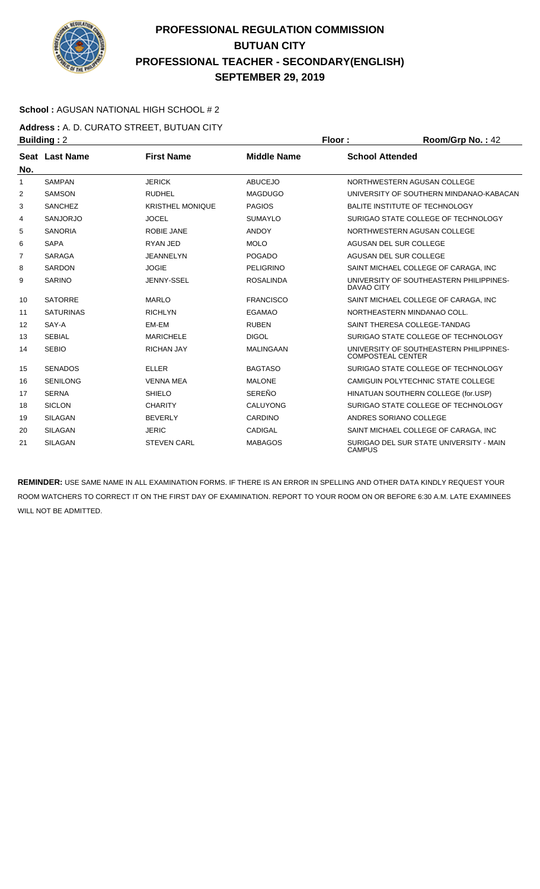# PROFESSIONAL REGULATION COMMISSION
# BUTUAN CITY
# PROFESSIONAL TEACHER - SECONDARY(ENGLISH)
# SEPTEMBER 29, 2019

**School :** AGUSAN NATIONAL HIGH SCHOOL # 2

**Address :** A. D. CURATO STREET, BUTUAN CITY

**Building :** 2 **Floor :** **Room/Grp No. :** 42

| Seat No. | Last Name | First Name | Middle Name | School Attended |
|---|---|---|---|---|
| 1 | SAMPAN | JERICK | ABUCEJO | NORTHWESTERN AGUSAN COLLEGE |
| 2 | SAMSON | RUDHEL | MAGDUGO | UNIVERSITY OF SOUTHERN MINDANAO-KABACAN |
| 3 | SANCHEZ | KRISTHEL MONIQUE | PAGIOS | BALITE INSTITUTE OF TECHNOLOGY |
| 4 | SANJORJO | JOCEL | SUMAYLO | SURIGAO STATE COLLEGE OF TECHNOLOGY |
| 5 | SANORIA | ROBIE JANE | ANDOY | NORTHWESTERN AGUSAN COLLEGE |
| 6 | SAPA | RYAN JED | MOLO | AGUSAN DEL SUR COLLEGE |
| 7 | SARAGA | JEANNELYN | POGADO | AGUSAN DEL SUR COLLEGE |
| 8 | SARDON | JOGIE | PELIGRINO | SAINT MICHAEL COLLEGE OF CARAGA, INC |
| 9 | SARINO | JENNY-SSEL | ROSALINDA | UNIVERSITY OF SOUTHEASTERN PHILIPPINES-DAVAO CITY |
| 10 | SATORRE | MARLO | FRANCISCO | SAINT MICHAEL COLLEGE OF CARAGA, INC |
| 11 | SATURINAS | RICHLYN | EGAMAO | NORTHEASTERN MINDANAO COLL. |
| 12 | SAY-A | EM-EM | RUBEN | SAINT THERESA COLLEGE-TANDAG |
| 13 | SEBIAL | MARICHELE | DIGOL | SURIGAO STATE COLLEGE OF TECHNOLOGY |
| 14 | SEBIO | RICHAN JAY | MALINGAAN | UNIVERSITY OF SOUTHEASTERN PHILIPPINES-COMPOSTEAL CENTER |
| 15 | SENADOS | ELLER | BAGTASO | SURIGAO STATE COLLEGE OF TECHNOLOGY |
| 16 | SENILONG | VENNA MEA | MALONE | CAMIGUIN POLYTECHNIC STATE COLLEGE |
| 17 | SERNA | SHIELO | SEREÑO | HINATUAN SOUTHERN COLLEGE (for.USP) |
| 18 | SICLON | CHARITY | CALUYONG | SURIGAO STATE COLLEGE OF TECHNOLOGY |
| 19 | SILAGAN | BEVERLY | CARDINO | ANDRES SORIANO COLLEGE |
| 20 | SILAGAN | JERIC | CADIGAL | SAINT MICHAEL COLLEGE OF CARAGA, INC |
| 21 | SILAGAN | STEVEN CARL | MABAGOS | SURIGAO DEL SUR STATE UNIVERSITY - MAIN CAMPUS |

**REMINDER:** USE SAME NAME IN ALL EXAMINATION FORMS. IF THERE IS AN ERROR IN SPELLING AND OTHER DATA KINDLY REQUEST YOUR ROOM WATCHERS TO CORRECT IT ON THE FIRST DAY OF EXAMINATION. REPORT TO YOUR ROOM ON OR BEFORE 6:30 A.M. LATE EXAMINEES WILL NOT BE ADMITTED.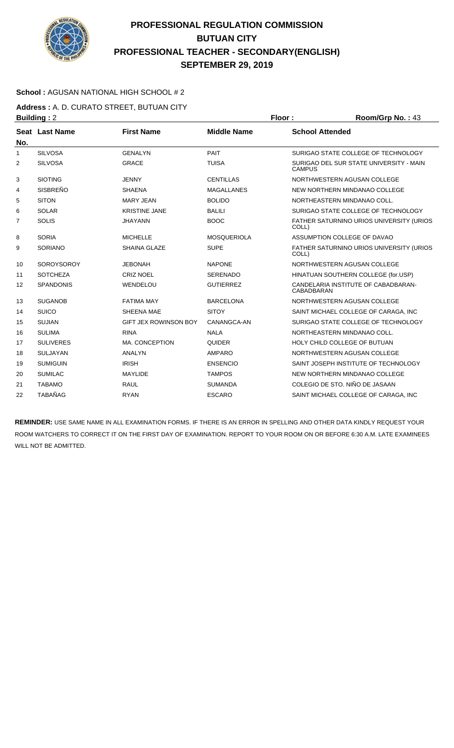# PROFESSIONAL REGULATION COMMISSION
# BUTUAN CITY
# PROFESSIONAL TEACHER - SECONDARY(ENGLISH)
# SEPTEMBER 29, 2019

**School :** AGUSAN NATIONAL HIGH SCHOOL # 2

**Address :** A. D. CURATO STREET, BUTUAN CITY

**Building :** 2 **Floor :** **Room/Grp No. :** 43

| Seat No. | Last Name | First Name | Middle Name | School Attended |
|---|---|---|---|---|
| 1 | SILVOSA | GENALYN | PAIT | SURIGAO STATE COLLEGE OF TECHNOLOGY |
| 2 | SILVOSA | GRACE | TUISA | SURIGAO DEL SUR STATE UNIVERSITY - MAIN CAMPUS |
| 3 | SIOTING | JENNY | CENTILLAS | NORTHWESTERN AGUSAN COLLEGE |
| 4 | SISBREÑO | SHAENA | MAGALLANES | NEW NORTHERN MINDANAO COLLEGE |
| 5 | SITON | MARY JEAN | BOLIDO | NORTHEASTERN MINDANAO COLL. |
| 6 | SOLAR | KRISTINE JANE | BALILI | SURIGAO STATE COLLEGE OF TECHNOLOGY |
| 7 | SOLIS | JHAYANN | BOOC | FATHER SATURNINO URIOS UNIVERSITY (URIOS COLL) |
| 8 | SORIA | MICHELLE | MOSQUERIOLA | ASSUMPTION COLLEGE OF DAVAO |
| 9 | SORIANO | SHAINA GLAZE | SUPE | FATHER SATURNINO URIOS UNIVERSITY (URIOS COLL) |
| 10 | SOROYSOROY | JEBONAH | NAPONE | NORTHWESTERN AGUSAN COLLEGE |
| 11 | SOTCHEZA | CRIZ NOEL | SERENADO | HINATUAN SOUTHERN COLLEGE (for.USP) |
| 12 | SPANDONIS | WENDELOU | GUTIERREZ | CANDELARIA INSTITUTE OF CABADBARAN-CABADBARAN |
| 13 | SUGANOB | FATIMA MAY | BARCELONA | NORTHWESTERN AGUSAN COLLEGE |
| 14 | SUICO | SHEENA MAE | SITOY | SAINT MICHAEL COLLEGE OF CARAGA, INC |
| 15 | SUJIAN | GIFT JEX ROWINSON BOY | CANANGCA-AN | SURIGAO STATE COLLEGE OF TECHNOLOGY |
| 16 | SULIMA | RINA | NALA | NORTHEASTERN MINDANAO COLL. |
| 17 | SULIVERES | MA. CONCEPTION | QUIDER | HOLY CHILD COLLEGE OF BUTUAN |
| 18 | SULJAYAN | ANALYN | AMPARO | NORTHWESTERN AGUSAN COLLEGE |
| 19 | SUMIGUIN | IRISH | ENSENCIO | SAINT JOSEPH INSTITUTE OF TECHNOLOGY |
| 20 | SUMILAC | MAYLIDE | TAMPOS | NEW NORTHERN MINDANAO COLLEGE |
| 21 | TABAMO | RAUL | SUMANDA | COLEGIO DE STO. NIÑO DE JASAAN |
| 22 | TABAÑAG | RYAN | ESCARO | SAINT MICHAEL COLLEGE OF CARAGA, INC |

**REMINDER:** USE SAME NAME IN ALL EXAMINATION FORMS. IF THERE IS AN ERROR IN SPELLING AND OTHER DATA KINDLY REQUEST YOUR ROOM WATCHERS TO CORRECT IT ON THE FIRST DAY OF EXAMINATION. REPORT TO YOUR ROOM ON OR BEFORE 6:30 A.M. LATE EXAMINEES WILL NOT BE ADMITTED.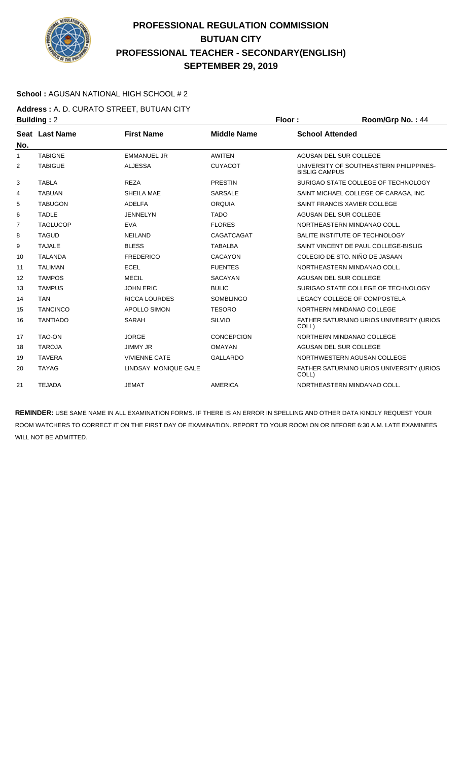# PROFESSIONAL REGULATION COMMISSION
# BUTUAN CITY
# PROFESSIONAL TEACHER - SECONDARY(ENGLISH)
# SEPTEMBER 29, 2019

**School :** AGUSAN NATIONAL HIGH SCHOOL # 2

**Address :** A. D. CURATO STREET, BUTUAN CITY

**Building :** 2 **Floor :** **Room/Grp No. :** 44

| Seat No. | Last Name | First Name | Middle Name | School Attended |
|---|---|---|---|---|
| 1 | TABIGNE | EMMANUEL JR | AWITEN | AGUSAN DEL SUR COLLEGE |
| 2 | TABIGUE | ALJESSA | CUYACOT | UNIVERSITY OF SOUTHEASTERN PHILIPPINES-BISLIG CAMPUS |
| 3 | TABLA | REZA | PRESTIN | SURIGAO STATE COLLEGE OF TECHNOLOGY |
| 4 | TABUAN | SHEILA MAE | SARSALE | SAINT MICHAEL COLLEGE OF CARAGA, INC |
| 5 | TABUGON | ADELFA | ORQUIA | SAINT FRANCIS XAVIER COLLEGE |
| 6 | TADLE | JENNELYN | TADO | AGUSAN DEL SUR COLLEGE |
| 7 | TAGLUCOP | EVA | FLORES | NORTHEASTERN MINDANAO COLL. |
| 8 | TAGUD | NEILAND | CAGATCAGAT | BALITE INSTITUTE OF TECHNOLOGY |
| 9 | TAJALE | BLESS | TABALBA | SAINT VINCENT DE PAUL COLLEGE-BISLIG |
| 10 | TALANDA | FREDERICO | CACAYON | COLEGIO DE STO. NIÑO DE JASAAN |
| 11 | TALIMAN | ECEL | FUENTES | NORTHEASTERN MINDANAO COLL. |
| 12 | TAMPOS | MECIL | SACAYAN | AGUSAN DEL SUR COLLEGE |
| 13 | TAMPUS | JOHN ERIC | BULIC | SURIGAO STATE COLLEGE OF TECHNOLOGY |
| 14 | TAN | RICCA LOURDES | SOMBLINGO | LEGACY COLLEGE OF COMPOSTELA |
| 15 | TANCINCO | APOLLO SIMON | TESORO | NORTHERN MINDANAO COLLEGE |
| 16 | TANTIADO | SARAH | SILVIO | FATHER SATURNINO URIOS UNIVERSITY (URIOS COLL) |
| 17 | TAO-ON | JORGE | CONCEPCION | NORTHERN MINDANAO COLLEGE |
| 18 | TAROJA | JIMMY JR | OMAYAN | AGUSAN DEL SUR COLLEGE |
| 19 | TAVERA | VIVIENNE CATE | GALLARDO | NORTHWESTERN AGUSAN COLLEGE |
| 20 | TAYAG | LINDSAY MONIQUE GALE | | FATHER SATURNINO URIOS UNIVERSITY (URIOS COLL) |
| 21 | TEJADA | JEMAT | AMERICA | NORTHEASTERN MINDANAO COLL. |

**REMINDER:** USE SAME NAME IN ALL EXAMINATION FORMS. IF THERE IS AN ERROR IN SPELLING AND OTHER DATA KINDLY REQUEST YOUR ROOM WATCHERS TO CORRECT IT ON THE FIRST DAY OF EXAMINATION. REPORT TO YOUR ROOM ON OR BEFORE 6:30 A.M. LATE EXAMINEES WILL NOT BE ADMITTED.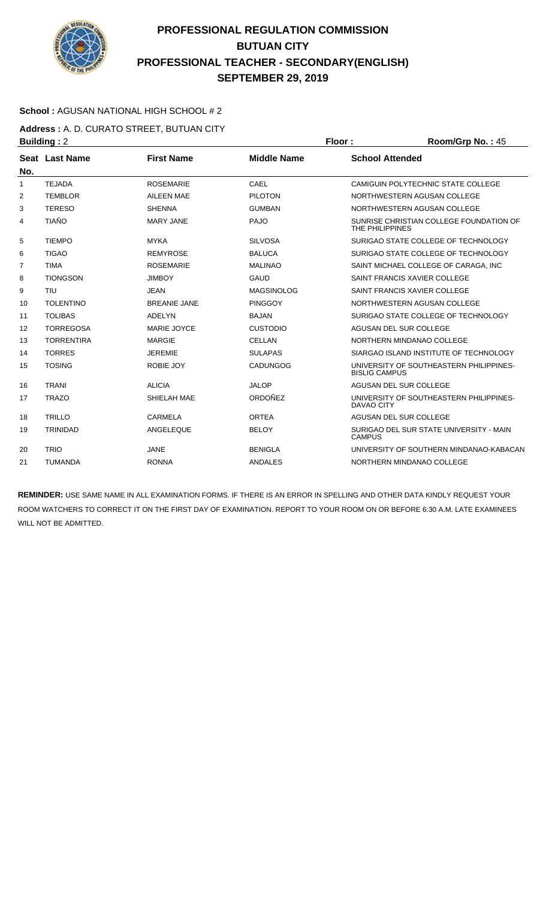# PROFESSIONAL REGULATION COMMISSION
# BUTUAN CITY
# PROFESSIONAL TEACHER - SECONDARY(ENGLISH)
# SEPTEMBER 29, 2019

**School :** AGUSAN NATIONAL HIGH SCHOOL # 2

**Address :** A. D. CURATO STREET, BUTUAN CITY

**Building :** 2 **Floor :** **Room/Grp No. :** 45

| Seat No. | Last Name | First Name | Middle Name | School Attended |
|---|---|---|---|---|
| 1 | TEJADA | ROSEMARIE | CAEL | CAMIGUIN POLYTECHNIC STATE COLLEGE |
| 2 | TEMBLOR | AILEEN MAE | PILOTON | NORTHWESTERN AGUSAN COLLEGE |
| 3 | TERESO | SHENNA | GUMBAN | NORTHWESTERN AGUSAN COLLEGE |
| 4 | TIAÑO | MARY JANE | PAJO | SUNRISE CHRISTIAN COLLEGE FOUNDATION OF THE PHILIPPINES |
| 5 | TIEMPO | MYKA | SILVOSA | SURIGAO STATE COLLEGE OF TECHNOLOGY |
| 6 | TIGAO | REMYROSE | BALUCA | SURIGAO STATE COLLEGE OF TECHNOLOGY |
| 7 | TIMA | ROSEMARIE | MALINAO | SAINT MICHAEL COLLEGE OF CARAGA, INC |
| 8 | TIONGSON | JIMBOY | GAUD | SAINT FRANCIS XAVIER COLLEGE |
| 9 | TIU | JEAN | MAGSINOLOG | SAINT FRANCIS XAVIER COLLEGE |
| 10 | TOLENTINO | BREANIE JANE | PINGGOY | NORTHWESTERN AGUSAN COLLEGE |
| 11 | TOLIBAS | ADELYN | BAJAN | SURIGAO STATE COLLEGE OF TECHNOLOGY |
| 12 | TORREGOSA | MARIE JOYCE | CUSTODIO | AGUSAN DEL SUR COLLEGE |
| 13 | TORRENTIRA | MARGIE | CELLAN | NORTHERN MINDANAO COLLEGE |
| 14 | TORRES | JEREMIE | SULAPAS | SIARGAO ISLAND INSTITUTE OF TECHNOLOGY |
| 15 | TOSING | ROBIE JOY | CADUNGOG | UNIVERSITY OF SOUTHEASTERN PHILIPPINES-BISLIG CAMPUS |
| 16 | TRANI | ALICIA | JALOP | AGUSAN DEL SUR COLLEGE |
| 17 | TRAZO | SHIELAH MAE | ORDOÑEZ | UNIVERSITY OF SOUTHEASTERN PHILIPPINES-DAVAO CITY |
| 18 | TRILLO | CARMELA | ORTEA | AGUSAN DEL SUR COLLEGE |
| 19 | TRINIDAD | ANGELEQUE | BELOY | SURIGAO DEL SUR STATE UNIVERSITY - MAIN CAMPUS |
| 20 | TRIO | JANE | BENIGLA | UNIVERSITY OF SOUTHERN MINDANAO-KABACAN |
| 21 | TUMANDA | RONNA | ANDALES | NORTHERN MINDANAO COLLEGE |

**REMINDER:** USE SAME NAME IN ALL EXAMINATION FORMS. IF THERE IS AN ERROR IN SPELLING AND OTHER DATA KINDLY REQUEST YOUR ROOM WATCHERS TO CORRECT IT ON THE FIRST DAY OF EXAMINATION. REPORT TO YOUR ROOM ON OR BEFORE 6:30 A.M. LATE EXAMINEES WILL NOT BE ADMITTED.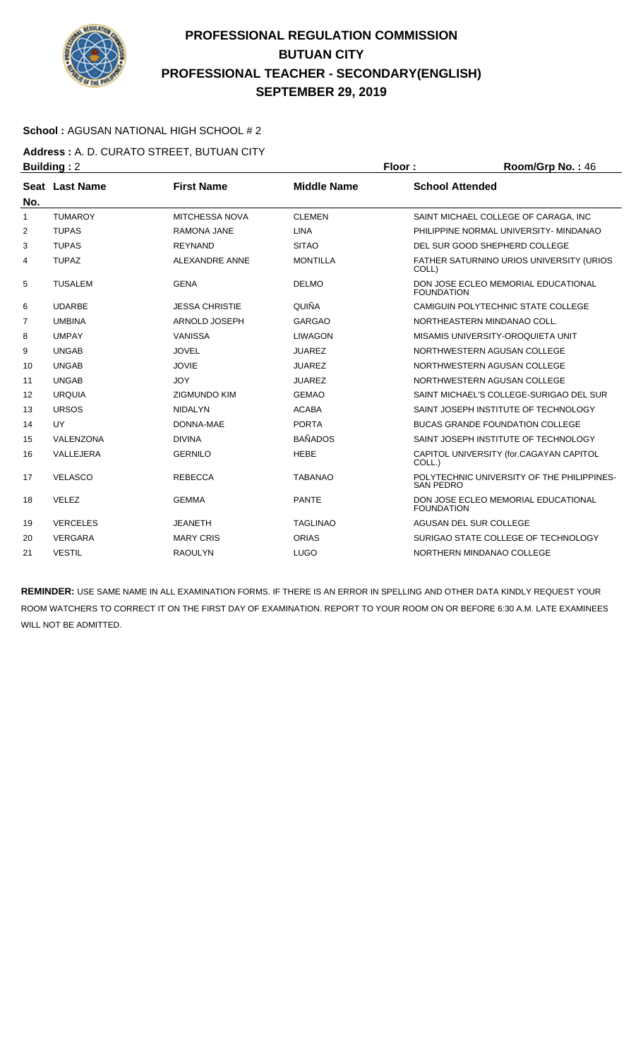# PROFESSIONAL REGULATION COMMISSION
## BUTUAN CITY
## PROFESSIONAL TEACHER - SECONDARY(ENGLISH)
## SEPTEMBER 29, 2019

**School :** AGUSAN NATIONAL HIGH SCHOOL # 2

**Address :** A. D. CURATO STREET, BUTUAN CITY

**Building :** 2 **Floor :** **Room/Grp No. :** 46

| Seat No. | Last Name | First Name | Middle Name | School Attended |
|---|---|---|---|---|
| 1 | TUMAROY | MITCHESSA NOVA | CLEMEN | SAINT MICHAEL COLLEGE OF CARAGA, INC |
| 2 | TUPAS | RAMONA JANE | LINA | PHILIPPINE NORMAL UNIVERSITY- MINDANAO |
| 3 | TUPAS | REYNAND | SITAO | DEL SUR GOOD SHEPHERD COLLEGE |
| 4 | TUPAZ | ALEXANDRE ANNE | MONTILLA | FATHER SATURNINO URIOS UNIVERSITY (URIOS COLL) |
| 5 | TUSALEM | GENA | DELMO | DON JOSE ECLEO MEMORIAL EDUCATIONAL FOUNDATION |
| 6 | UDARBE | JESSA CHRISTIE | QUIÑA | CAMIGUIN POLYTECHNIC STATE COLLEGE |
| 7 | UMBINA | ARNOLD JOSEPH | GARGAO | NORTHEASTERN MINDANAO COLL. |
| 8 | UMPAY | VANISSA | LIWAGON | MISAMIS UNIVERSITY-OROQUIETA UNIT |
| 9 | UNGAB | JOVEL | JUAREZ | NORTHWESTERN AGUSAN COLLEGE |
| 10 | UNGAB | JOVIE | JUAREZ | NORTHWESTERN AGUSAN COLLEGE |
| 11 | UNGAB | JOY | JUAREZ | NORTHWESTERN AGUSAN COLLEGE |
| 12 | URQUIA | ZIGMUNDO KIM | GEMAO | SAINT MICHAEL'S COLLEGE-SURIGAO DEL SUR |
| 13 | URSOS | NIDALYN | ACABA | SAINT JOSEPH INSTITUTE OF TECHNOLOGY |
| 14 | UY | DONNA-MAE | PORTA | BUCAS GRANDE FOUNDATION COLLEGE |
| 15 | VALENZONA | DIVINA | BAÑADOS | SAINT JOSEPH INSTITUTE OF TECHNOLOGY |
| 16 | VALLEJERA | GERNILO | HEBE | CAPITOL UNIVERSITY (for.CAGAYAN CAPITOL COLL.) |
| 17 | VELASCO | REBECCA | TABANAO | POLYTECHNIC UNIVERSITY OF THE PHILIPPINES-SAN PEDRO |
| 18 | VELEZ | GEMMA | PANTE | DON JOSE ECLEO MEMORIAL EDUCATIONAL FOUNDATION |
| 19 | VERCELES | JEANETH | TAGLINAO | AGUSAN DEL SUR COLLEGE |
| 20 | VERGARA | MARY CRIS | ORIAS | SURIGAO STATE COLLEGE OF TECHNOLOGY |
| 21 | VESTIL | RAOULYN | LUGO | NORTHERN MINDANAO COLLEGE |

**REMINDER:** USE SAME NAME IN ALL EXAMINATION FORMS. IF THERE IS AN ERROR IN SPELLING AND OTHER DATA KINDLY REQUEST YOUR ROOM WATCHERS TO CORRECT IT ON THE FIRST DAY OF EXAMINATION. REPORT TO YOUR ROOM ON OR BEFORE 6:30 A.M. LATE EXAMINEES WILL NOT BE ADMITTED.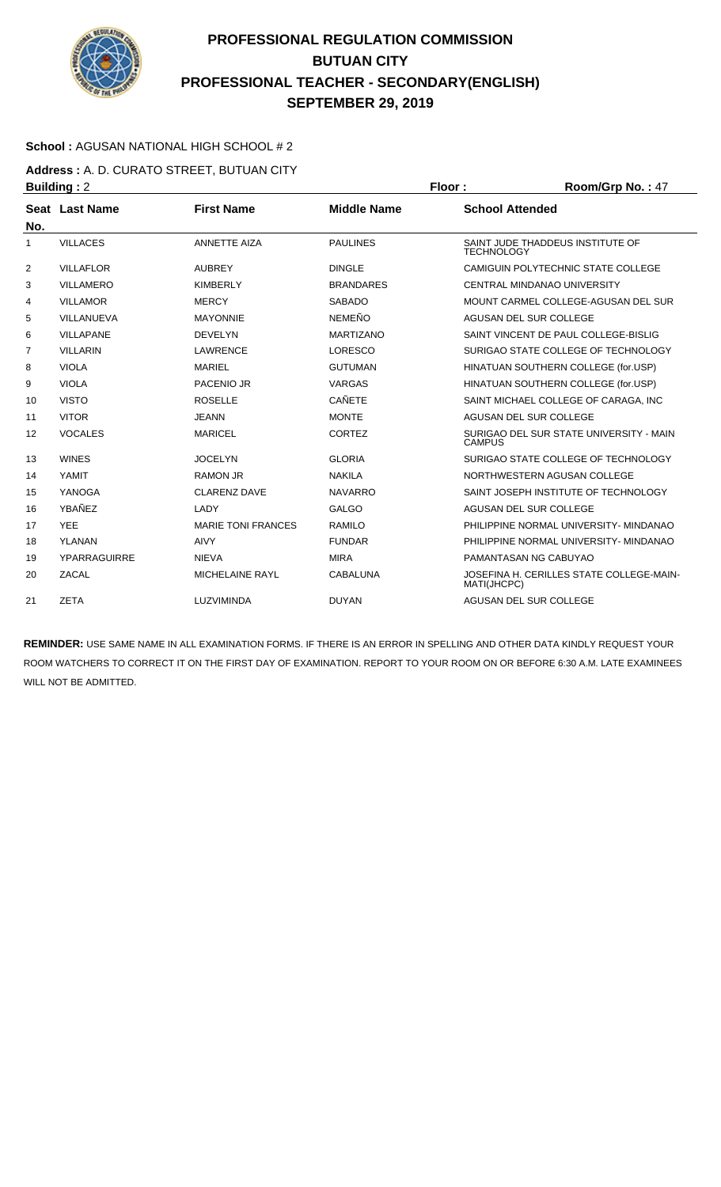# PROFESSIONAL REGULATION COMMISSION
# BUTUAN CITY
# PROFESSIONAL TEACHER - SECONDARY(ENGLISH)
# SEPTEMBER 29, 2019

**School :** AGUSAN NATIONAL HIGH SCHOOL # 2

**Address :** A. D. CURATO STREET, BUTUAN CITY

**Building :** 2 **Floor :** **Room/Grp No. :** 47

| Seat No. | Last Name | First Name | Middle Name | School Attended |
|---|---|---|---|---|
| 1 | VILLACES | ANNETTE AIZA | PAULINES | SAINT JUDE THADDEUS INSTITUTE OF TECHNOLOGY |
| 2 | VILLAFLOR | AUBREY | DINGLE | CAMIGUIN POLYTECHNIC STATE COLLEGE |
| 3 | VILLAMERO | KIMBERLY | BRANDARES | CENTRAL MINDANAO UNIVERSITY |
| 4 | VILLAMOR | MERCY | SABADO | MOUNT CARMEL COLLEGE-AGUSAN DEL SUR |
| 5 | VILLANUEVA | MAYONNIE | NEMEÑO | AGUSAN DEL SUR COLLEGE |
| 6 | VILLAPANE | DEVELYN | MARTIZANO | SAINT VINCENT DE PAUL COLLEGE-BISLIG |
| 7 | VILLARIN | LAWRENCE | LORESCO | SURIGAO STATE COLLEGE OF TECHNOLOGY |
| 8 | VIOLA | MARIEL | GUTUMAN | HINATUAN SOUTHERN COLLEGE (for.USP) |
| 9 | VIOLA | PACENIO JR | VARGAS | HINATUAN SOUTHERN COLLEGE (for.USP) |
| 10 | VISTO | ROSELLE | CAÑETE | SAINT MICHAEL COLLEGE OF CARAGA, INC |
| 11 | VITOR | JEANN | MONTE | AGUSAN DEL SUR COLLEGE |
| 12 | VOCALES | MARICEL | CORTEZ | SURIGAO DEL SUR STATE UNIVERSITY - MAIN CAMPUS |
| 13 | WINES | JOCELYN | GLORIA | SURIGAO STATE COLLEGE OF TECHNOLOGY |
| 14 | YAMIT | RAMON JR | NAKILA | NORTHWESTERN AGUSAN COLLEGE |
| 15 | YANOGA | CLARENZ DAVE | NAVARRO | SAINT JOSEPH INSTITUTE OF TECHNOLOGY |
| 16 | YBAÑEZ | LADY | GALGO | AGUSAN DEL SUR COLLEGE |
| 17 | YEE | MARIE TONI FRANCES | RAMILO | PHILIPPINE NORMAL UNIVERSITY- MINDANAO |
| 18 | YLANAN | AIVY | FUNDAR | PHILIPPINE NORMAL UNIVERSITY- MINDANAO |
| 19 | YPARRAGUIRRE | NIEVA | MIRA | PAMANTASAN NG CABUYAO |
| 20 | ZACAL | MICHELAINE RAYL | CABALUNA | JOSEFINA H. CERILLES STATE COLLEGE-MAIN-MATI(JHCPC) |
| 21 | ZETA | LUZVIMINDA | DUYAN | AGUSAN DEL SUR COLLEGE |

**REMINDER:** USE SAME NAME IN ALL EXAMINATION FORMS. IF THERE IS AN ERROR IN SPELLING AND OTHER DATA KINDLY REQUEST YOUR ROOM WATCHERS TO CORRECT IT ON THE FIRST DAY OF EXAMINATION. REPORT TO YOUR ROOM ON OR BEFORE 6:30 A.M. LATE EXAMINEES WILL NOT BE ADMITTED.